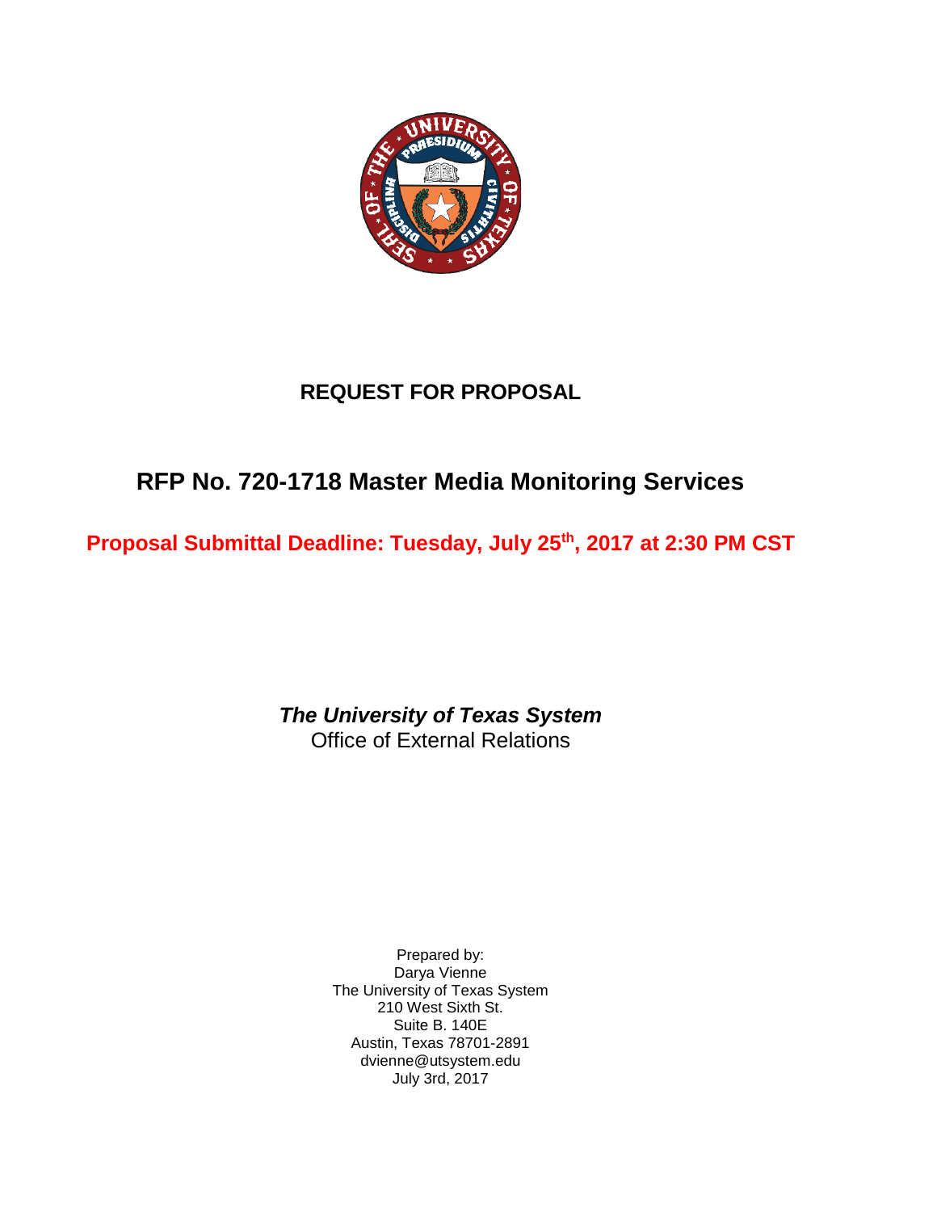# REQUEST FOR PROPOSAL

## RFP No. 720-1718 Master Media Monitoring Services

**Proposal Submittal Deadline: Tuesday, July 25th, 2017 at 2:30 PM CST**

***The University of Texas System***
Office of External Relations

Prepared by:
Darya Vienne
The University of Texas System
210 West Sixth St.
Suite B. 140E
Austin, Texas 78701-2891
dvienne@utsystem.edu
July 3rd, 2017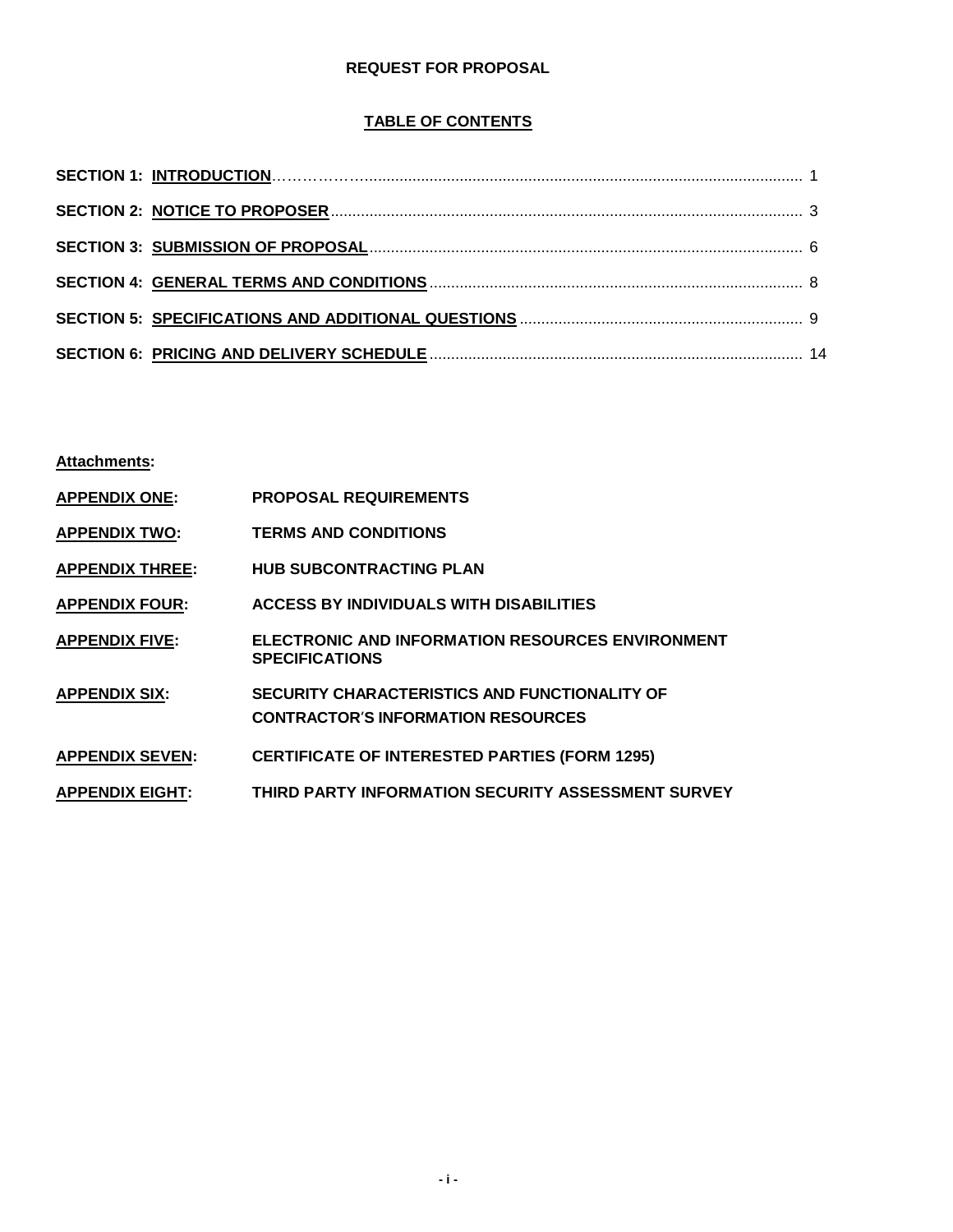**REQUEST FOR PROPOSAL**

**TABLE OF CONTENTS**

**SECTION 1: INTRODUCTION** ........................................................ 1

**SECTION 2: NOTICE TO PROPOSER** ........................................................ 3

**SECTION 3: SUBMISSION OF PROPOSAL** ........................................................ 6

**SECTION 4: GENERAL TERMS AND CONDITIONS** ........................................................ 8

**SECTION 5: SPECIFICATIONS AND ADDITIONAL QUESTIONS** ........................................................ 9

**SECTION 6: PRICING AND DELIVERY SCHEDULE** ........................................................ 14

**Attachments:**

| | |
|---|---|
| **APPENDIX ONE:** | **PROPOSAL REQUIREMENTS** |
| **APPENDIX TWO:** | **TERMS AND CONDITIONS** |
| **APPENDIX THREE:** | **HUB SUBCONTRACTING PLAN** |
| **APPENDIX FOUR:** | **ACCESS BY INDIVIDUALS WITH DISABILITIES** |
| **APPENDIX FIVE:** | **ELECTRONIC AND INFORMATION RESOURCES ENVIRONMENT SPECIFICATIONS** |
| **APPENDIX SIX:** | **SECURITY CHARACTERISTICS AND FUNCTIONALITY OF CONTRACTOR'S INFORMATION RESOURCES** |
| **APPENDIX SEVEN:** | **CERTIFICATE OF INTERESTED PARTIES (FORM 1295)** |
| **APPENDIX EIGHT:** | **THIRD PARTY INFORMATION SECURITY ASSESSMENT SURVEY** |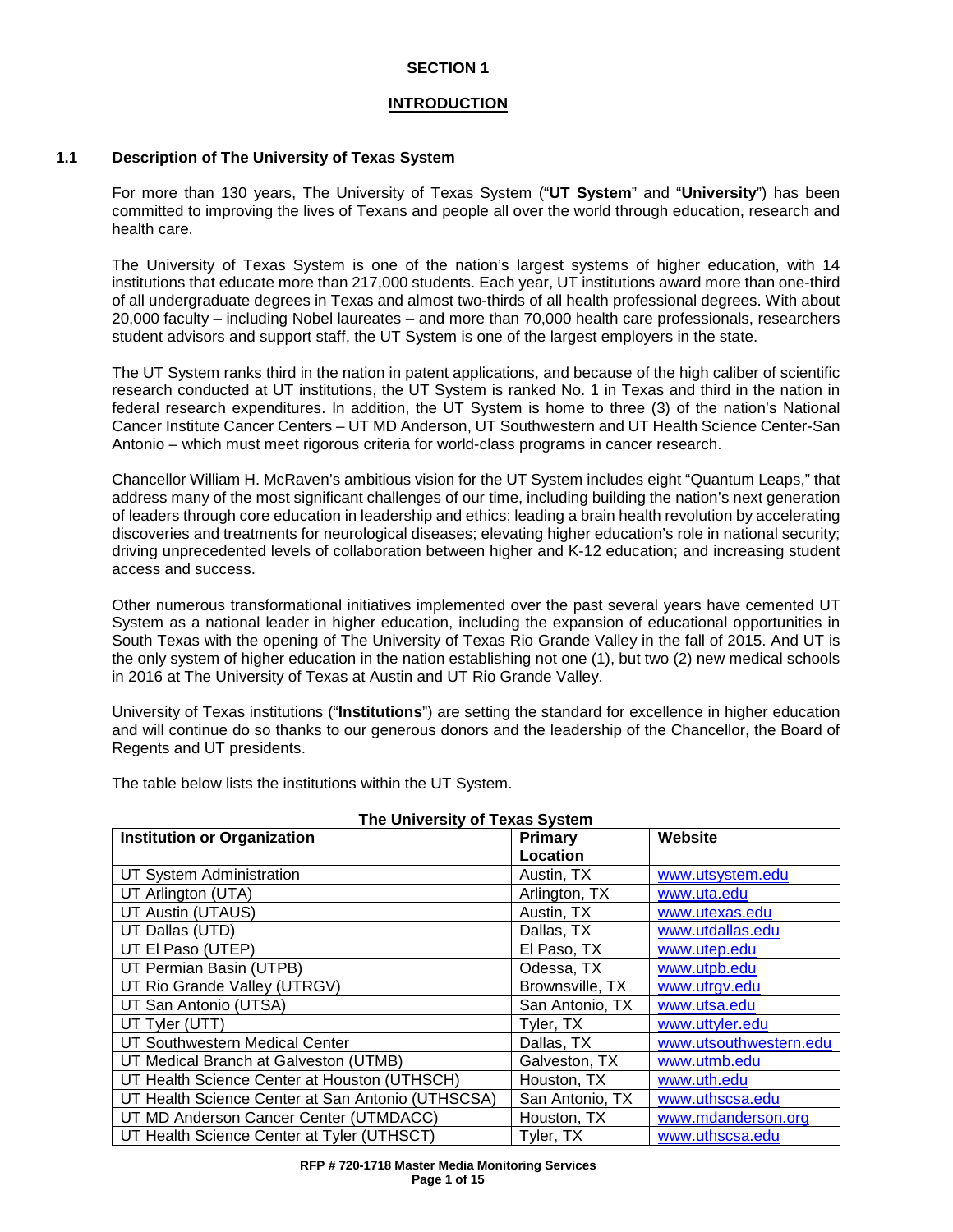# SECTION 1

## INTRODUCTION

### 1.1 Description of The University of Texas System

For more than 130 years, The University of Texas System ("**UT System**" and "**University**") has been committed to improving the lives of Texans and people all over the world through education, research and health care.

The University of Texas System is one of the nation's largest systems of higher education, with 14 institutions that educate more than 217,000 students. Each year, UT institutions award more than one-third of all undergraduate degrees in Texas and almost two-thirds of all health professional degrees. With about 20,000 faculty – including Nobel laureates – and more than 70,000 health care professionals, researchers student advisors and support staff, the UT System is one of the largest employers in the state.

The UT System ranks third in the nation in patent applications, and because of the high caliber of scientific research conducted at UT institutions, the UT System is ranked No. 1 in Texas and third in the nation in federal research expenditures. In addition, the UT System is home to three (3) of the nation's National Cancer Institute Cancer Centers – UT MD Anderson, UT Southwestern and UT Health Science Center-San Antonio – which must meet rigorous criteria for world-class programs in cancer research.

Chancellor William H. McRaven's ambitious vision for the UT System includes eight "Quantum Leaps," that address many of the most significant challenges of our time, including building the nation's next generation of leaders through core education in leadership and ethics; leading a brain health revolution by accelerating discoveries and treatments for neurological diseases; elevating higher education's role in national security; driving unprecedented levels of collaboration between higher and K-12 education; and increasing student access and success.

Other numerous transformational initiatives implemented over the past several years have cemented UT System as a national leader in higher education, including the expansion of educational opportunities in South Texas with the opening of The University of Texas Rio Grande Valley in the fall of 2015. And UT is the only system of higher education in the nation establishing not one (1), but two (2) new medical schools in 2016 at The University of Texas at Austin and UT Rio Grande Valley.

University of Texas institutions ("**Institutions**") are setting the standard for excellence in higher education and will continue do so thanks to our generous donors and the leadership of the Chancellor, the Board of Regents and UT presidents.

The table below lists the institutions within the UT System.

**The University of Texas System**

| Institution or Organization | Primary Location | Website |
|---|---|---|
| UT System Administration | Austin, TX | www.utsystem.edu |
| UT Arlington (UTA) | Arlington, TX | www.uta.edu |
| UT Austin (UTAUS) | Austin, TX | www.utexas.edu |
| UT Dallas (UTD) | Dallas, TX | www.utdallas.edu |
| UT El Paso (UTEP) | El Paso, TX | www.utep.edu |
| UT Permian Basin (UTPB) | Odessa, TX | www.utpb.edu |
| UT Rio Grande Valley (UTRGV) | Brownsville, TX | www.utrgv.edu |
| UT San Antonio (UTSA) | San Antonio, TX | www.utsa.edu |
| UT Tyler (UTT) | Tyler, TX | www.uttyler.edu |
| UT Southwestern Medical Center | Dallas, TX | www.utsouthwestern.edu |
| UT Medical Branch at Galveston (UTMB) | Galveston, TX | www.utmb.edu |
| UT Health Science Center at Houston (UTHSCH) | Houston, TX | www.uth.edu |
| UT Health Science Center at San Antonio (UTHSCSA) | San Antonio, TX | www.uthscsa.edu |
| UT MD Anderson Cancer Center (UTMDACC) | Houston, TX | www.mdanderson.org |
| UT Health Science Center at Tyler (UTHSCT) | Tyler, TX | www.uthscsa.edu |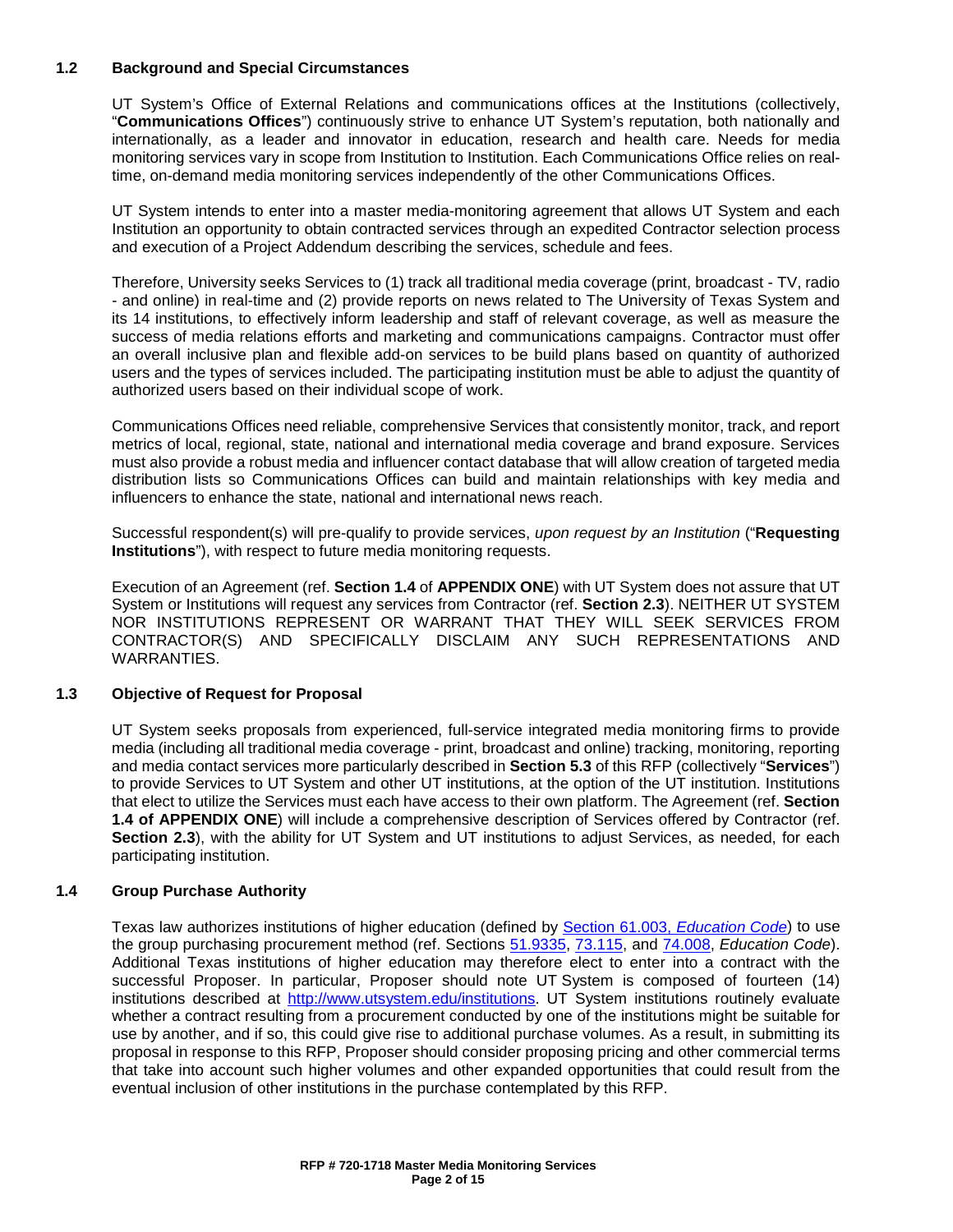### 1.2 Background and Special Circumstances

UT System's Office of External Relations and communications offices at the Institutions (collectively, "**Communications Offices**") continuously strive to enhance UT System's reputation, both nationally and internationally, as a leader and innovator in education, research and health care. Needs for media monitoring services vary in scope from Institution to Institution. Each Communications Office relies on real-time, on-demand media monitoring services independently of the other Communications Offices.

UT System intends to enter into a master media-monitoring agreement that allows UT System and each Institution an opportunity to obtain contracted services through an expedited Contractor selection process and execution of a Project Addendum describing the services, schedule and fees.

Therefore, University seeks Services to (1) track all traditional media coverage (print, broadcast - TV, radio - and online) in real-time and (2) provide reports on news related to The University of Texas System and its 14 institutions, to effectively inform leadership and staff of relevant coverage, as well as measure the success of media relations efforts and marketing and communications campaigns. Contractor must offer an overall inclusive plan and flexible add-on services to be build plans based on quantity of authorized users and the types of services included. The participating institution must be able to adjust the quantity of authorized users based on their individual scope of work.

Communications Offices need reliable, comprehensive Services that consistently monitor, track, and report metrics of local, regional, state, national and international media coverage and brand exposure. Services must also provide a robust media and influencer contact database that will allow creation of targeted media distribution lists so Communications Offices can build and maintain relationships with key media and influencers to enhance the state, national and international news reach.

Successful respondent(s) will pre-qualify to provide services, *upon request by an Institution* ("**Requesting Institutions**"), with respect to future media monitoring requests.

Execution of an Agreement (ref. **Section 1.4** of **APPENDIX ONE**) with UT System does not assure that UT System or Institutions will request any services from Contractor (ref. **Section 2.3**). NEITHER UT SYSTEM NOR INSTITUTIONS REPRESENT OR WARRANT THAT THEY WILL SEEK SERVICES FROM CONTRACTOR(S) AND SPECIFICALLY DISCLAIM ANY SUCH REPRESENTATIONS AND WARRANTIES.

### 1.3 Objective of Request for Proposal

UT System seeks proposals from experienced, full-service integrated media monitoring firms to provide media (including all traditional media coverage - print, broadcast and online) tracking, monitoring, reporting and media contact services more particularly described in **Section 5.3** of this RFP (collectively "**Services**") to provide Services to UT System and other UT institutions, at the option of the UT institution. Institutions that elect to utilize the Services must each have access to their own platform. The Agreement (ref. **Section 1.4 of APPENDIX ONE**) will include a comprehensive description of Services offered by Contractor (ref. **Section 2.3**), with the ability for UT System and UT institutions to adjust Services, as needed, for each participating institution.

### 1.4 Group Purchase Authority

Texas law authorizes institutions of higher education (defined by Section 61.003, *Education Code*) to use the group purchasing procurement method (ref. Sections 51.9335, 73.115, and 74.008, *Education Code*). Additional Texas institutions of higher education may therefore elect to enter into a contract with the successful Proposer. In particular, Proposer should note UT System is composed of fourteen (14) institutions described at http://www.utsystem.edu/institutions. UT System institutions routinely evaluate whether a contract resulting from a procurement conducted by one of the institutions might be suitable for use by another, and if so, this could give rise to additional purchase volumes. As a result, in submitting its proposal in response to this RFP, Proposer should consider proposing pricing and other commercial terms that take into account such higher volumes and other expanded opportunities that could result from the eventual inclusion of other institutions in the purchase contemplated by this RFP.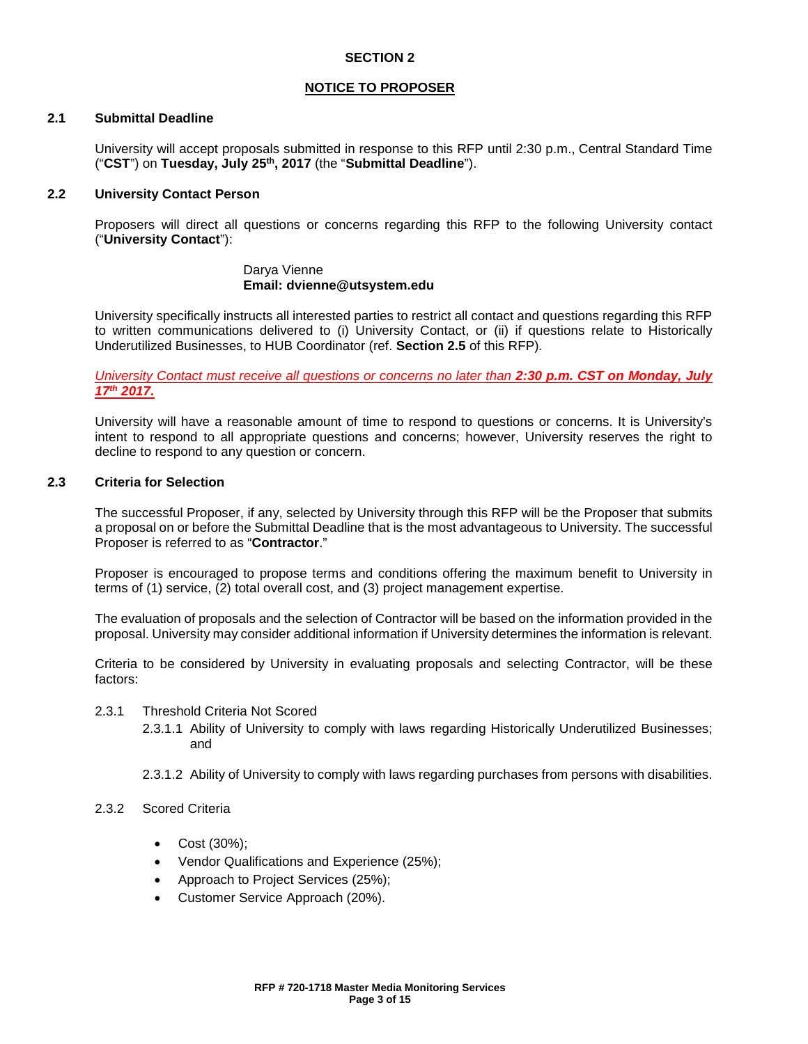## SECTION 2

### NOTICE TO PROPOSER

### 2.1 Submittal Deadline

University will accept proposals submitted in response to this RFP until 2:30 p.m., Central Standard Time ("**CST**") on **Tuesday, July 25th, 2017** (the "**Submittal Deadline**").

### 2.2 University Contact Person

Proposers will direct all questions or concerns regarding this RFP to the following University contact ("**University Contact**"):

Darya Vienne
**Email: dvienne@utsystem.edu**

University specifically instructs all interested parties to restrict all contact and questions regarding this RFP to written communications delivered to (i) University Contact, or (ii) if questions relate to Historically Underutilized Businesses, to HUB Coordinator (ref. **Section 2.5** of this RFP).

*University Contact must receive all questions or concerns no later than **2:30 p.m. CST on Monday, July 17th 2017.***

University will have a reasonable amount of time to respond to questions or concerns. It is University's intent to respond to all appropriate questions and concerns; however, University reserves the right to decline to respond to any question or concern.

### 2.3 Criteria for Selection

The successful Proposer, if any, selected by University through this RFP will be the Proposer that submits a proposal on or before the Submittal Deadline that is the most advantageous to University. The successful Proposer is referred to as "**Contractor**."

Proposer is encouraged to propose terms and conditions offering the maximum benefit to University in terms of (1) service, (2) total overall cost, and (3) project management expertise.

The evaluation of proposals and the selection of Contractor will be based on the information provided in the proposal. University may consider additional information if University determines the information is relevant.

Criteria to be considered by University in evaluating proposals and selecting Contractor, will be these factors:

2.3.1 Threshold Criteria Not Scored

2.3.1.1 Ability of University to comply with laws regarding Historically Underutilized Businesses; and

2.3.1.2 Ability of University to comply with laws regarding purchases from persons with disabilities.

2.3.2 Scored Criteria

- Cost (30%);
- Vendor Qualifications and Experience (25%);
- Approach to Project Services (25%);
- Customer Service Approach (20%).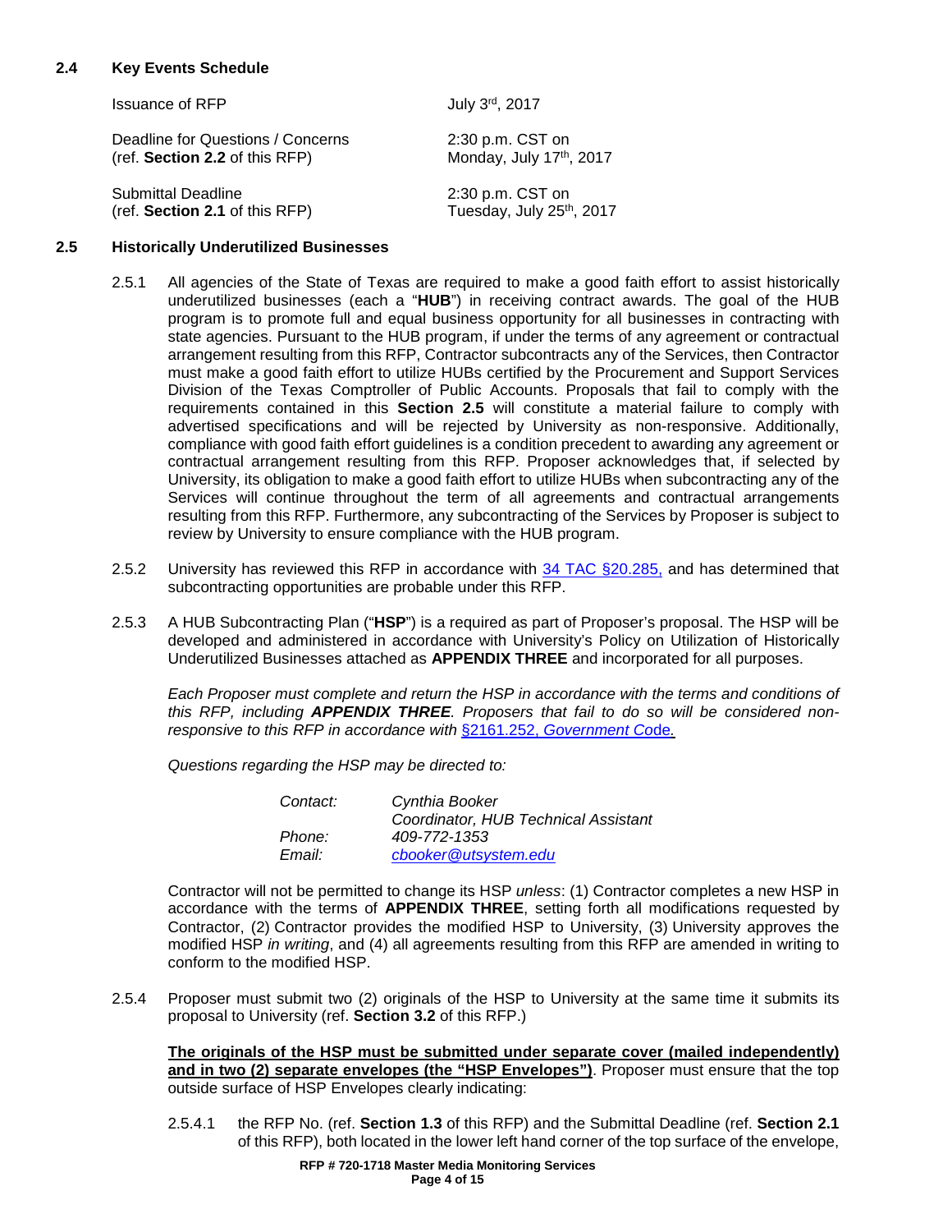### 2.4 Key Events Schedule

| | |
|---|---|
| Issuance of RFP | July 3rd, 2017 |
| Deadline for Questions / Concerns (ref. **Section 2.2** of this RFP) | 2:30 p.m. CST on Monday, July 17th, 2017 |
| Submittal Deadline (ref. **Section 2.1** of this RFP) | 2:30 p.m. CST on Tuesday, July 25th, 2017 |

### 2.5 Historically Underutilized Businesses

2.5.1 All agencies of the State of Texas are required to make a good faith effort to assist historically underutilized businesses (each a "**HUB**") in receiving contract awards. The goal of the HUB program is to promote full and equal business opportunity for all businesses in contracting with state agencies. Pursuant to the HUB program, if under the terms of any agreement or contractual arrangement resulting from this RFP, Contractor subcontracts any of the Services, then Contractor must make a good faith effort to utilize HUBs certified by the Procurement and Support Services Division of the Texas Comptroller of Public Accounts. Proposals that fail to comply with the requirements contained in this **Section 2.5** will constitute a material failure to comply with advertised specifications and will be rejected by University as non-responsive. Additionally, compliance with good faith effort guidelines is a condition precedent to awarding any agreement or contractual arrangement resulting from this RFP. Proposer acknowledges that, if selected by University, its obligation to make a good faith effort to utilize HUBs when subcontracting any of the Services will continue throughout the term of all agreements and contractual arrangements resulting from this RFP. Furthermore, any subcontracting of the Services by Proposer is subject to review by University to ensure compliance with the HUB program.

2.5.2 University has reviewed this RFP in accordance with 34 TAC §20.285, and has determined that subcontracting opportunities are probable under this RFP.

2.5.3 A HUB Subcontracting Plan ("**HSP**") is a required as part of Proposer's proposal. The HSP will be developed and administered in accordance with University's Policy on Utilization of Historically Underutilized Businesses attached as **APPENDIX THREE** and incorporated for all purposes.

*Each Proposer must complete and return the HSP in accordance with the terms and conditions of this RFP, including* ***APPENDIX THREE****. Proposers that fail to do so will be considered non-responsive to this RFP in accordance with §2161.252, Government Code.*

*Questions regarding the HSP may be directed to:*

| | |
|---|---|
| *Contact:* | *Cynthia Booker* |
| | *Coordinator, HUB Technical Assistant* |
| *Phone:* | *409-772-1353* |
| *Email:* | *cbooker@utsystem.edu* |

Contractor will not be permitted to change its HSP *unless*: (1) Contractor completes a new HSP in accordance with the terms of **APPENDIX THREE**, setting forth all modifications requested by Contractor, (2) Contractor provides the modified HSP to University, (3) University approves the modified HSP *in writing*, and (4) all agreements resulting from this RFP are amended in writing to conform to the modified HSP.

2.5.4 Proposer must submit two (2) originals of the HSP to University at the same time it submits its proposal to University (ref. **Section 3.2** of this RFP.)

**The originals of the HSP must be submitted under separate cover (mailed independently) and in two (2) separate envelopes (the "HSP Envelopes")**. Proposer must ensure that the top outside surface of HSP Envelopes clearly indicating:

2.5.4.1 the RFP No. (ref. **Section 1.3** of this RFP) and the Submittal Deadline (ref. **Section 2.1** of this RFP), both located in the lower left hand corner of the top surface of the envelope,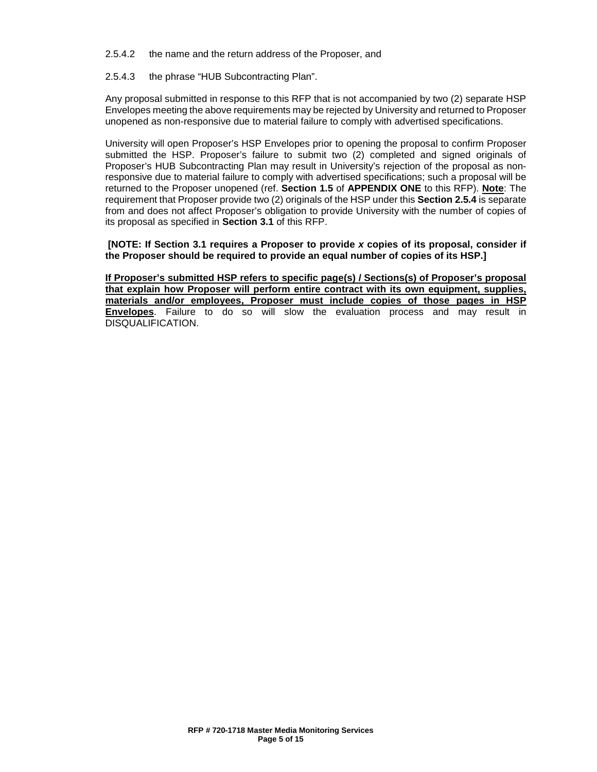2.5.4.2 the name and the return address of the Proposer, and

2.5.4.3 the phrase "HUB Subcontracting Plan".

Any proposal submitted in response to this RFP that is not accompanied by two (2) separate HSP Envelopes meeting the above requirements may be rejected by University and returned to Proposer unopened as non-responsive due to material failure to comply with advertised specifications.

University will open Proposer's HSP Envelopes prior to opening the proposal to confirm Proposer submitted the HSP. Proposer's failure to submit two (2) completed and signed originals of Proposer's HUB Subcontracting Plan may result in University's rejection of the proposal as non-responsive due to material failure to comply with advertised specifications; such a proposal will be returned to the Proposer unopened (ref. **Section 1.5** of **APPENDIX ONE** to this RFP). **Note**: The requirement that Proposer provide two (2) originals of the HSP under this **Section 2.5.4** is separate from and does not affect Proposer's obligation to provide University with the number of copies of its proposal as specified in **Section 3.1** of this RFP.

**[NOTE: If Section 3.1 requires a Proposer to provide *x* copies of its proposal, consider if the Proposer should be required to provide an equal number of copies of its HSP.]**

<u>**If Proposer's submitted HSP refers to specific page(s) / Sections(s) of Proposer's proposal that explain how Proposer will perform entire contract with its own equipment, supplies, materials and/or employees, Proposer must include copies of those pages in HSP Envelopes**</u>. Failure to do so will slow the evaluation process and may result in DISQUALIFICATION.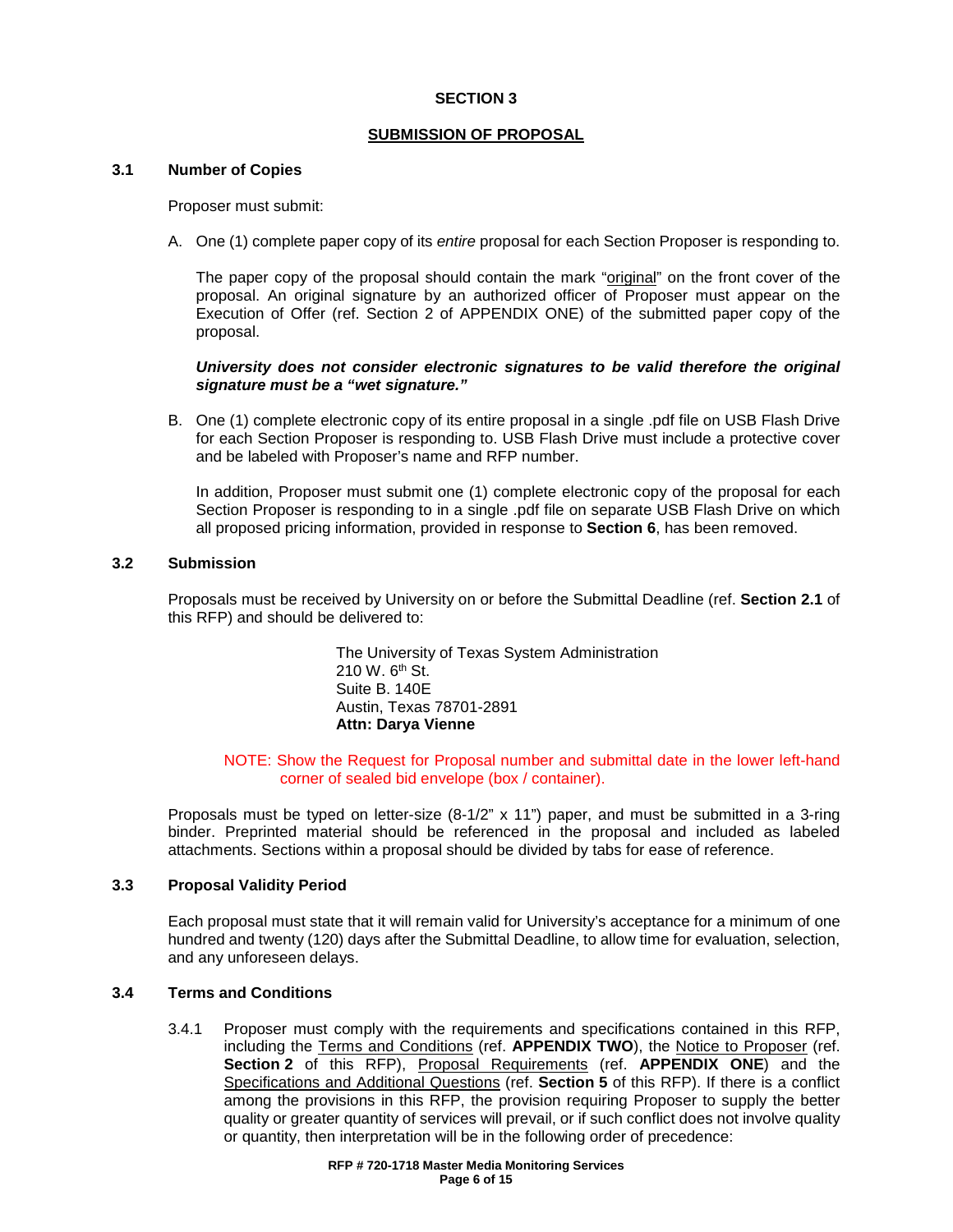## SECTION 3

## SUBMISSION OF PROPOSAL

### 3.1 Number of Copies

Proposer must submit:

A. One (1) complete paper copy of its *entire* proposal for each Section Proposer is responding to.

The paper copy of the proposal should contain the mark "original" on the front cover of the proposal. An original signature by an authorized officer of Proposer must appear on the Execution of Offer (ref. Section 2 of APPENDIX ONE) of the submitted paper copy of the proposal.

***University does not consider electronic signatures to be valid therefore the original signature must be a "wet signature."***

B. One (1) complete electronic copy of its entire proposal in a single .pdf file on USB Flash Drive for each Section Proposer is responding to. USB Flash Drive must include a protective cover and be labeled with Proposer's name and RFP number.

In addition, Proposer must submit one (1) complete electronic copy of the proposal for each Section Proposer is responding to in a single .pdf file on separate USB Flash Drive on which all proposed pricing information, provided in response to **Section 6**, has been removed.

### 3.2 Submission

Proposals must be received by University on or before the Submittal Deadline (ref. **Section 2.1** of this RFP) and should be delivered to:

The University of Texas System Administration
210 W. 6th St.
Suite B. 140E
Austin, Texas 78701-2891
**Attn: Darya Vienne**

NOTE: Show the Request for Proposal number and submittal date in the lower left-hand corner of sealed bid envelope (box / container).

Proposals must be typed on letter-size (8-1/2" x 11") paper, and must be submitted in a 3-ring binder. Preprinted material should be referenced in the proposal and included as labeled attachments. Sections within a proposal should be divided by tabs for ease of reference.

### 3.3 Proposal Validity Period

Each proposal must state that it will remain valid for University's acceptance for a minimum of one hundred and twenty (120) days after the Submittal Deadline, to allow time for evaluation, selection, and any unforeseen delays.

### 3.4 Terms and Conditions

3.4.1 Proposer must comply with the requirements and specifications contained in this RFP, including the Terms and Conditions (ref. **APPENDIX TWO**), the Notice to Proposer (ref. **Section 2** of this RFP), Proposal Requirements (ref. **APPENDIX ONE**) and the Specifications and Additional Questions (ref. **Section 5** of this RFP). If there is a conflict among the provisions in this RFP, the provision requiring Proposer to supply the better quality or greater quantity of services will prevail, or if such conflict does not involve quality or quantity, then interpretation will be in the following order of precedence: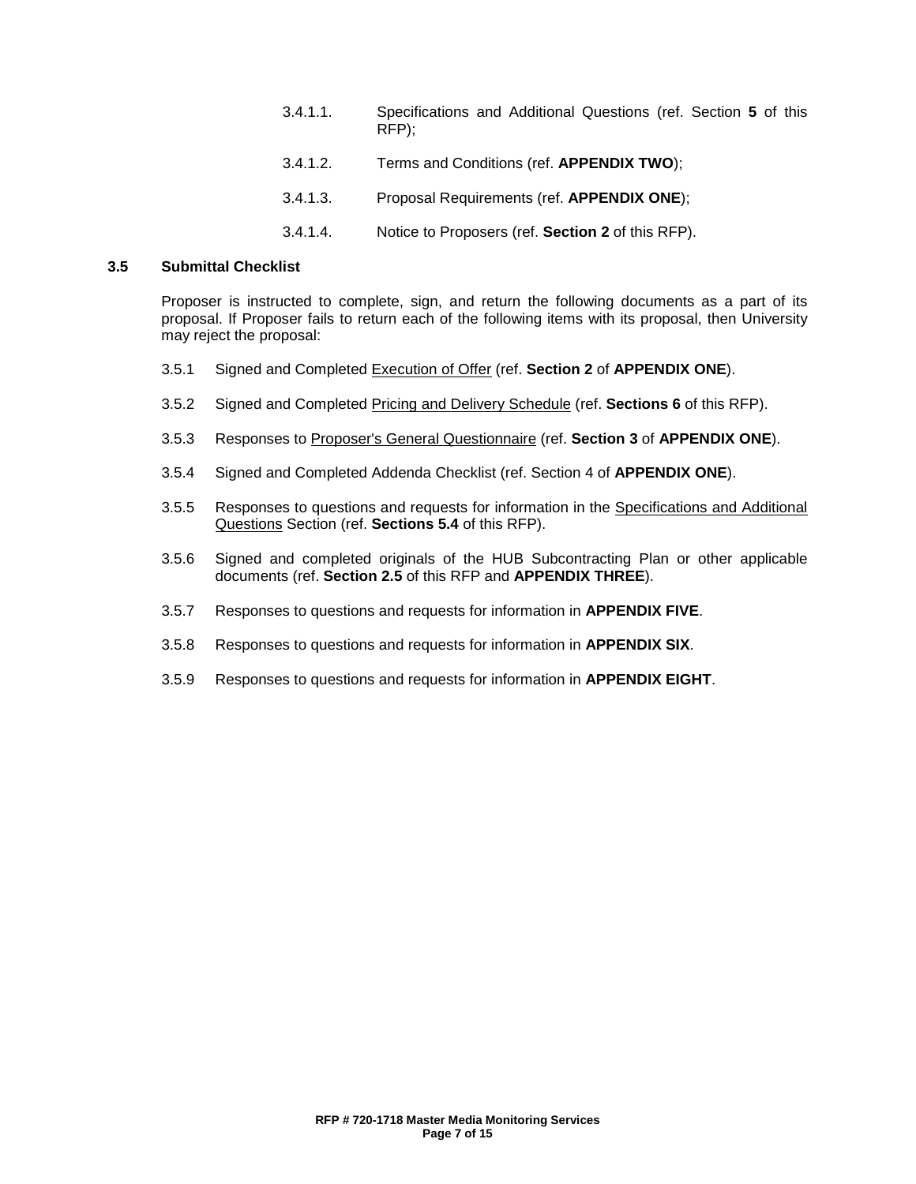3.4.1.1. Specifications and Additional Questions (ref. Section **5** of this RFP);

3.4.1.2. Terms and Conditions (ref. **APPENDIX TWO**);

3.4.1.3. Proposal Requirements (ref. **APPENDIX ONE**);

3.4.1.4. Notice to Proposers (ref. **Section 2** of this RFP).

### 3.5 Submittal Checklist

Proposer is instructed to complete, sign, and return the following documents as a part of its proposal. If Proposer fails to return each of the following items with its proposal, then University may reject the proposal:

3.5.1 Signed and Completed Execution of Offer (ref. **Section 2** of **APPENDIX ONE**).

3.5.2 Signed and Completed Pricing and Delivery Schedule (ref. **Sections 6** of this RFP).

3.5.3 Responses to Proposer's General Questionnaire (ref. **Section 3** of **APPENDIX ONE**).

3.5.4 Signed and Completed Addenda Checklist (ref. Section 4 of **APPENDIX ONE**).

3.5.5 Responses to questions and requests for information in the Specifications and Additional Questions Section (ref. **Sections 5.4** of this RFP).

3.5.6 Signed and completed originals of the HUB Subcontracting Plan or other applicable documents (ref. **Section 2.5** of this RFP and **APPENDIX THREE**).

3.5.7 Responses to questions and requests for information in **APPENDIX FIVE**.

3.5.8 Responses to questions and requests for information in **APPENDIX SIX**.

3.5.9 Responses to questions and requests for information in **APPENDIX EIGHT**.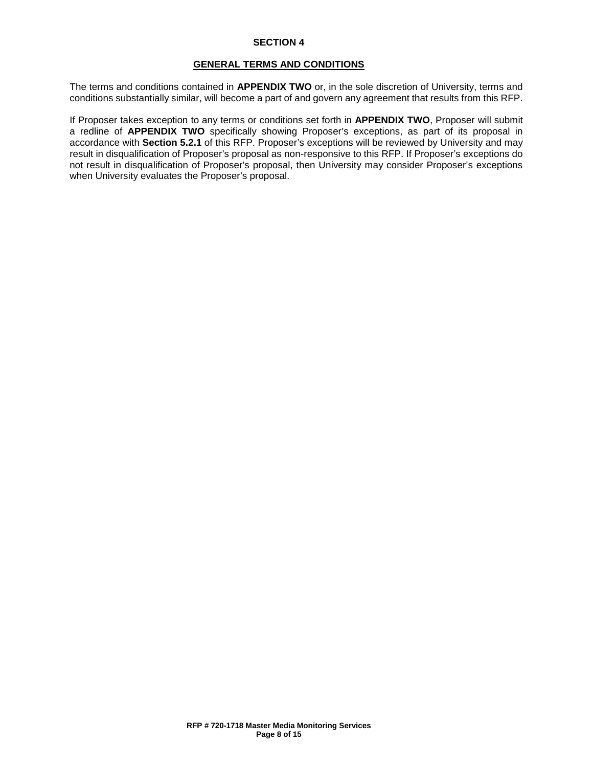# SECTION 4

## GENERAL TERMS AND CONDITIONS

The terms and conditions contained in **APPENDIX TWO** or, in the sole discretion of University, terms and conditions substantially similar, will become a part of and govern any agreement that results from this RFP.

If Proposer takes exception to any terms or conditions set forth in **APPENDIX TWO**, Proposer will submit a redline of **APPENDIX TWO** specifically showing Proposer's exceptions, as part of its proposal in accordance with **Section 5.2.1** of this RFP. Proposer's exceptions will be reviewed by University and may result in disqualification of Proposer's proposal as non-responsive to this RFP. If Proposer's exceptions do not result in disqualification of Proposer's proposal, then University may consider Proposer's exceptions when University evaluates the Proposer's proposal.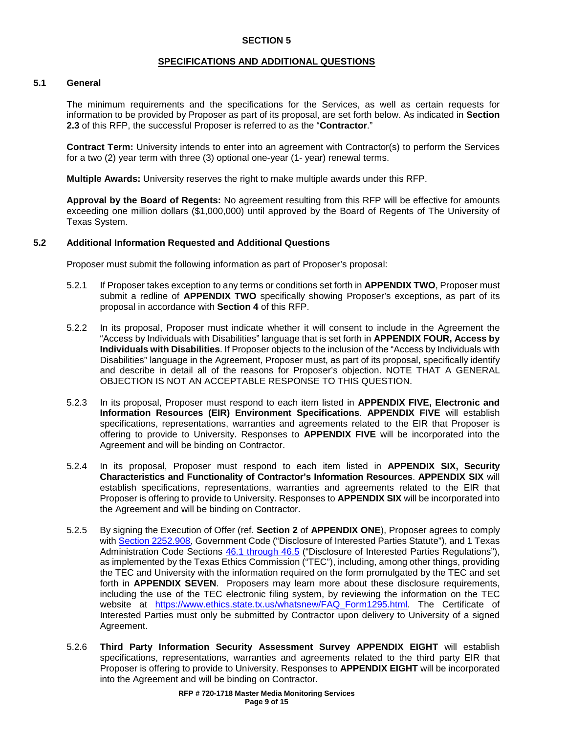# SECTION 5

## SPECIFICATIONS AND ADDITIONAL QUESTIONS

### 5.1 General

The minimum requirements and the specifications for the Services, as well as certain requests for information to be provided by Proposer as part of its proposal, are set forth below. As indicated in **Section 2.3** of this RFP, the successful Proposer is referred to as the "**Contractor**."

**Contract Term:** University intends to enter into an agreement with Contractor(s) to perform the Services for a two (2) year term with three (3) optional one-year (1- year) renewal terms.

**Multiple Awards:** University reserves the right to make multiple awards under this RFP.

**Approval by the Board of Regents:** No agreement resulting from this RFP will be effective for amounts exceeding one million dollars ($1,000,000) until approved by the Board of Regents of The University of Texas System.

### 5.2 Additional Information Requested and Additional Questions

Proposer must submit the following information as part of Proposer's proposal:

5.2.1 If Proposer takes exception to any terms or conditions set forth in **APPENDIX TWO**, Proposer must submit a redline of **APPENDIX TWO** specifically showing Proposer's exceptions, as part of its proposal in accordance with **Section 4** of this RFP.

5.2.2 In its proposal, Proposer must indicate whether it will consent to include in the Agreement the "Access by Individuals with Disabilities" language that is set forth in **APPENDIX FOUR, Access by Individuals with Disabilities**. If Proposer objects to the inclusion of the "Access by Individuals with Disabilities" language in the Agreement, Proposer must, as part of its proposal, specifically identify and describe in detail all of the reasons for Proposer's objection. NOTE THAT A GENERAL OBJECTION IS NOT AN ACCEPTABLE RESPONSE TO THIS QUESTION.

5.2.3 In its proposal, Proposer must respond to each item listed in **APPENDIX FIVE, Electronic and Information Resources (EIR) Environment Specifications**. **APPENDIX FIVE** will establish specifications, representations, warranties and agreements related to the EIR that Proposer is offering to provide to University. Responses to **APPENDIX FIVE** will be incorporated into the Agreement and will be binding on Contractor.

5.2.4 In its proposal, Proposer must respond to each item listed in **APPENDIX SIX, Security Characteristics and Functionality of Contractor's Information Resources**. **APPENDIX SIX** will establish specifications, representations, warranties and agreements related to the EIR that Proposer is offering to provide to University. Responses to **APPENDIX SIX** will be incorporated into the Agreement and will be binding on Contractor.

5.2.5 By signing the Execution of Offer (ref. **Section 2** of **APPENDIX ONE**), Proposer agrees to comply with Section 2252.908, Government Code ("Disclosure of Interested Parties Statute"), and 1 Texas Administration Code Sections 46.1 through 46.5 ("Disclosure of Interested Parties Regulations"), as implemented by the Texas Ethics Commission ("TEC"), including, among other things, providing the TEC and University with the information required on the form promulgated by the TEC and set forth in **APPENDIX SEVEN**. Proposers may learn more about these disclosure requirements, including the use of the TEC electronic filing system, by reviewing the information on the TEC website at https://www.ethics.state.tx.us/whatsnew/FAQ_Form1295.html. The Certificate of Interested Parties must only be submitted by Contractor upon delivery to University of a signed Agreement.

5.2.6 **Third Party Information Security Assessment Survey APPENDIX EIGHT** will establish specifications, representations, warranties and agreements related to the third party EIR that Proposer is offering to provide to University. Responses to **APPENDIX EIGHT** will be incorporated into the Agreement and will be binding on Contractor.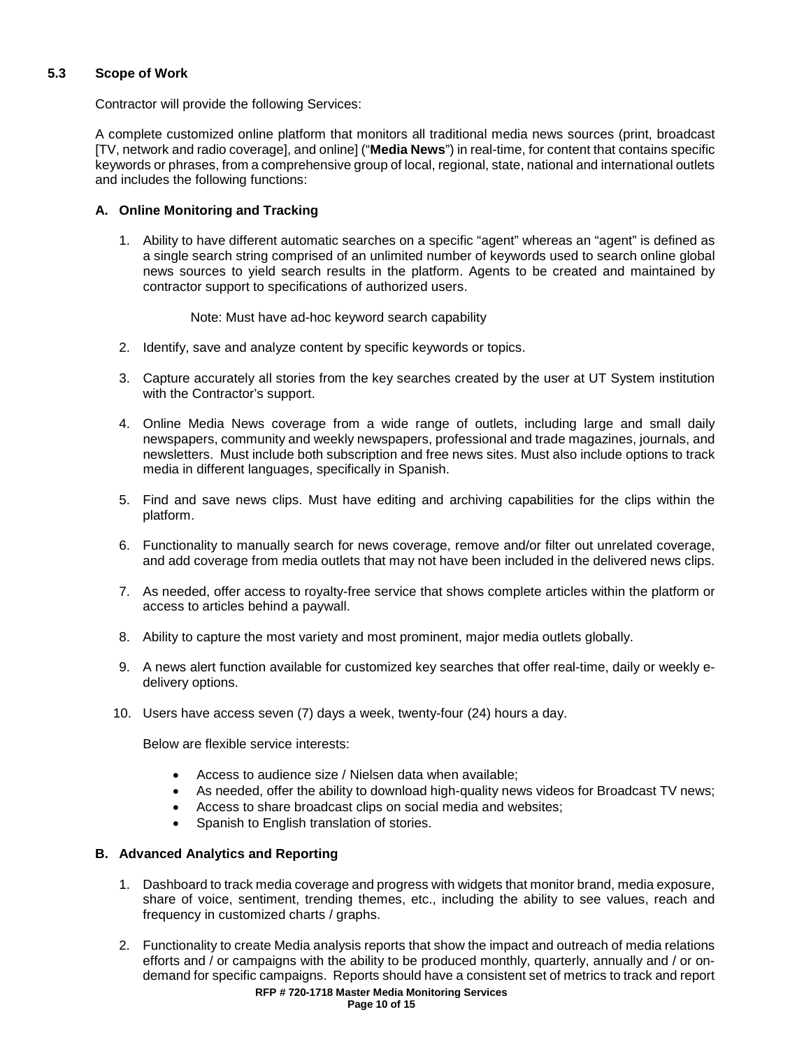### 5.3 Scope of Work

Contractor will provide the following Services:

A complete customized online platform that monitors all traditional media news sources (print, broadcast [TV, network and radio coverage], and online] ("**Media News**") in real-time, for content that contains specific keywords or phrases, from a comprehensive group of local, regional, state, national and international outlets and includes the following functions:

#### A. Online Monitoring and Tracking

1. Ability to have different automatic searches on a specific "agent" whereas an "agent" is defined as a single search string comprised of an unlimited number of keywords used to search online global news sources to yield search results in the platform. Agents to be created and maintained by contractor support to specifications of authorized users.

   Note: Must have ad-hoc keyword search capability

2. Identify, save and analyze content by specific keywords or topics.

3. Capture accurately all stories from the key searches created by the user at UT System institution with the Contractor's support.

4. Online Media News coverage from a wide range of outlets, including large and small daily newspapers, community and weekly newspapers, professional and trade magazines, journals, and newsletters. Must include both subscription and free news sites. Must also include options to track media in different languages, specifically in Spanish.

5. Find and save news clips. Must have editing and archiving capabilities for the clips within the platform.

6. Functionality to manually search for news coverage, remove and/or filter out unrelated coverage, and add coverage from media outlets that may not have been included in the delivered news clips.

7. As needed, offer access to royalty-free service that shows complete articles within the platform or access to articles behind a paywall.

8. Ability to capture the most variety and most prominent, major media outlets globally.

9. A news alert function available for customized key searches that offer real-time, daily or weekly e-delivery options.

10. Users have access seven (7) days a week, twenty-four (24) hours a day.

    Below are flexible service interests:

    - Access to audience size / Nielsen data when available;
    - As needed, offer the ability to download high-quality news videos for Broadcast TV news;
    - Access to share broadcast clips on social media and websites;
    - Spanish to English translation of stories.

#### B. Advanced Analytics and Reporting

1. Dashboard to track media coverage and progress with widgets that monitor brand, media exposure, share of voice, sentiment, trending themes, etc., including the ability to see values, reach and frequency in customized charts / graphs.

2. Functionality to create Media analysis reports that show the impact and outreach of media relations efforts and / or campaigns with the ability to be produced monthly, quarterly, annually and / or on-demand for specific campaigns. Reports should have a consistent set of metrics to track and report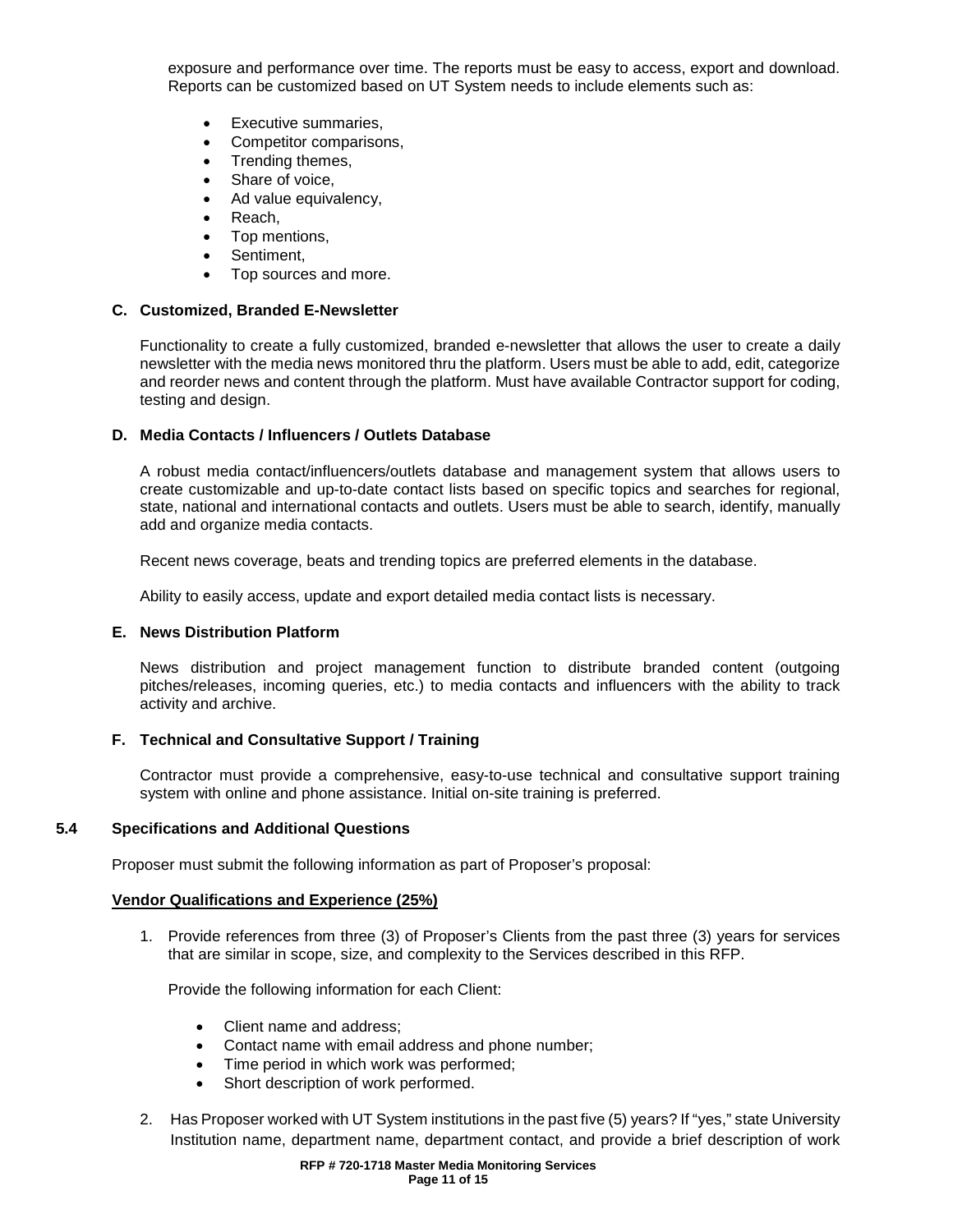exposure and performance over time. The reports must be easy to access, export and download. Reports can be customized based on UT System needs to include elements such as:

- Executive summaries,
- Competitor comparisons,
- Trending themes,
- Share of voice,
- Ad value equivalency,
- Reach,
- Top mentions,
- Sentiment,
- Top sources and more.

### C. Customized, Branded E-Newsletter

Functionality to create a fully customized, branded e-newsletter that allows the user to create a daily newsletter with the media news monitored thru the platform. Users must be able to add, edit, categorize and reorder news and content through the platform. Must have available Contractor support for coding, testing and design.

### D. Media Contacts / Influencers / Outlets Database

A robust media contact/influencers/outlets database and management system that allows users to create customizable and up-to-date contact lists based on specific topics and searches for regional, state, national and international contacts and outlets. Users must be able to search, identify, manually add and organize media contacts.

Recent news coverage, beats and trending topics are preferred elements in the database.

Ability to easily access, update and export detailed media contact lists is necessary.

### E. News Distribution Platform

News distribution and project management function to distribute branded content (outgoing pitches/releases, incoming queries, etc.) to media contacts and influencers with the ability to track activity and archive.

### F. Technical and Consultative Support / Training

Contractor must provide a comprehensive, easy-to-use technical and consultative support training system with online and phone assistance. Initial on-site training is preferred.

## 5.4 Specifications and Additional Questions

Proposer must submit the following information as part of Proposer's proposal:

**Vendor Qualifications and Experience (25%)**

1. Provide references from three (3) of Proposer's Clients from the past three (3) years for services that are similar in scope, size, and complexity to the Services described in this RFP.

   Provide the following information for each Client:

   - Client name and address;
   - Contact name with email address and phone number;
   - Time period in which work was performed;
   - Short description of work performed.

2. Has Proposer worked with UT System institutions in the past five (5) years? If "yes," state University Institution name, department name, department contact, and provide a brief description of work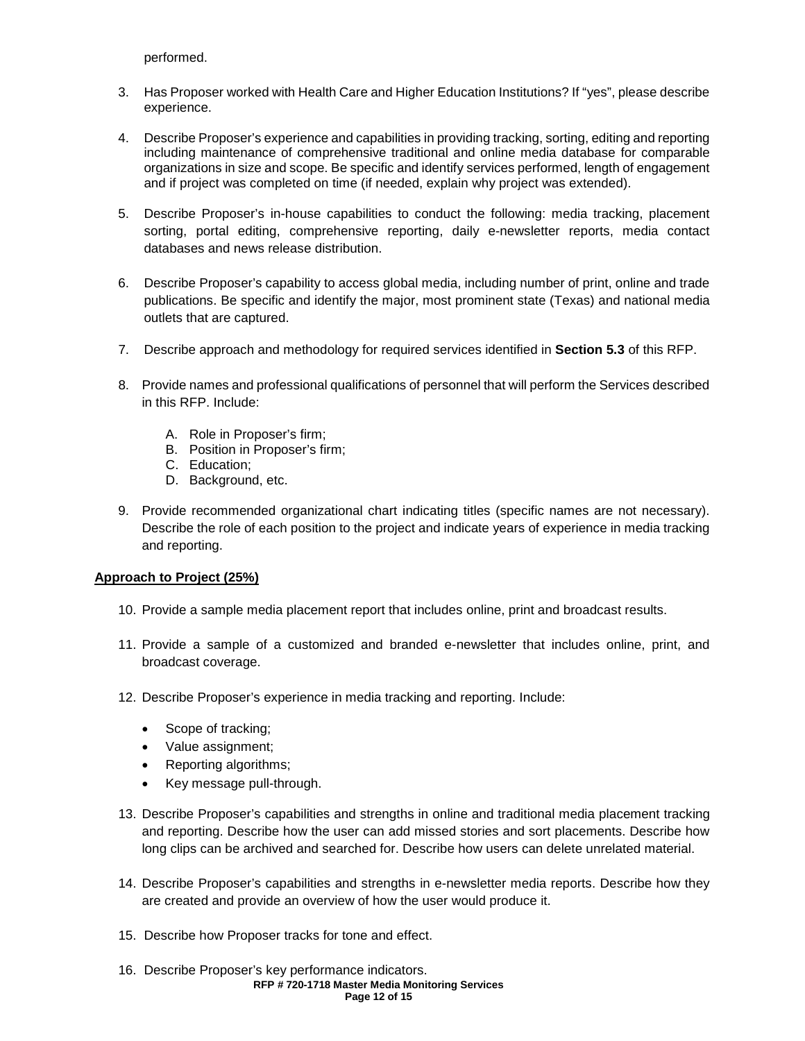performed.

3. Has Proposer worked with Health Care and Higher Education Institutions? If "yes", please describe experience.

4. Describe Proposer's experience and capabilities in providing tracking, sorting, editing and reporting including maintenance of comprehensive traditional and online media database for comparable organizations in size and scope. Be specific and identify services performed, length of engagement and if project was completed on time (if needed, explain why project was extended).

5. Describe Proposer's in-house capabilities to conduct the following: media tracking, placement sorting, portal editing, comprehensive reporting, daily e-newsletter reports, media contact databases and news release distribution.

6. Describe Proposer's capability to access global media, including number of print, online and trade publications. Be specific and identify the major, most prominent state (Texas) and national media outlets that are captured.

7. Describe approach and methodology for required services identified in **Section 5.3** of this RFP.

8. Provide names and professional qualifications of personnel that will perform the Services described in this RFP. Include:

   A. Role in Proposer's firm;
   B. Position in Proposer's firm;
   C. Education;
   D. Background, etc.

9. Provide recommended organizational chart indicating titles (specific names are not necessary). Describe the role of each position to the project and indicate years of experience in media tracking and reporting.

**Approach to Project (25%)**

10. Provide a sample media placement report that includes online, print and broadcast results.

11. Provide a sample of a customized and branded e-newsletter that includes online, print, and broadcast coverage.

12. Describe Proposer's experience in media tracking and reporting. Include:

    - Scope of tracking;
    - Value assignment;
    - Reporting algorithms;
    - Key message pull-through.

13. Describe Proposer's capabilities and strengths in online and traditional media placement tracking and reporting. Describe how the user can add missed stories and sort placements. Describe how long clips can be archived and searched for. Describe how users can delete unrelated material.

14. Describe Proposer's capabilities and strengths in e-newsletter media reports. Describe how they are created and provide an overview of how the user would produce it.

15. Describe how Proposer tracks for tone and effect.

16. Describe Proposer's key performance indicators.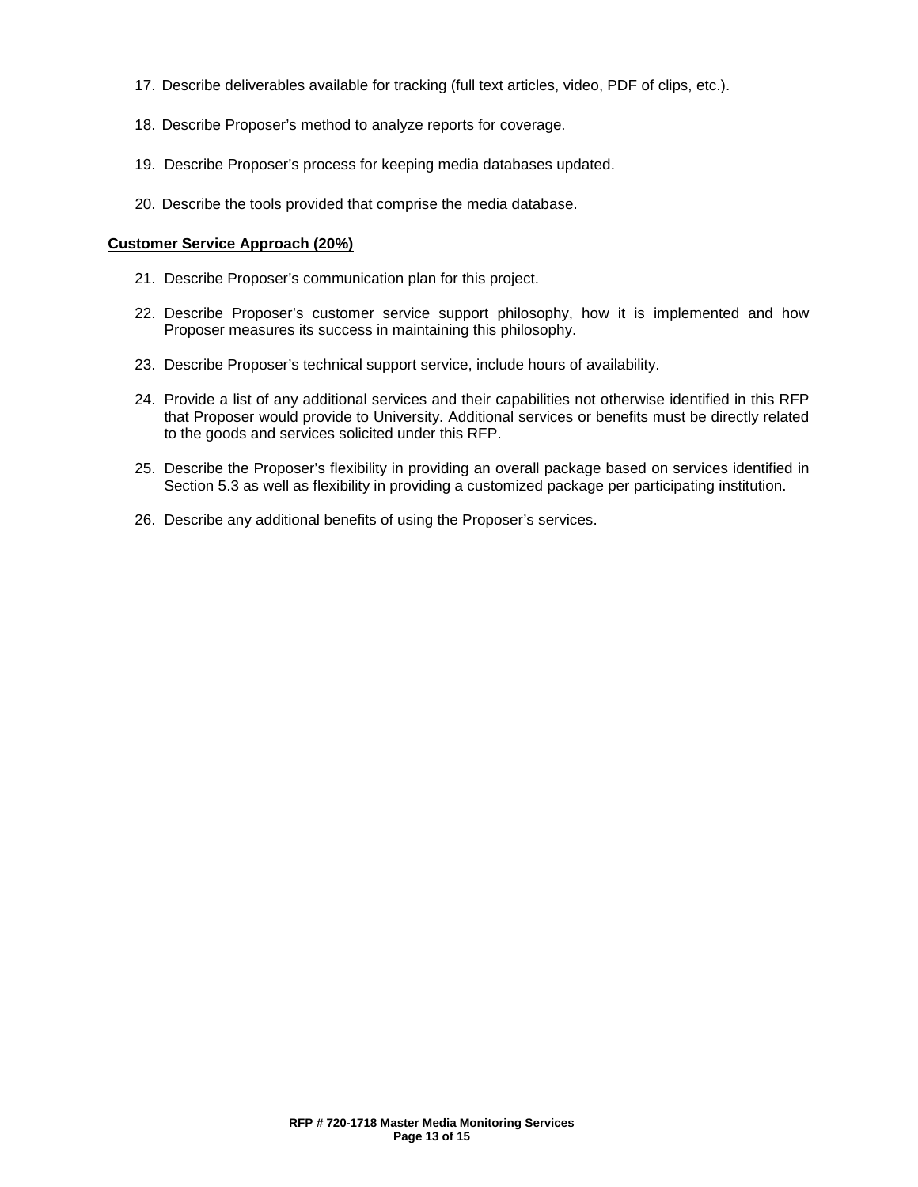17. Describe deliverables available for tracking (full text articles, video, PDF of clips, etc.).

18. Describe Proposer's method to analyze reports for coverage.

19. Describe Proposer's process for keeping media databases updated.

20. Describe the tools provided that comprise the media database.

**Customer Service Approach (20%)**

21. Describe Proposer's communication plan for this project.

22. Describe Proposer's customer service support philosophy, how it is implemented and how Proposer measures its success in maintaining this philosophy.

23. Describe Proposer's technical support service, include hours of availability.

24. Provide a list of any additional services and their capabilities not otherwise identified in this RFP that Proposer would provide to University. Additional services or benefits must be directly related to the goods and services solicited under this RFP.

25. Describe the Proposer's flexibility in providing an overall package based on services identified in Section 5.3 as well as flexibility in providing a customized package per participating institution.

26. Describe any additional benefits of using the Proposer's services.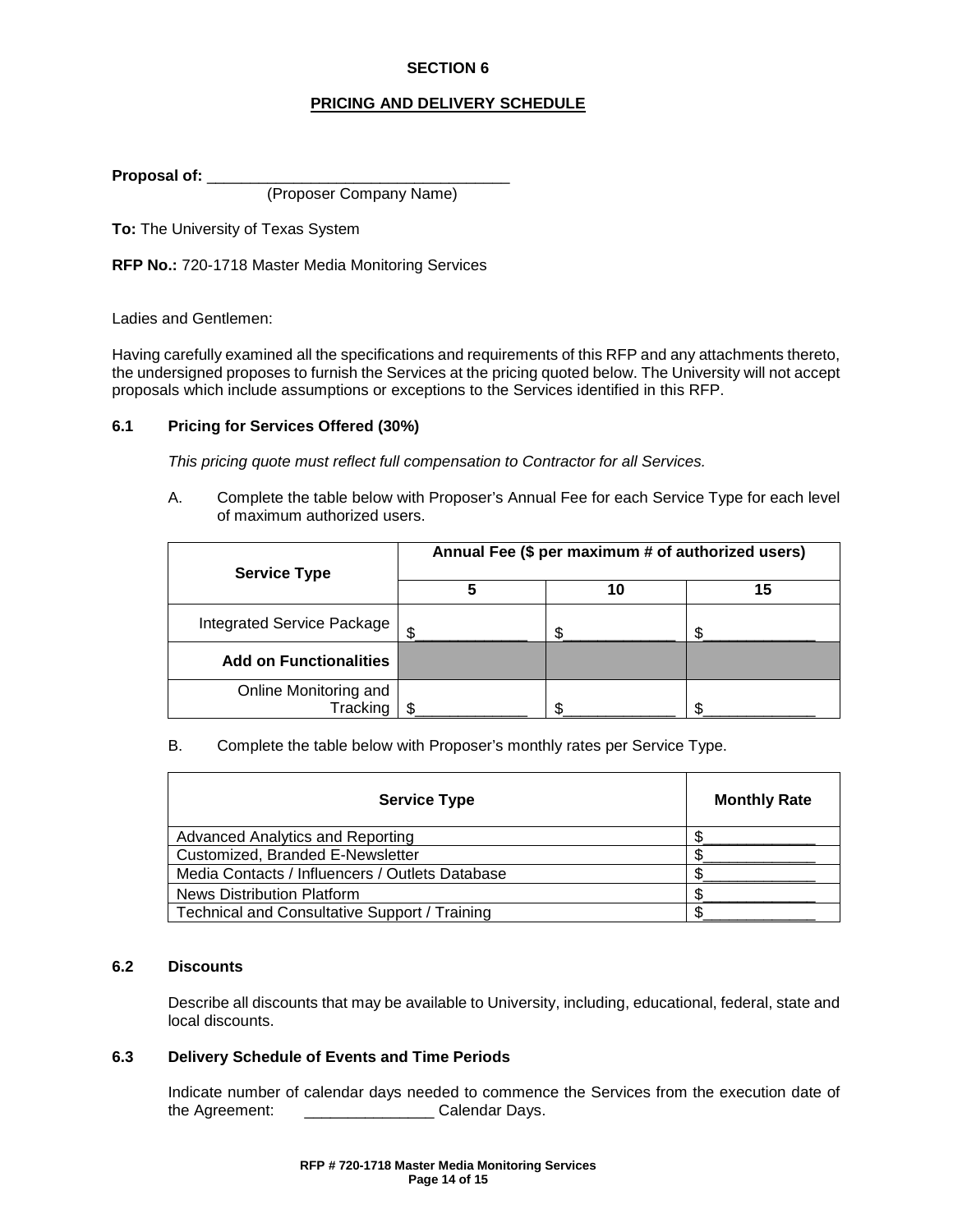## SECTION 6

## PRICING AND DELIVERY SCHEDULE

**Proposal of:** ___________________________________
(Proposer Company Name)

**To:** The University of Texas System

**RFP No.:** 720-1718 Master Media Monitoring Services

Ladies and Gentlemen:

Having carefully examined all the specifications and requirements of this RFP and any attachments thereto, the undersigned proposes to furnish the Services at the pricing quoted below. The University will not accept proposals which include assumptions or exceptions to the Services identified in this RFP.

### 6.1 Pricing for Services Offered (30%)

*This pricing quote must reflect full compensation to Contractor for all Services.*

A. Complete the table below with Proposer's Annual Fee for each Service Type for each level of maximum authorized users.

| Service Type | Annual Fee ($ per maximum # of authorized users) | | |
|---|---|---|---|
| | 5 | 10 | 15 |
| Integrated Service Package | $_____________ | $_____________ | $_____________ |
| **Add on Functionalities** | | | |
| Online Monitoring and Tracking | $_____________ | $_____________ | $_____________ |

B. Complete the table below with Proposer's monthly rates per Service Type.

| Service Type | Monthly Rate |
|---|---|
| Advanced Analytics and Reporting | $_____________ |
| Customized, Branded E-Newsletter | $_____________ |
| Media Contacts / Influencers / Outlets Database | $_____________ |
| News Distribution Platform | $_____________ |
| Technical and Consultative Support / Training | $_____________ |

### 6.2 Discounts

Describe all discounts that may be available to University, including, educational, federal, state and local discounts.

### 6.3 Delivery Schedule of Events and Time Periods

Indicate number of calendar days needed to commence the Services from the execution date of the Agreement: _______________ Calendar Days.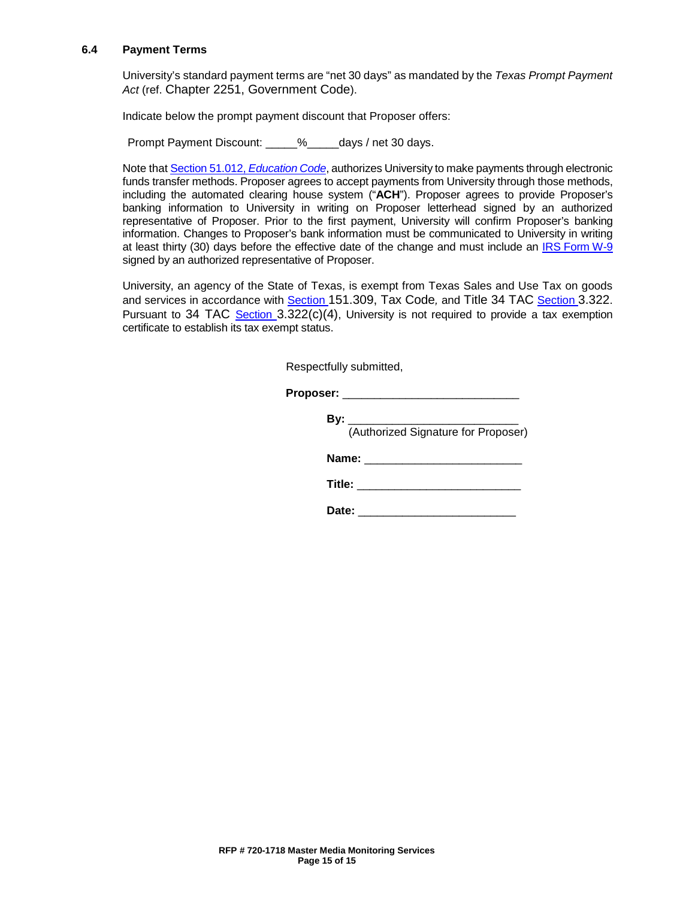### 6.4 Payment Terms

University's standard payment terms are "net 30 days" as mandated by the *Texas Prompt Payment Act* (ref. Chapter 2251, Government Code).

Indicate below the prompt payment discount that Proposer offers:

Prompt Payment Discount: _____%_____days / net 30 days.

Note that Section 51.012, *Education Code*, authorizes University to make payments through electronic funds transfer methods. Proposer agrees to accept payments from University through those methods, including the automated clearing house system ("**ACH**"). Proposer agrees to provide Proposer's banking information to University in writing on Proposer letterhead signed by an authorized representative of Proposer. Prior to the first payment, University will confirm Proposer's banking information. Changes to Proposer's bank information must be communicated to University in writing at least thirty (30) days before the effective date of the change and must include an IRS Form W-9 signed by an authorized representative of Proposer.

University, an agency of the State of Texas, is exempt from Texas Sales and Use Tax on goods and services in accordance with Section 151.309, Tax Code, and Title 34 TAC Section 3.322. Pursuant to 34 TAC Section 3.322(c)(4), University is not required to provide a tax exemption certificate to establish its tax exempt status.

Respectfully submitted,

**Proposer:** ____________________________

**By:** ___________________________
(Authorized Signature for Proposer)

**Name:** ________________________

**Title:** _________________________

**Date:** _________________________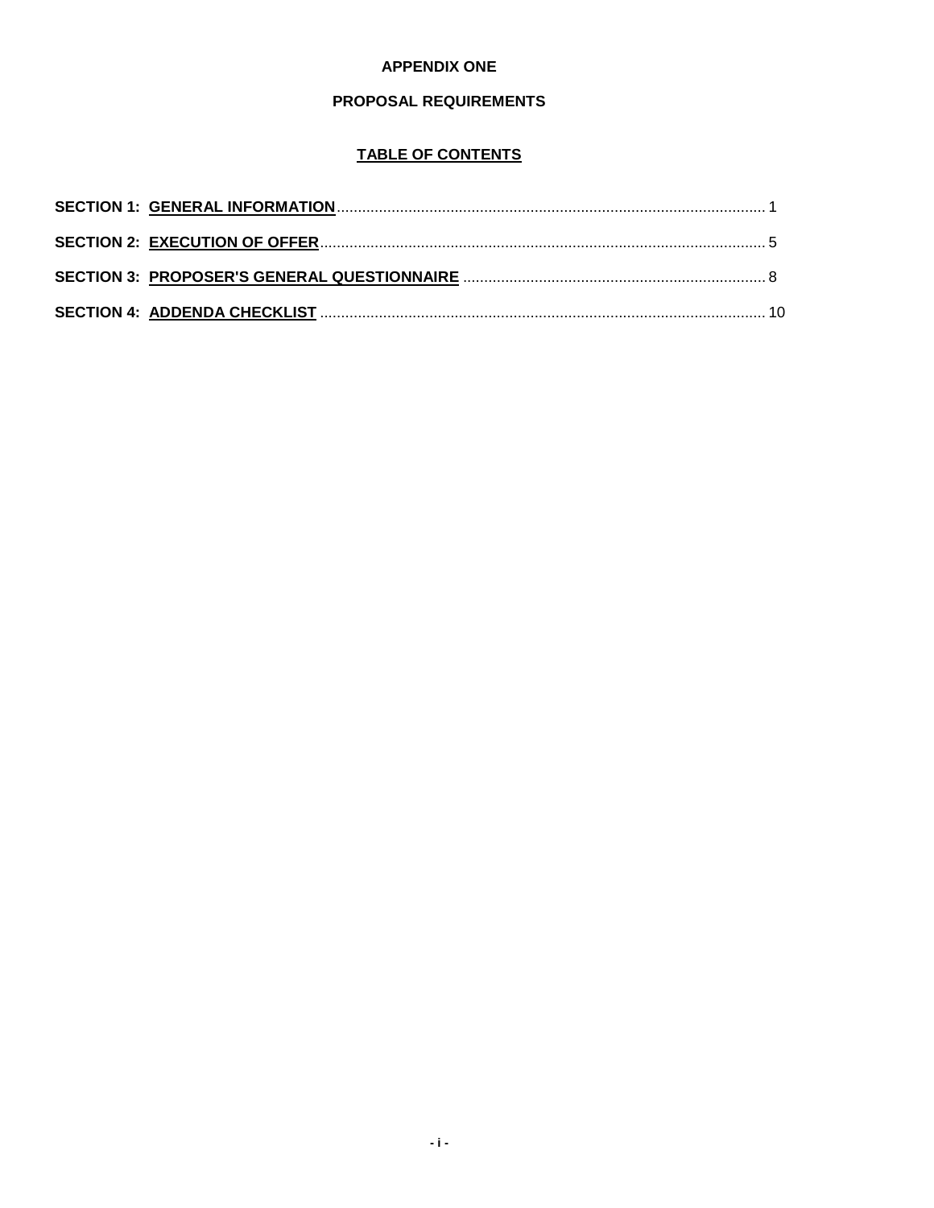**APPENDIX ONE**

**PROPOSAL REQUIREMENTS**

**TABLE OF CONTENTS**

**SECTION 1: GENERAL INFORMATION** ........................................ 1

**SECTION 2: EXECUTION OF OFFER** ........................................ 5

**SECTION 3: PROPOSER'S GENERAL QUESTIONNAIRE** ........................................ 8

**SECTION 4: ADDENDA CHECKLIST** ........................................ 10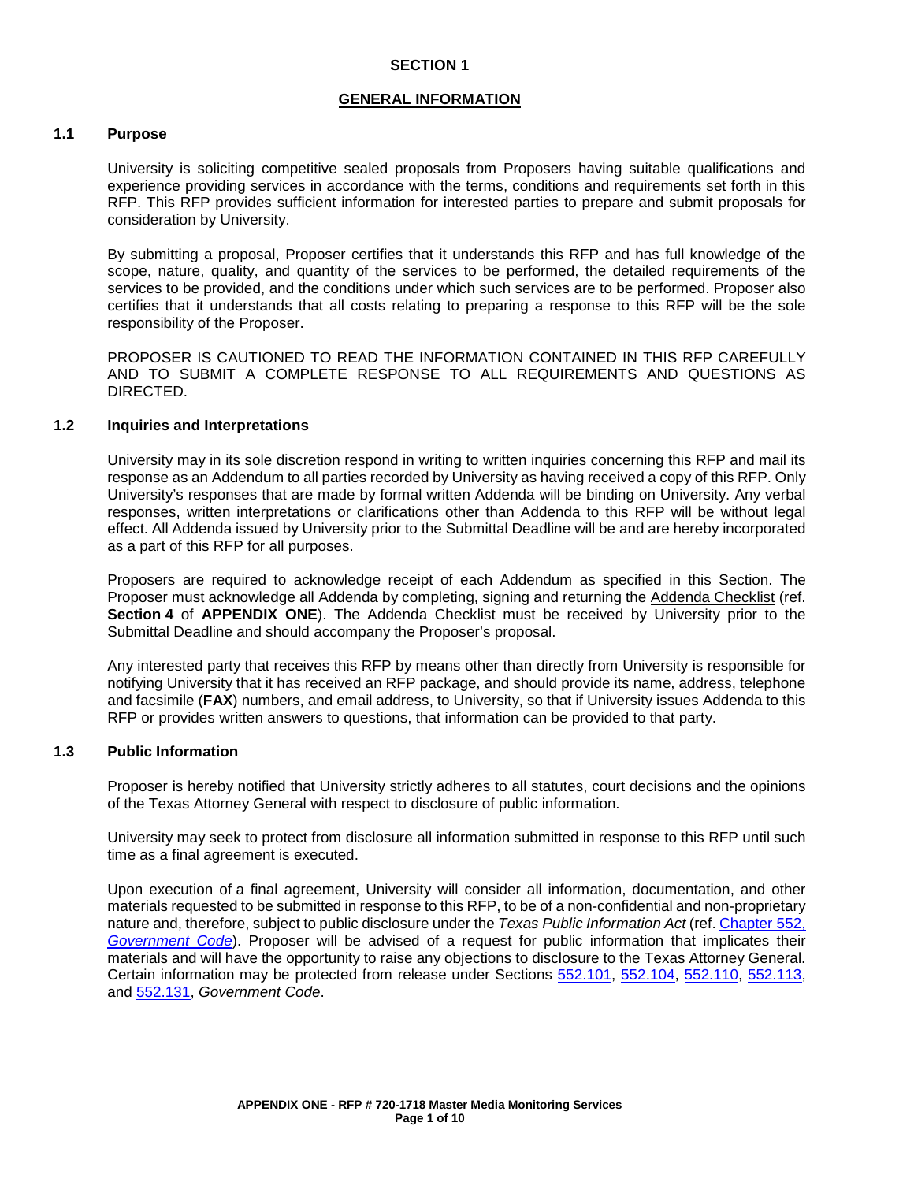# SECTION 1

## GENERAL INFORMATION

### 1.1 Purpose

University is soliciting competitive sealed proposals from Proposers having suitable qualifications and experience providing services in accordance with the terms, conditions and requirements set forth in this RFP. This RFP provides sufficient information for interested parties to prepare and submit proposals for consideration by University.

By submitting a proposal, Proposer certifies that it understands this RFP and has full knowledge of the scope, nature, quality, and quantity of the services to be performed, the detailed requirements of the services to be provided, and the conditions under which such services are to be performed. Proposer also certifies that it understands that all costs relating to preparing a response to this RFP will be the sole responsibility of the Proposer.

PROPOSER IS CAUTIONED TO READ THE INFORMATION CONTAINED IN THIS RFP CAREFULLY AND TO SUBMIT A COMPLETE RESPONSE TO ALL REQUIREMENTS AND QUESTIONS AS DIRECTED.

### 1.2 Inquiries and Interpretations

University may in its sole discretion respond in writing to written inquiries concerning this RFP and mail its response as an Addendum to all parties recorded by University as having received a copy of this RFP. Only University's responses that are made by formal written Addenda will be binding on University. Any verbal responses, written interpretations or clarifications other than Addenda to this RFP will be without legal effect. All Addenda issued by University prior to the Submittal Deadline will be and are hereby incorporated as a part of this RFP for all purposes.

Proposers are required to acknowledge receipt of each Addendum as specified in this Section. The Proposer must acknowledge all Addenda by completing, signing and returning the Addenda Checklist (ref. **Section 4** of **APPENDIX ONE**). The Addenda Checklist must be received by University prior to the Submittal Deadline and should accompany the Proposer's proposal.

Any interested party that receives this RFP by means other than directly from University is responsible for notifying University that it has received an RFP package, and should provide its name, address, telephone and facsimile (**FAX**) numbers, and email address, to University, so that if University issues Addenda to this RFP or provides written answers to questions, that information can be provided to that party.

### 1.3 Public Information

Proposer is hereby notified that University strictly adheres to all statutes, court decisions and the opinions of the Texas Attorney General with respect to disclosure of public information.

University may seek to protect from disclosure all information submitted in response to this RFP until such time as a final agreement is executed.

Upon execution of a final agreement, University will consider all information, documentation, and other materials requested to be submitted in response to this RFP, to be of a non-confidential and non-proprietary nature and, therefore, subject to public disclosure under the *Texas Public Information Act* (ref. Chapter 552, *Government Code*). Proposer will be advised of a request for public information that implicates their materials and will have the opportunity to raise any objections to disclosure to the Texas Attorney General. Certain information may be protected from release under Sections 552.101, 552.104, 552.110, 552.113, and 552.131, *Government Code*.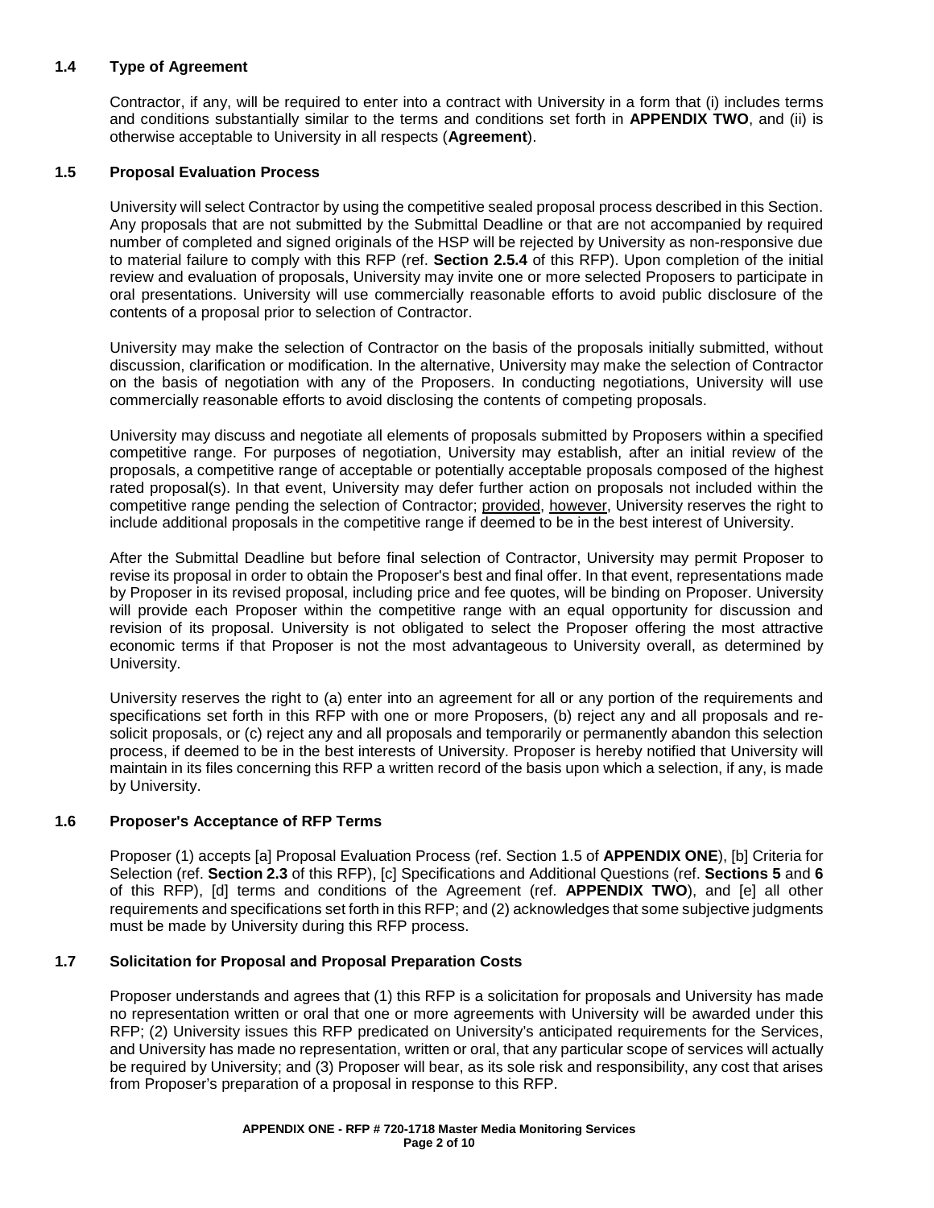### 1.4 Type of Agreement

Contractor, if any, will be required to enter into a contract with University in a form that (i) includes terms and conditions substantially similar to the terms and conditions set forth in **APPENDIX TWO**, and (ii) is otherwise acceptable to University in all respects (**Agreement**).

### 1.5 Proposal Evaluation Process

University will select Contractor by using the competitive sealed proposal process described in this Section. Any proposals that are not submitted by the Submittal Deadline or that are not accompanied by required number of completed and signed originals of the HSP will be rejected by University as non-responsive due to material failure to comply with this RFP (ref. **Section 2.5.4** of this RFP). Upon completion of the initial review and evaluation of proposals, University may invite one or more selected Proposers to participate in oral presentations. University will use commercially reasonable efforts to avoid public disclosure of the contents of a proposal prior to selection of Contractor.

University may make the selection of Contractor on the basis of the proposals initially submitted, without discussion, clarification or modification. In the alternative, University may make the selection of Contractor on the basis of negotiation with any of the Proposers. In conducting negotiations, University will use commercially reasonable efforts to avoid disclosing the contents of competing proposals.

University may discuss and negotiate all elements of proposals submitted by Proposers within a specified competitive range. For purposes of negotiation, University may establish, after an initial review of the proposals, a competitive range of acceptable or potentially acceptable proposals composed of the highest rated proposal(s). In that event, University may defer further action on proposals not included within the competitive range pending the selection of Contractor; provided, however, University reserves the right to include additional proposals in the competitive range if deemed to be in the best interest of University.

After the Submittal Deadline but before final selection of Contractor, University may permit Proposer to revise its proposal in order to obtain the Proposer's best and final offer. In that event, representations made by Proposer in its revised proposal, including price and fee quotes, will be binding on Proposer. University will provide each Proposer within the competitive range with an equal opportunity for discussion and revision of its proposal. University is not obligated to select the Proposer offering the most attractive economic terms if that Proposer is not the most advantageous to University overall, as determined by University.

University reserves the right to (a) enter into an agreement for all or any portion of the requirements and specifications set forth in this RFP with one or more Proposers, (b) reject any and all proposals and re-solicit proposals, or (c) reject any and all proposals and temporarily or permanently abandon this selection process, if deemed to be in the best interests of University. Proposer is hereby notified that University will maintain in its files concerning this RFP a written record of the basis upon which a selection, if any, is made by University.

### 1.6 Proposer's Acceptance of RFP Terms

Proposer (1) accepts [a] Proposal Evaluation Process (ref. Section 1.5 of **APPENDIX ONE**), [b] Criteria for Selection (ref. **Section 2.3** of this RFP), [c] Specifications and Additional Questions (ref. **Sections 5** and **6** of this RFP), [d] terms and conditions of the Agreement (ref. **APPENDIX TWO**), and [e] all other requirements and specifications set forth in this RFP; and (2) acknowledges that some subjective judgments must be made by University during this RFP process.

### 1.7 Solicitation for Proposal and Proposal Preparation Costs

Proposer understands and agrees that (1) this RFP is a solicitation for proposals and University has made no representation written or oral that one or more agreements with University will be awarded under this RFP; (2) University issues this RFP predicated on University's anticipated requirements for the Services, and University has made no representation, written or oral, that any particular scope of services will actually be required by University; and (3) Proposer will bear, as its sole risk and responsibility, any cost that arises from Proposer's preparation of a proposal in response to this RFP.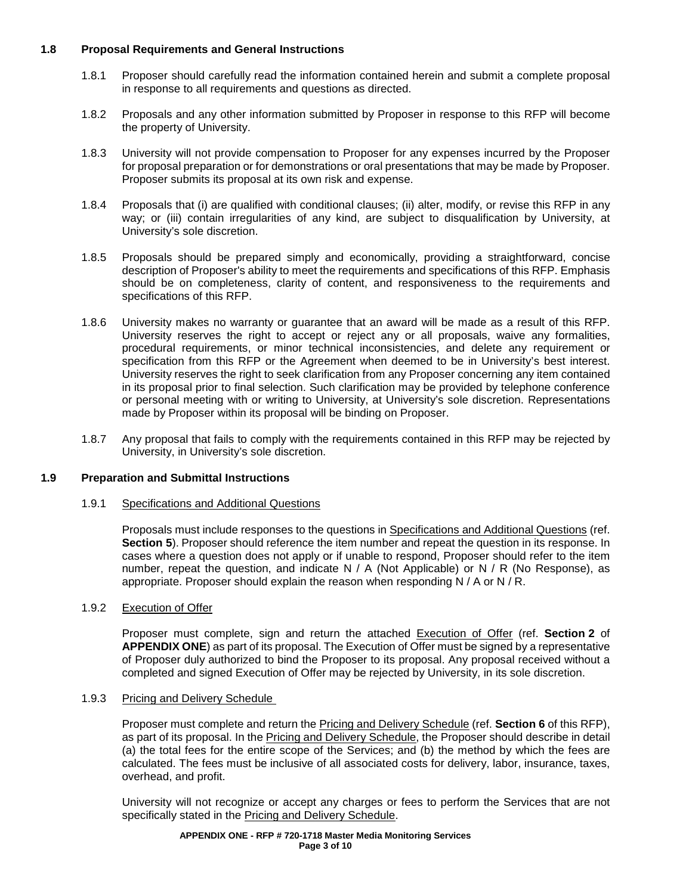### 1.8 Proposal Requirements and General Instructions

1.8.1 Proposer should carefully read the information contained herein and submit a complete proposal in response to all requirements and questions as directed.

1.8.2 Proposals and any other information submitted by Proposer in response to this RFP will become the property of University.

1.8.3 University will not provide compensation to Proposer for any expenses incurred by the Proposer for proposal preparation or for demonstrations or oral presentations that may be made by Proposer. Proposer submits its proposal at its own risk and expense.

1.8.4 Proposals that (i) are qualified with conditional clauses; (ii) alter, modify, or revise this RFP in any way; or (iii) contain irregularities of any kind, are subject to disqualification by University, at University's sole discretion.

1.8.5 Proposals should be prepared simply and economically, providing a straightforward, concise description of Proposer's ability to meet the requirements and specifications of this RFP. Emphasis should be on completeness, clarity of content, and responsiveness to the requirements and specifications of this RFP.

1.8.6 University makes no warranty or guarantee that an award will be made as a result of this RFP. University reserves the right to accept or reject any or all proposals, waive any formalities, procedural requirements, or minor technical inconsistencies, and delete any requirement or specification from this RFP or the Agreement when deemed to be in University's best interest. University reserves the right to seek clarification from any Proposer concerning any item contained in its proposal prior to final selection. Such clarification may be provided by telephone conference or personal meeting with or writing to University, at University's sole discretion. Representations made by Proposer within its proposal will be binding on Proposer.

1.8.7 Any proposal that fails to comply with the requirements contained in this RFP may be rejected by University, in University's sole discretion.

### 1.9 Preparation and Submittal Instructions

1.9.1 Specifications and Additional Questions

Proposals must include responses to the questions in Specifications and Additional Questions (ref. **Section 5**). Proposer should reference the item number and repeat the question in its response. In cases where a question does not apply or if unable to respond, Proposer should refer to the item number, repeat the question, and indicate N / A (Not Applicable) or N / R (No Response), as appropriate. Proposer should explain the reason when responding N / A or N / R.

1.9.2 Execution of Offer

Proposer must complete, sign and return the attached Execution of Offer (ref. **Section 2** of **APPENDIX ONE**) as part of its proposal. The Execution of Offer must be signed by a representative of Proposer duly authorized to bind the Proposer to its proposal. Any proposal received without a completed and signed Execution of Offer may be rejected by University, in its sole discretion.

1.9.3 Pricing and Delivery Schedule

Proposer must complete and return the Pricing and Delivery Schedule (ref. **Section 6** of this RFP), as part of its proposal. In the Pricing and Delivery Schedule, the Proposer should describe in detail (a) the total fees for the entire scope of the Services; and (b) the method by which the fees are calculated. The fees must be inclusive of all associated costs for delivery, labor, insurance, taxes, overhead, and profit.

University will not recognize or accept any charges or fees to perform the Services that are not specifically stated in the Pricing and Delivery Schedule.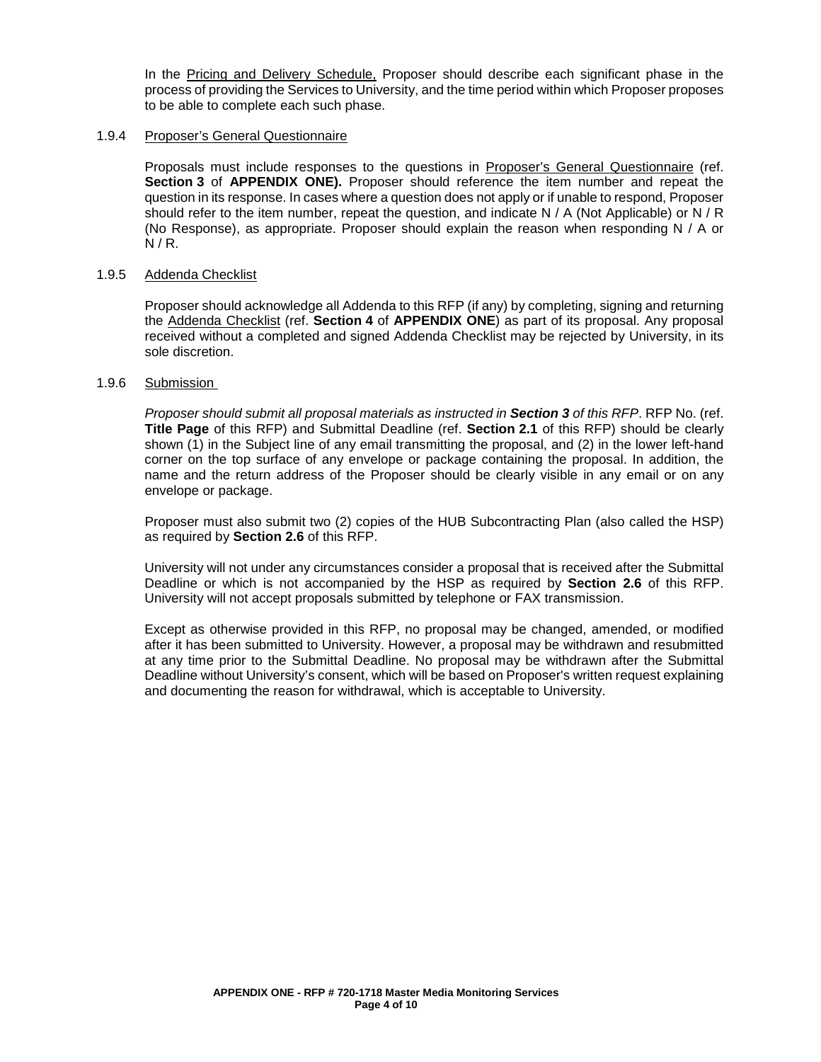In the Pricing and Delivery Schedule, Proposer should describe each significant phase in the process of providing the Services to University, and the time period within which Proposer proposes to be able to complete each such phase.

#### 1.9.4 Proposer's General Questionnaire

Proposals must include responses to the questions in Proposer's General Questionnaire (ref. **Section 3** of **APPENDIX ONE).** Proposer should reference the item number and repeat the question in its response. In cases where a question does not apply or if unable to respond, Proposer should refer to the item number, repeat the question, and indicate N / A (Not Applicable) or N / R (No Response), as appropriate. Proposer should explain the reason when responding N / A or N / R.

#### 1.9.5 Addenda Checklist

Proposer should acknowledge all Addenda to this RFP (if any) by completing, signing and returning the Addenda Checklist (ref. **Section 4** of **APPENDIX ONE**) as part of its proposal. Any proposal received without a completed and signed Addenda Checklist may be rejected by University, in its sole discretion.

#### 1.9.6 Submission

*Proposer should submit all proposal materials as instructed in **Section 3** of this RFP*. RFP No. (ref. **Title Page** of this RFP) and Submittal Deadline (ref. **Section 2.1** of this RFP) should be clearly shown (1) in the Subject line of any email transmitting the proposal, and (2) in the lower left-hand corner on the top surface of any envelope or package containing the proposal. In addition, the name and the return address of the Proposer should be clearly visible in any email or on any envelope or package.

Proposer must also submit two (2) copies of the HUB Subcontracting Plan (also called the HSP) as required by **Section 2.6** of this RFP.

University will not under any circumstances consider a proposal that is received after the Submittal Deadline or which is not accompanied by the HSP as required by **Section 2.6** of this RFP. University will not accept proposals submitted by telephone or FAX transmission.

Except as otherwise provided in this RFP, no proposal may be changed, amended, or modified after it has been submitted to University. However, a proposal may be withdrawn and resubmitted at any time prior to the Submittal Deadline. No proposal may be withdrawn after the Submittal Deadline without University's consent, which will be based on Proposer's written request explaining and documenting the reason for withdrawal, which is acceptable to University.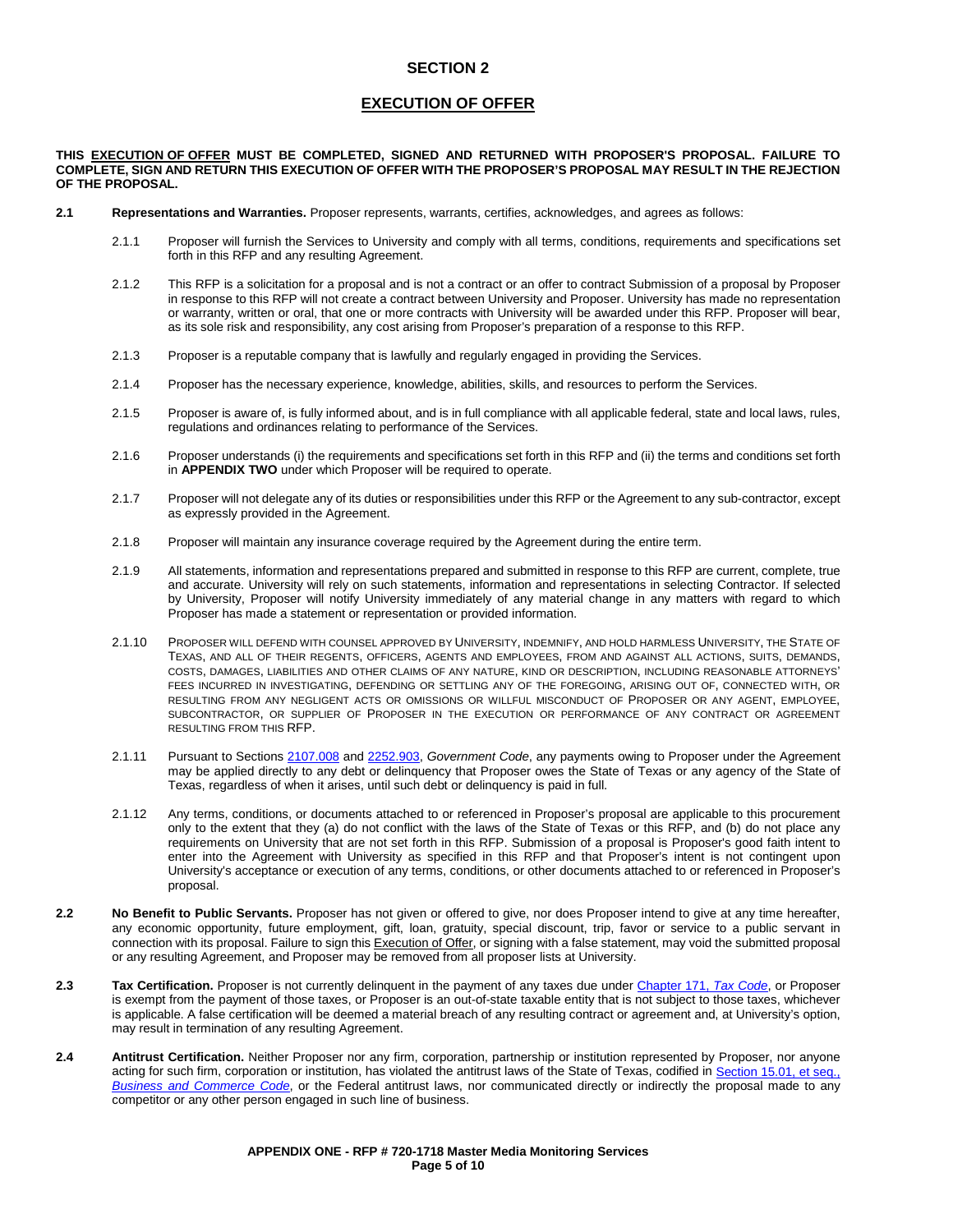# SECTION 2

## EXECUTION OF OFFER

**THIS EXECUTION OF OFFER MUST BE COMPLETED, SIGNED AND RETURNED WITH PROPOSER'S PROPOSAL. FAILURE TO COMPLETE, SIGN AND RETURN THIS EXECUTION OF OFFER WITH THE PROPOSER'S PROPOSAL MAY RESULT IN THE REJECTION OF THE PROPOSAL.**

**2.1 Representations and Warranties.** Proposer represents, warrants, certifies, acknowledges, and agrees as follows:

2.1.1 Proposer will furnish the Services to University and comply with all terms, conditions, requirements and specifications set forth in this RFP and any resulting Agreement.

2.1.2 This RFP is a solicitation for a proposal and is not a contract or an offer to contract Submission of a proposal by Proposer in response to this RFP will not create a contract between University and Proposer. University has made no representation or warranty, written or oral, that one or more contracts with University will be awarded under this RFP. Proposer will bear, as its sole risk and responsibility, any cost arising from Proposer's preparation of a response to this RFP.

2.1.3 Proposer is a reputable company that is lawfully and regularly engaged in providing the Services.

2.1.4 Proposer has the necessary experience, knowledge, abilities, skills, and resources to perform the Services.

2.1.5 Proposer is aware of, is fully informed about, and is in full compliance with all applicable federal, state and local laws, rules, regulations and ordinances relating to performance of the Services.

2.1.6 Proposer understands (i) the requirements and specifications set forth in this RFP and (ii) the terms and conditions set forth in **APPENDIX TWO** under which Proposer will be required to operate.

2.1.7 Proposer will not delegate any of its duties or responsibilities under this RFP or the Agreement to any sub-contractor, except as expressly provided in the Agreement.

2.1.8 Proposer will maintain any insurance coverage required by the Agreement during the entire term.

2.1.9 All statements, information and representations prepared and submitted in response to this RFP are current, complete, true and accurate. University will rely on such statements, information and representations in selecting Contractor. If selected by University, Proposer will notify University immediately of any material change in any matters with regard to which Proposer has made a statement or representation or provided information.

2.1.10 PROPOSER WILL DEFEND WITH COUNSEL APPROVED BY UNIVERSITY, INDEMNIFY, AND HOLD HARMLESS UNIVERSITY, THE STATE OF TEXAS, AND ALL OF THEIR REGENTS, OFFICERS, AGENTS AND EMPLOYEES, FROM AND AGAINST ALL ACTIONS, SUITS, DEMANDS, COSTS, DAMAGES, LIABILITIES AND OTHER CLAIMS OF ANY NATURE, KIND OR DESCRIPTION, INCLUDING REASONABLE ATTORNEYS' FEES INCURRED IN INVESTIGATING, DEFENDING OR SETTLING ANY OF THE FOREGOING, ARISING OUT OF, CONNECTED WITH, OR RESULTING FROM ANY NEGLIGENT ACTS OR OMISSIONS OR WILLFUL MISCONDUCT OF PROPOSER OR ANY AGENT, EMPLOYEE, SUBCONTRACTOR, OR SUPPLIER OF PROPOSER IN THE EXECUTION OR PERFORMANCE OF ANY CONTRACT OR AGREEMENT RESULTING FROM THIS RFP.

2.1.11 Pursuant to Sections 2107.008 and 2252.903, *Government Code*, any payments owing to Proposer under the Agreement may be applied directly to any debt or delinquency that Proposer owes the State of Texas or any agency of the State of Texas, regardless of when it arises, until such debt or delinquency is paid in full.

2.1.12 Any terms, conditions, or documents attached to or referenced in Proposer's proposal are applicable to this procurement only to the extent that they (a) do not conflict with the laws of the State of Texas or this RFP, and (b) do not place any requirements on University that are not set forth in this RFP. Submission of a proposal is Proposer's good faith intent to enter into the Agreement with University as specified in this RFP and that Proposer's intent is not contingent upon University's acceptance or execution of any terms, conditions, or other documents attached to or referenced in Proposer's proposal.

**2.2 No Benefit to Public Servants.** Proposer has not given or offered to give, nor does Proposer intend to give at any time hereafter, any economic opportunity, future employment, gift, loan, gratuity, special discount, trip, favor or service to a public servant in connection with its proposal. Failure to sign this Execution of Offer, or signing with a false statement, may void the submitted proposal or any resulting Agreement, and Proposer may be removed from all proposer lists at University.

**2.3 Tax Certification.** Proposer is not currently delinquent in the payment of any taxes due under Chapter 171, *Tax Code*, or Proposer is exempt from the payment of those taxes, or Proposer is an out-of-state taxable entity that is not subject to those taxes, whichever is applicable. A false certification will be deemed a material breach of any resulting contract or agreement and, at University's option, may result in termination of any resulting Agreement.

**2.4 Antitrust Certification.** Neither Proposer nor any firm, corporation, partnership or institution represented by Proposer, nor anyone acting for such firm, corporation or institution, has violated the antitrust laws of the State of Texas, codified in Section 15.01, et seq., *Business and Commerce Code*, or the Federal antitrust laws, nor communicated directly or indirectly the proposal made to any competitor or any other person engaged in such line of business.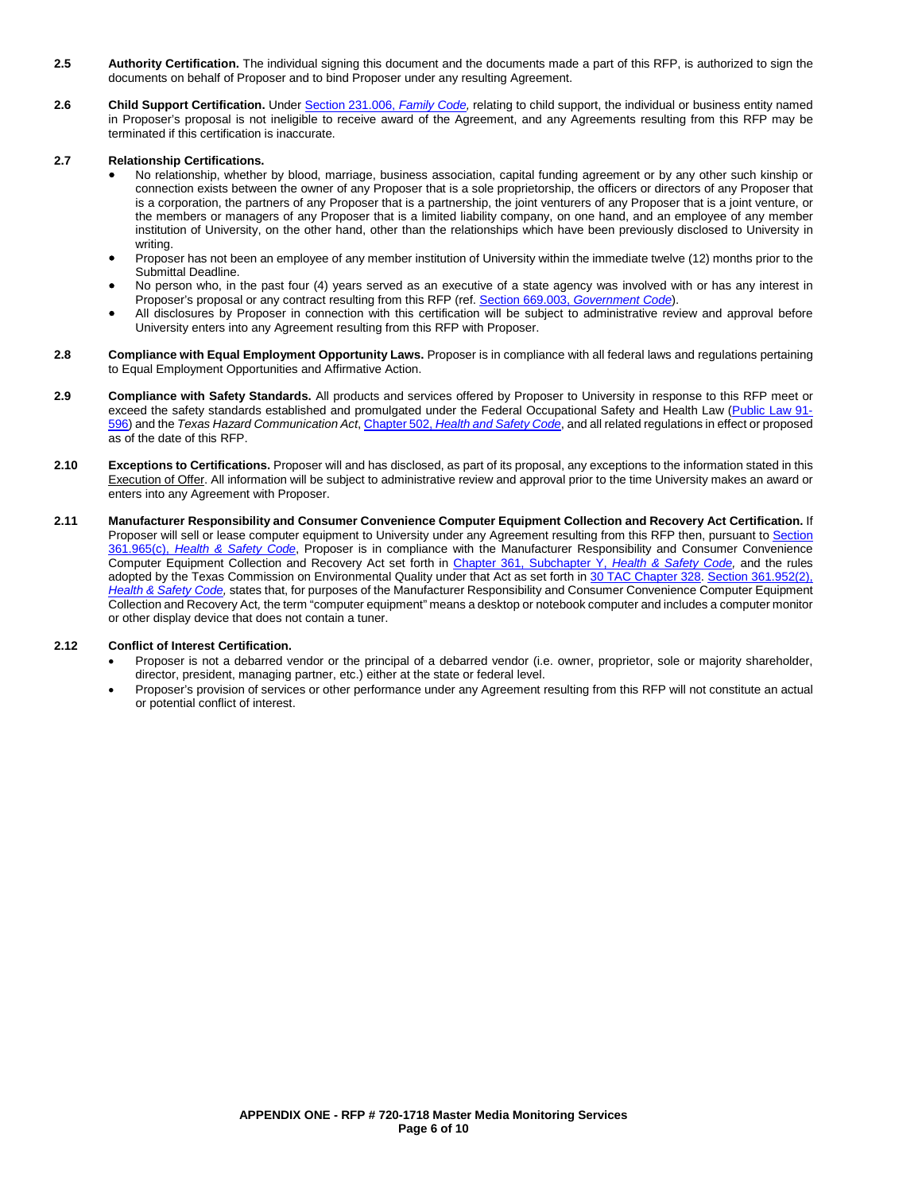**2.5 Authority Certification.** The individual signing this document and the documents made a part of this RFP, is authorized to sign the documents on behalf of Proposer and to bind Proposer under any resulting Agreement.

**2.6 Child Support Certification.** Under Section 231.006, *Family Code,* relating to child support, the individual or business entity named in Proposer's proposal is not ineligible to receive award of the Agreement, and any Agreements resulting from this RFP may be terminated if this certification is inaccurate.

**2.7 Relationship Certifications.**

- No relationship, whether by blood, marriage, business association, capital funding agreement or by any other such kinship or connection exists between the owner of any Proposer that is a sole proprietorship, the officers or directors of any Proposer that is a corporation, the partners of any Proposer that is a partnership, the joint venturers of any Proposer that is a joint venture, or the members or managers of any Proposer that is a limited liability company, on one hand, and an employee of any member institution of University, on the other hand, other than the relationships which have been previously disclosed to University in writing.
- Proposer has not been an employee of any member institution of University within the immediate twelve (12) months prior to the Submittal Deadline.
- No person who, in the past four (4) years served as an executive of a state agency was involved with or has any interest in Proposer's proposal or any contract resulting from this RFP (ref. Section 669.003, *Government Code*).
- All disclosures by Proposer in connection with this certification will be subject to administrative review and approval before University enters into any Agreement resulting from this RFP with Proposer.

**2.8 Compliance with Equal Employment Opportunity Laws.** Proposer is in compliance with all federal laws and regulations pertaining to Equal Employment Opportunities and Affirmative Action.

**2.9 Compliance with Safety Standards.** All products and services offered by Proposer to University in response to this RFP meet or exceed the safety standards established and promulgated under the Federal Occupational Safety and Health Law (Public Law 91-596) and the *Texas Hazard Communication Act*, Chapter 502, *Health and Safety Code*, and all related regulations in effect or proposed as of the date of this RFP.

**2.10 Exceptions to Certifications.** Proposer will and has disclosed, as part of its proposal, any exceptions to the information stated in this Execution of Offer. All information will be subject to administrative review and approval prior to the time University makes an award or enters into any Agreement with Proposer.

**2.11 Manufacturer Responsibility and Consumer Convenience Computer Equipment Collection and Recovery Act Certification.** If Proposer will sell or lease computer equipment to University under any Agreement resulting from this RFP then, pursuant to Section 361.965(c), *Health & Safety Code*, Proposer is in compliance with the Manufacturer Responsibility and Consumer Convenience Computer Equipment Collection and Recovery Act set forth in Chapter 361, Subchapter Y, *Health & Safety Code,* and the rules adopted by the Texas Commission on Environmental Quality under that Act as set forth in 30 TAC Chapter 328. Section 361.952(2), *Health & Safety Code,* states that, for purposes of the Manufacturer Responsibility and Consumer Convenience Computer Equipment Collection and Recovery Act, the term "computer equipment" means a desktop or notebook computer and includes a computer monitor or other display device that does not contain a tuner.

**2.12 Conflict of Interest Certification.**

- Proposer is not a debarred vendor or the principal of a debarred vendor (i.e. owner, proprietor, sole or majority shareholder, director, president, managing partner, etc.) either at the state or federal level.
- Proposer's provision of services or other performance under any Agreement resulting from this RFP will not constitute an actual or potential conflict of interest.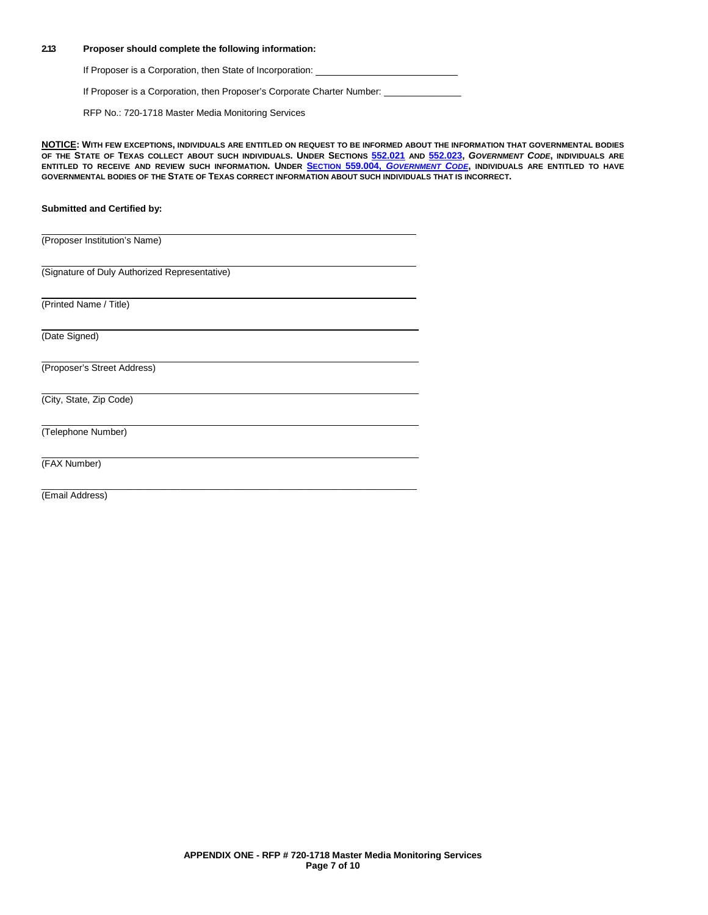**2.13 Proposer should complete the following information:**

If Proposer is a Corporation, then State of Incorporation: ____________________________

If Proposer is a Corporation, then Proposer's Corporate Charter Number: ______________

RFP No.: 720-1718 Master Media Monitoring Services

**NOTICE: WITH FEW EXCEPTIONS, INDIVIDUALS ARE ENTITLED ON REQUEST TO BE INFORMED ABOUT THE INFORMATION THAT GOVERNMENTAL BODIES OF THE STATE OF TEXAS COLLECT ABOUT SUCH INDIVIDUALS. UNDER SECTIONS 552.021 AND 552.023, *GOVERNMENT CODE*, INDIVIDUALS ARE ENTITLED TO RECEIVE AND REVIEW SUCH INFORMATION. UNDER SECTION 559.004, *GOVERNMENT CODE*, INDIVIDUALS ARE ENTITLED TO HAVE GOVERNMENTAL BODIES OF THE STATE OF TEXAS CORRECT INFORMATION ABOUT SUCH INDIVIDUALS THAT IS INCORRECT.**

**Submitted and Certified by:**

______________________________________________
(Proposer Institution's Name)

______________________________________________
(Signature of Duly Authorized Representative)

______________________________________________
(Printed Name / Title)

______________________________________________
(Date Signed)

______________________________________________
(Proposer's Street Address)

______________________________________________
(City, State, Zip Code)

______________________________________________
(Telephone Number)

______________________________________________
(FAX Number)

______________________________________________
(Email Address)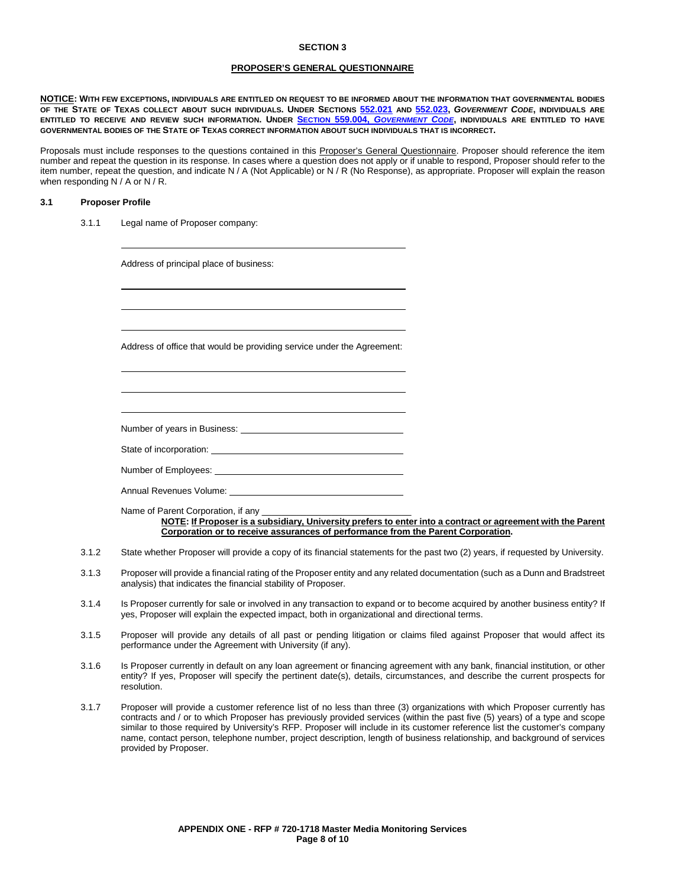## SECTION 3

## PROPOSER'S GENERAL QUESTIONNAIRE

**NOTICE: WITH FEW EXCEPTIONS, INDIVIDUALS ARE ENTITLED ON REQUEST TO BE INFORMED ABOUT THE INFORMATION THAT GOVERNMENTAL BODIES OF THE STATE OF TEXAS COLLECT ABOUT SUCH INDIVIDUALS. UNDER SECTIONS 552.021 AND 552.023, *GOVERNMENT CODE*, INDIVIDUALS ARE ENTITLED TO RECEIVE AND REVIEW SUCH INFORMATION. UNDER SECTION 559.004, *GOVERNMENT CODE*, INDIVIDUALS ARE ENTITLED TO HAVE GOVERNMENTAL BODIES OF THE STATE OF TEXAS CORRECT INFORMATION ABOUT SUCH INDIVIDUALS THAT IS INCORRECT.**

Proposals must include responses to the questions contained in this Proposer's General Questionnaire. Proposer should reference the item number and repeat the question in its response. In cases where a question does not apply or if unable to respond, Proposer should refer to the item number, repeat the question, and indicate N / A (Not Applicable) or N / R (No Response), as appropriate. Proposer will explain the reason when responding N / A or N / R.

### 3.1 Proposer Profile

3.1.1 Legal name of Proposer company:

\_\_\_\_\_\_\_\_\_\_\_\_\_\_\_\_\_\_\_\_\_\_\_\_\_\_\_\_\_\_\_\_\_\_\_\_\_\_\_\_\_\_\_\_

Address of principal place of business:

\_\_\_\_\_\_\_\_\_\_\_\_\_\_\_\_\_\_\_\_\_\_\_\_\_\_\_\_\_\_\_\_\_\_\_\_\_\_\_\_\_\_\_\_

\_\_\_\_\_\_\_\_\_\_\_\_\_\_\_\_\_\_\_\_\_\_\_\_\_\_\_\_\_\_\_\_\_\_\_\_\_\_\_\_\_\_\_\_

\_\_\_\_\_\_\_\_\_\_\_\_\_\_\_\_\_\_\_\_\_\_\_\_\_\_\_\_\_\_\_\_\_\_\_\_\_\_\_\_\_\_\_\_

Address of office that would be providing service under the Agreement:

\_\_\_\_\_\_\_\_\_\_\_\_\_\_\_\_\_\_\_\_\_\_\_\_\_\_\_\_\_\_\_\_\_\_\_\_\_\_\_\_\_\_\_\_

\_\_\_\_\_\_\_\_\_\_\_\_\_\_\_\_\_\_\_\_\_\_\_\_\_\_\_\_\_\_\_\_\_\_\_\_\_\_\_\_\_\_\_\_

\_\_\_\_\_\_\_\_\_\_\_\_\_\_\_\_\_\_\_\_\_\_\_\_\_\_\_\_\_\_\_\_\_\_\_\_\_\_\_\_\_\_\_\_

Number of years in Business: \_\_\_\_\_\_\_\_\_\_\_\_\_\_\_\_\_\_\_\_\_\_\_\_\_\_\_\_

State of incorporation: \_\_\_\_\_\_\_\_\_\_\_\_\_\_\_\_\_\_\_\_\_\_\_\_\_\_\_\_

Number of Employees: \_\_\_\_\_\_\_\_\_\_\_\_\_\_\_\_\_\_\_\_\_\_\_\_\_\_\_\_

Annual Revenues Volume: \_\_\_\_\_\_\_\_\_\_\_\_\_\_\_\_\_\_\_\_\_\_\_\_\_\_\_\_

Name of Parent Corporation, if any \_\_\_\_\_\_\_\_\_\_\_\_\_\_\_\_\_\_\_\_\_\_\_\_\_\_\_\_

**NOTE: If Proposer is a subsidiary, University prefers to enter into a contract or agreement with the Parent Corporation or to receive assurances of performance from the Parent Corporation.**

3.1.2 State whether Proposer will provide a copy of its financial statements for the past two (2) years, if requested by University.

3.1.3 Proposer will provide a financial rating of the Proposer entity and any related documentation (such as a Dunn and Bradstreet analysis) that indicates the financial stability of Proposer.

3.1.4 Is Proposer currently for sale or involved in any transaction to expand or to become acquired by another business entity? If yes, Proposer will explain the expected impact, both in organizational and directional terms.

3.1.5 Proposer will provide any details of all past or pending litigation or claims filed against Proposer that would affect its performance under the Agreement with University (if any).

3.1.6 Is Proposer currently in default on any loan agreement or financing agreement with any bank, financial institution, or other entity? If yes, Proposer will specify the pertinent date(s), details, circumstances, and describe the current prospects for resolution.

3.1.7 Proposer will provide a customer reference list of no less than three (3) organizations with which Proposer currently has contracts and / or to which Proposer has previously provided services (within the past five (5) years) of a type and scope similar to those required by University's RFP. Proposer will include in its customer reference list the customer's company name, contact person, telephone number, project description, length of business relationship, and background of services provided by Proposer.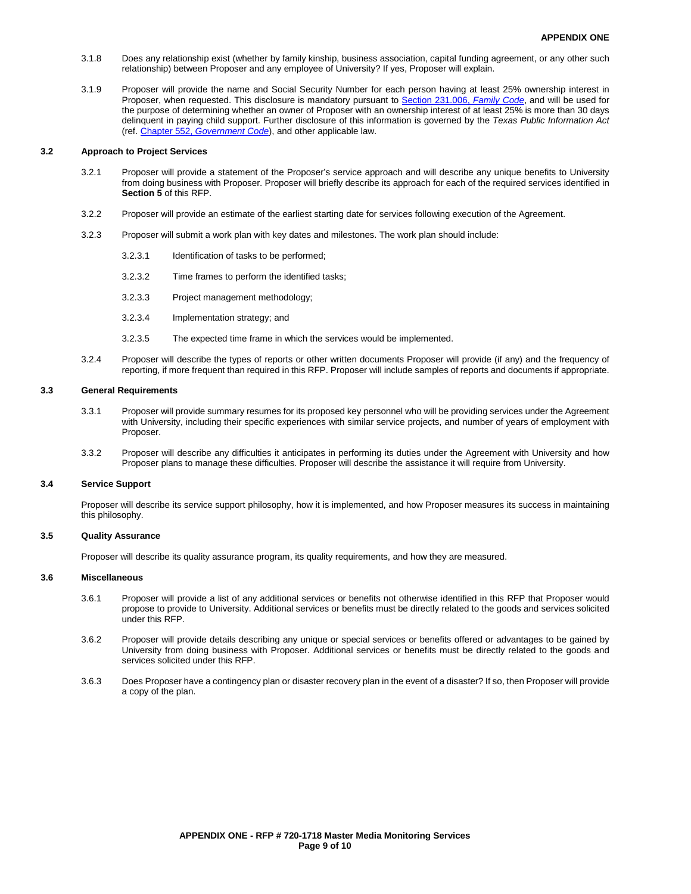3.1.8 Does any relationship exist (whether by family kinship, business association, capital funding agreement, or any other such relationship) between Proposer and any employee of University? If yes, Proposer will explain.

3.1.9 Proposer will provide the name and Social Security Number for each person having at least 25% ownership interest in Proposer, when requested. This disclosure is mandatory pursuant to Section 231.006, *Family Code*, and will be used for the purpose of determining whether an owner of Proposer with an ownership interest of at least 25% is more than 30 days delinquent in paying child support. Further disclosure of this information is governed by the *Texas Public Information Act* (ref. Chapter 552, *Government Code*), and other applicable law.

### 3.2 Approach to Project Services

3.2.1 Proposer will provide a statement of the Proposer's service approach and will describe any unique benefits to University from doing business with Proposer. Proposer will briefly describe its approach for each of the required services identified in **Section 5** of this RFP.

3.2.2 Proposer will provide an estimate of the earliest starting date for services following execution of the Agreement.

3.2.3 Proposer will submit a work plan with key dates and milestones. The work plan should include:

3.2.3.1 Identification of tasks to be performed;

3.2.3.2 Time frames to perform the identified tasks;

3.2.3.3 Project management methodology;

3.2.3.4 Implementation strategy; and

3.2.3.5 The expected time frame in which the services would be implemented.

3.2.4 Proposer will describe the types of reports or other written documents Proposer will provide (if any) and the frequency of reporting, if more frequent than required in this RFP. Proposer will include samples of reports and documents if appropriate.

### 3.3 General Requirements

3.3.1 Proposer will provide summary resumes for its proposed key personnel who will be providing services under the Agreement with University, including their specific experiences with similar service projects, and number of years of employment with Proposer.

3.3.2 Proposer will describe any difficulties it anticipates in performing its duties under the Agreement with University and how Proposer plans to manage these difficulties. Proposer will describe the assistance it will require from University.

### 3.4 Service Support

Proposer will describe its service support philosophy, how it is implemented, and how Proposer measures its success in maintaining this philosophy.

### 3.5 Quality Assurance

Proposer will describe its quality assurance program, its quality requirements, and how they are measured.

### 3.6 Miscellaneous

3.6.1 Proposer will provide a list of any additional services or benefits not otherwise identified in this RFP that Proposer would propose to provide to University. Additional services or benefits must be directly related to the goods and services solicited under this RFP.

3.6.2 Proposer will provide details describing any unique or special services or benefits offered or advantages to be gained by University from doing business with Proposer. Additional services or benefits must be directly related to the goods and services solicited under this RFP.

3.6.3 Does Proposer have a contingency plan or disaster recovery plan in the event of a disaster? If so, then Proposer will provide a copy of the plan.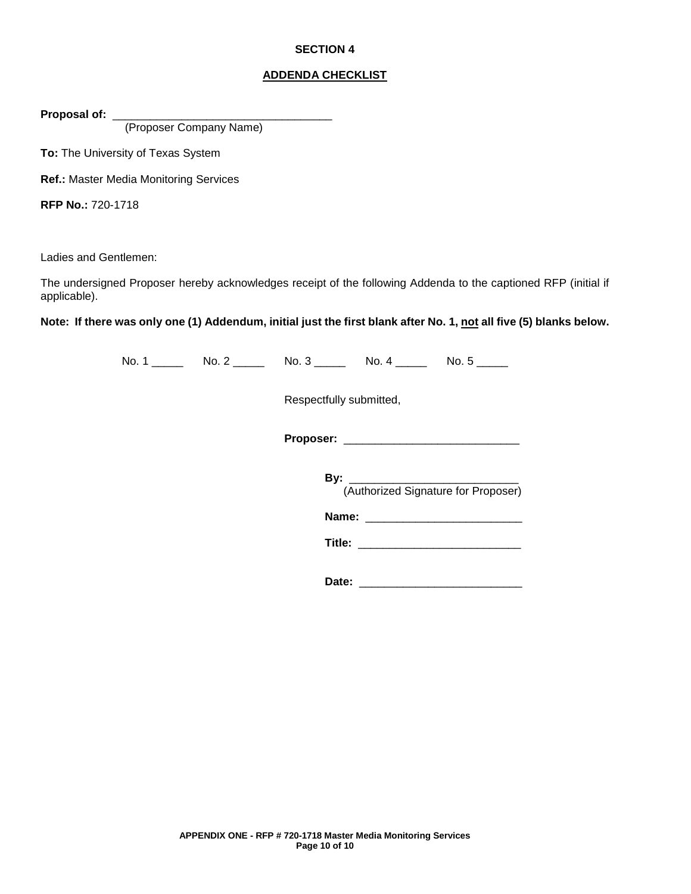## SECTION 4

## ADDENDA CHECKLIST

**Proposal of:** ___________________________________
(Proposer Company Name)

**To:** The University of Texas System

**Ref.:** Master Media Monitoring Services

**RFP No.:** 720-1718

Ladies and Gentlemen:

The undersigned Proposer hereby acknowledges receipt of the following Addenda to the captioned RFP (initial if applicable).

**Note: If there was only one (1) Addendum, initial just the first blank after No. 1, not all five (5) blanks below.**

No. 1 _____ No. 2 _____ No. 3 _____ No. 4 _____ No. 5 _____

Respectfully submitted,

**Proposer:** ___________________________

**By:** ___________________________
(Authorized Signature for Proposer)

**Name:** ___________________________

**Title:** ___________________________

**Date:** ___________________________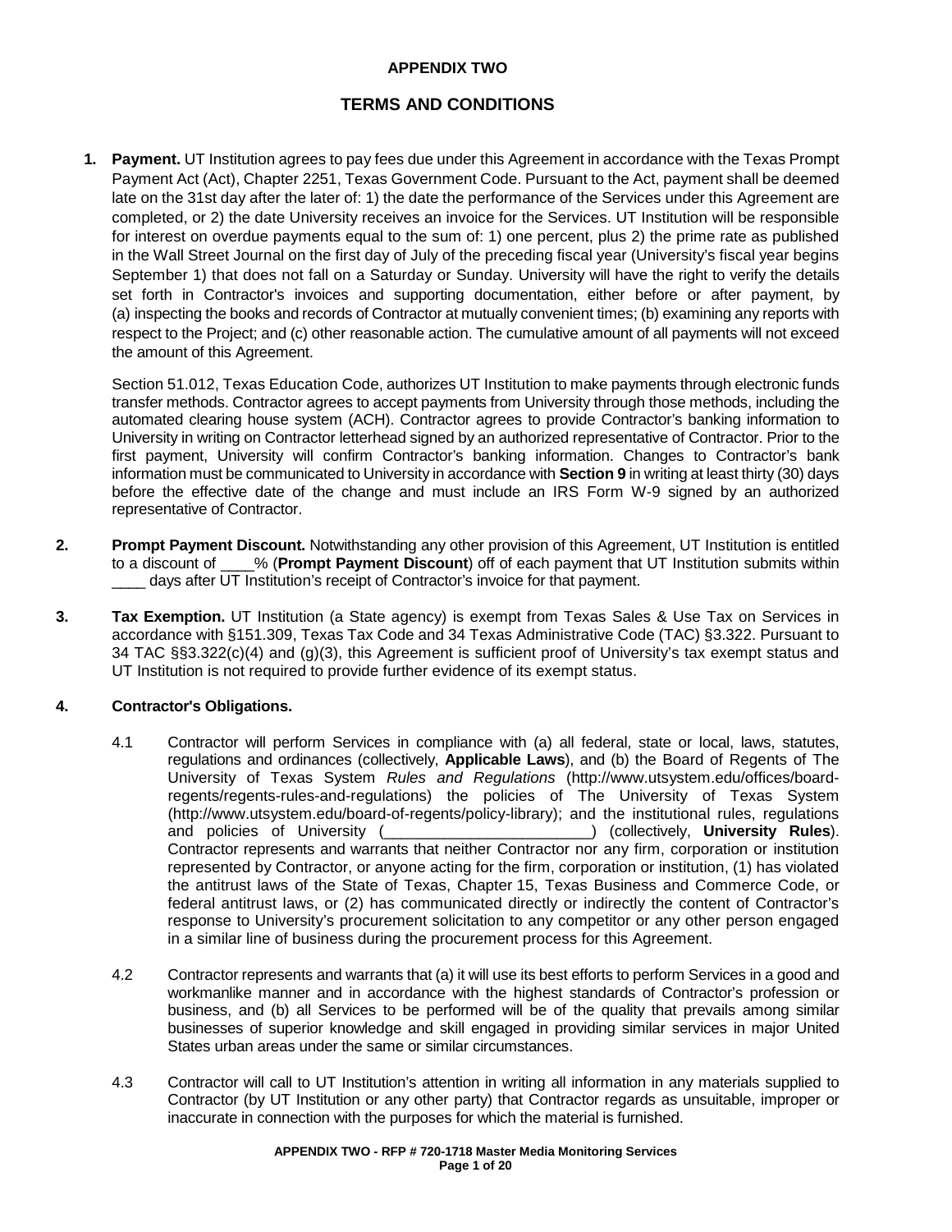# APPENDIX TWO

## TERMS AND CONDITIONS

1. **Payment.** UT Institution agrees to pay fees due under this Agreement in accordance with the Texas Prompt Payment Act (Act), Chapter 2251, Texas Government Code. Pursuant to the Act, payment shall be deemed late on the 31st day after the later of: 1) the date the performance of the Services under this Agreement are completed, or 2) the date University receives an invoice for the Services. UT Institution will be responsible for interest on overdue payments equal to the sum of: 1) one percent, plus 2) the prime rate as published in the Wall Street Journal on the first day of July of the preceding fiscal year (University's fiscal year begins September 1) that does not fall on a Saturday or Sunday. University will have the right to verify the details set forth in Contractor's invoices and supporting documentation, either before or after payment, by (a) inspecting the books and records of Contractor at mutually convenient times; (b) examining any reports with respect to the Project; and (c) other reasonable action. The cumulative amount of all payments will not exceed the amount of this Agreement.

   Section 51.012, Texas Education Code, authorizes UT Institution to make payments through electronic funds transfer methods. Contractor agrees to accept payments from University through those methods, including the automated clearing house system (ACH). Contractor agrees to provide Contractor's banking information to University in writing on Contractor letterhead signed by an authorized representative of Contractor. Prior to the first payment, University will confirm Contractor's banking information. Changes to Contractor's bank information must be communicated to University in accordance with **Section 9** in writing at least thirty (30) days before the effective date of the change and must include an IRS Form W-9 signed by an authorized representative of Contractor.

2. **Prompt Payment Discount.** Notwithstanding any other provision of this Agreement, UT Institution is entitled to a discount of ____% (**Prompt Payment Discount**) off of each payment that UT Institution submits within ____ days after UT Institution's receipt of Contractor's invoice for that payment.

3. **Tax Exemption.** UT Institution (a State agency) is exempt from Texas Sales & Use Tax on Services in accordance with §151.309, Texas Tax Code and 34 Texas Administrative Code (TAC) §3.322. Pursuant to 34 TAC §§3.322(c)(4) and (g)(3), this Agreement is sufficient proof of University's tax exempt status and UT Institution is not required to provide further evidence of its exempt status.

4. **Contractor's Obligations.**

   4.1 Contractor will perform Services in compliance with (a) all federal, state or local, laws, statutes, regulations and ordinances (collectively, **Applicable Laws**), and (b) the Board of Regents of The University of Texas System *Rules and Regulations* (http://www.utsystem.edu/offices/board-regents/regents-rules-and-regulations) the policies of The University of Texas System (http://www.utsystem.edu/board-of-regents/policy-library); and the institutional rules, regulations and policies of University (________________________) (collectively, **University Rules**). Contractor represents and warrants that neither Contractor nor any firm, corporation or institution represented by Contractor, or anyone acting for the firm, corporation or institution, (1) has violated the antitrust laws of the State of Texas, Chapter 15, Texas Business and Commerce Code, or federal antitrust laws, or (2) has communicated directly or indirectly the content of Contractor's response to University's procurement solicitation to any competitor or any other person engaged in a similar line of business during the procurement process for this Agreement.

   4.2 Contractor represents and warrants that (a) it will use its best efforts to perform Services in a good and workmanlike manner and in accordance with the highest standards of Contractor's profession or business, and (b) all Services to be performed will be of the quality that prevails among similar businesses of superior knowledge and skill engaged in providing similar services in major United States urban areas under the same or similar circumstances.

   4.3 Contractor will call to UT Institution's attention in writing all information in any materials supplied to Contractor (by UT Institution or any other party) that Contractor regards as unsuitable, improper or inaccurate in connection with the purposes for which the material is furnished.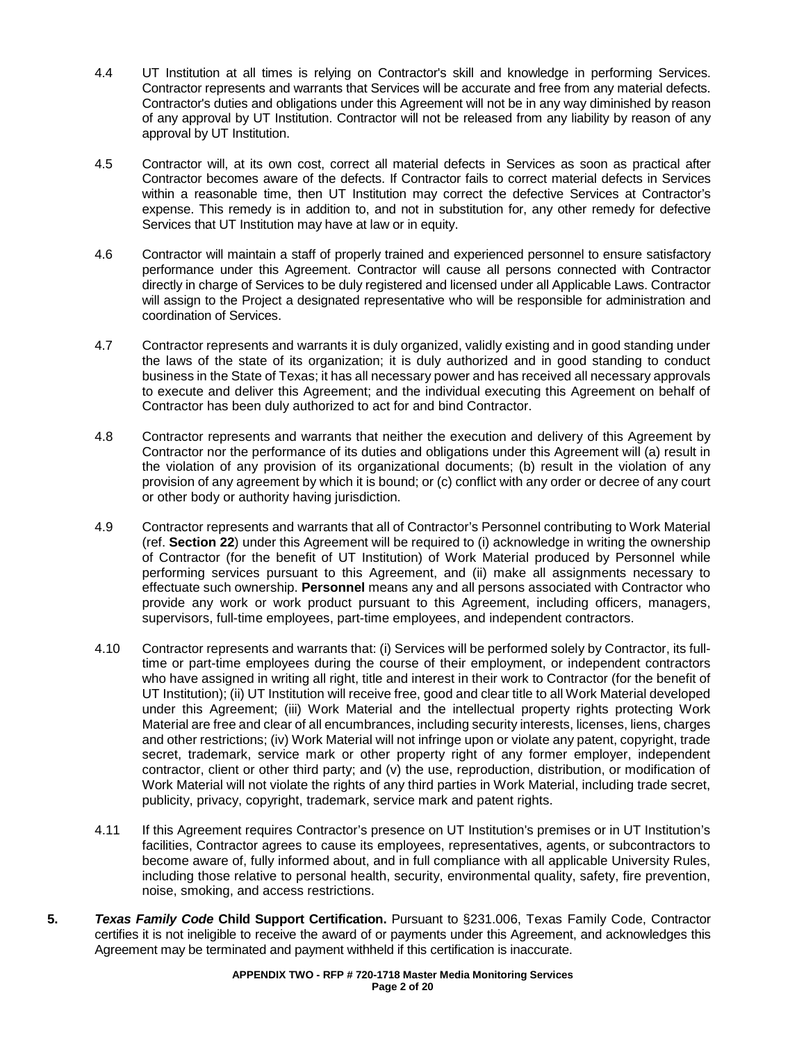4.4 UT Institution at all times is relying on Contractor's skill and knowledge in performing Services. Contractor represents and warrants that Services will be accurate and free from any material defects. Contractor's duties and obligations under this Agreement will not be in any way diminished by reason of any approval by UT Institution. Contractor will not be released from any liability by reason of any approval by UT Institution.

4.5 Contractor will, at its own cost, correct all material defects in Services as soon as practical after Contractor becomes aware of the defects. If Contractor fails to correct material defects in Services within a reasonable time, then UT Institution may correct the defective Services at Contractor's expense. This remedy is in addition to, and not in substitution for, any other remedy for defective Services that UT Institution may have at law or in equity.

4.6 Contractor will maintain a staff of properly trained and experienced personnel to ensure satisfactory performance under this Agreement. Contractor will cause all persons connected with Contractor directly in charge of Services to be duly registered and licensed under all Applicable Laws. Contractor will assign to the Project a designated representative who will be responsible for administration and coordination of Services.

4.7 Contractor represents and warrants it is duly organized, validly existing and in good standing under the laws of the state of its organization; it is duly authorized and in good standing to conduct business in the State of Texas; it has all necessary power and has received all necessary approvals to execute and deliver this Agreement; and the individual executing this Agreement on behalf of Contractor has been duly authorized to act for and bind Contractor.

4.8 Contractor represents and warrants that neither the execution and delivery of this Agreement by Contractor nor the performance of its duties and obligations under this Agreement will (a) result in the violation of any provision of its organizational documents; (b) result in the violation of any provision of any agreement by which it is bound; or (c) conflict with any order or decree of any court or other body or authority having jurisdiction.

4.9 Contractor represents and warrants that all of Contractor's Personnel contributing to Work Material (ref. **Section 22**) under this Agreement will be required to (i) acknowledge in writing the ownership of Contractor (for the benefit of UT Institution) of Work Material produced by Personnel while performing services pursuant to this Agreement, and (ii) make all assignments necessary to effectuate such ownership. **Personnel** means any and all persons associated with Contractor who provide any work or work product pursuant to this Agreement, including officers, managers, supervisors, full-time employees, part-time employees, and independent contractors.

4.10 Contractor represents and warrants that: (i) Services will be performed solely by Contractor, its full-time or part-time employees during the course of their employment, or independent contractors who have assigned in writing all right, title and interest in their work to Contractor (for the benefit of UT Institution); (ii) UT Institution will receive free, good and clear title to all Work Material developed under this Agreement; (iii) Work Material and the intellectual property rights protecting Work Material are free and clear of all encumbrances, including security interests, licenses, liens, charges and other restrictions; (iv) Work Material will not infringe upon or violate any patent, copyright, trade secret, trademark, service mark or other property right of any former employer, independent contractor, client or other third party; and (v) the use, reproduction, distribution, or modification of Work Material will not violate the rights of any third parties in Work Material, including trade secret, publicity, privacy, copyright, trademark, service mark and patent rights.

4.11 If this Agreement requires Contractor's presence on UT Institution's premises or in UT Institution's facilities, Contractor agrees to cause its employees, representatives, agents, or subcontractors to become aware of, fully informed about, and in full compliance with all applicable University Rules, including those relative to personal health, security, environmental quality, safety, fire prevention, noise, smoking, and access restrictions.

**5. *Texas Family Code* Child Support Certification.** Pursuant to §231.006, Texas Family Code, Contractor certifies it is not ineligible to receive the award of or payments under this Agreement, and acknowledges this Agreement may be terminated and payment withheld if this certification is inaccurate.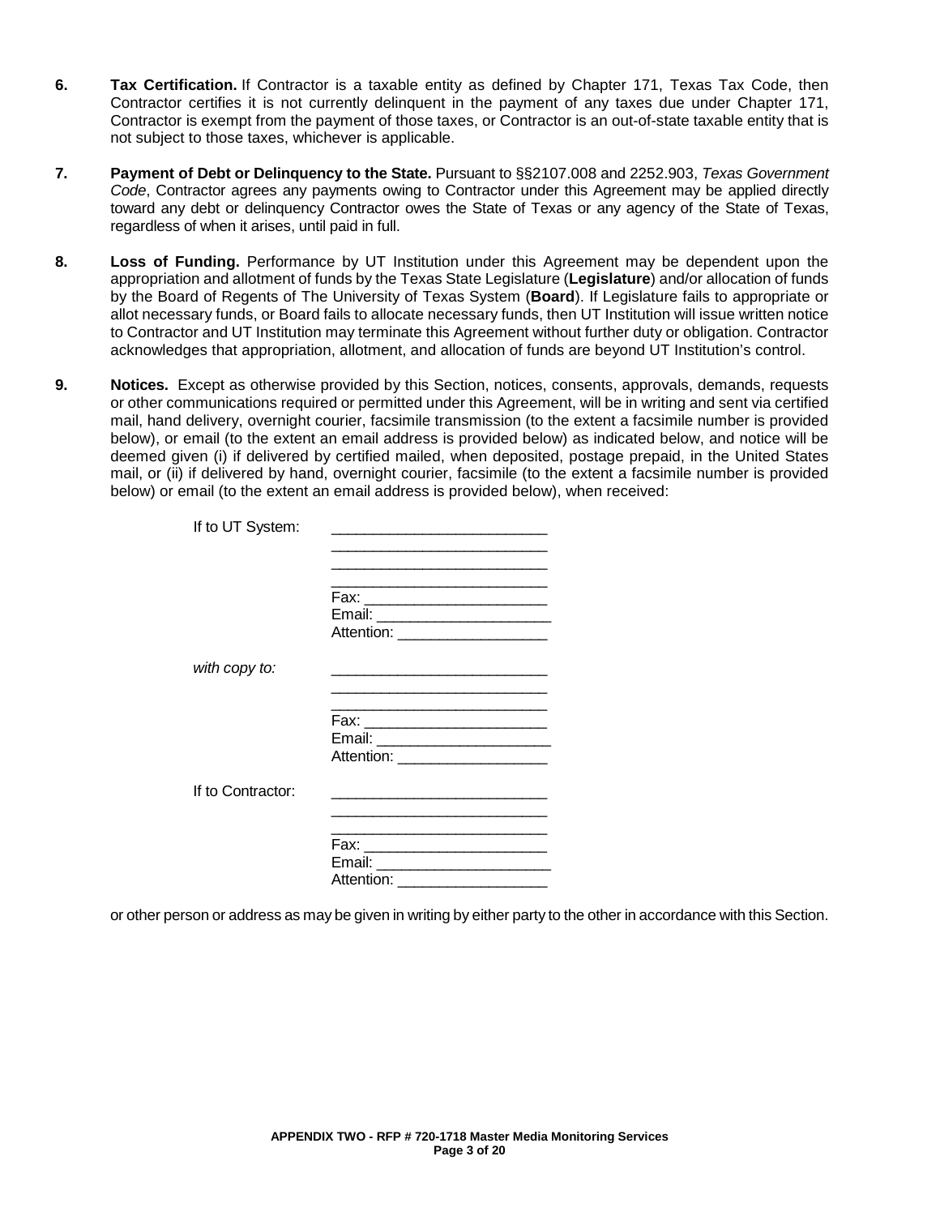**6. Tax Certification.** If Contractor is a taxable entity as defined by Chapter 171, Texas Tax Code, then Contractor certifies it is not currently delinquent in the payment of any taxes due under Chapter 171, Contractor is exempt from the payment of those taxes, or Contractor is an out-of-state taxable entity that is not subject to those taxes, whichever is applicable.

**7. Payment of Debt or Delinquency to the State.** Pursuant to §§2107.008 and 2252.903, *Texas Government Code*, Contractor agrees any payments owing to Contractor under this Agreement may be applied directly toward any debt or delinquency Contractor owes the State of Texas or any agency of the State of Texas, regardless of when it arises, until paid in full.

**8. Loss of Funding.** Performance by UT Institution under this Agreement may be dependent upon the appropriation and allotment of funds by the Texas State Legislature (**Legislature**) and/or allocation of funds by the Board of Regents of The University of Texas System (**Board**). If Legislature fails to appropriate or allot necessary funds, or Board fails to allocate necessary funds, then UT Institution will issue written notice to Contractor and UT Institution may terminate this Agreement without further duty or obligation. Contractor acknowledges that appropriation, allotment, and allocation of funds are beyond UT Institution's control.

**9. Notices.** Except as otherwise provided by this Section, notices, consents, approvals, demands, requests or other communications required or permitted under this Agreement, will be in writing and sent via certified mail, hand delivery, overnight courier, facsimile transmission (to the extent a facsimile number is provided below), or email (to the extent an email address is provided below) as indicated below, and notice will be deemed given (i) if delivered by certified mailed, when deposited, postage prepaid, in the United States mail, or (ii) if delivered by hand, overnight courier, facsimile (to the extent a facsimile number is provided below) or email (to the extent an email address is provided below), when received:

If to UT System: ___________________________
___________________________
___________________________
___________________________
Fax: _______________________
Email: ______________________
Attention: ___________________

*with copy to:* ___________________________
___________________________
___________________________
Fax: _______________________
Email: ______________________
Attention: ___________________

If to Contractor: ___________________________
___________________________
___________________________
Fax: _______________________
Email: ______________________
Attention: ___________________

or other person or address as may be given in writing by either party to the other in accordance with this Section.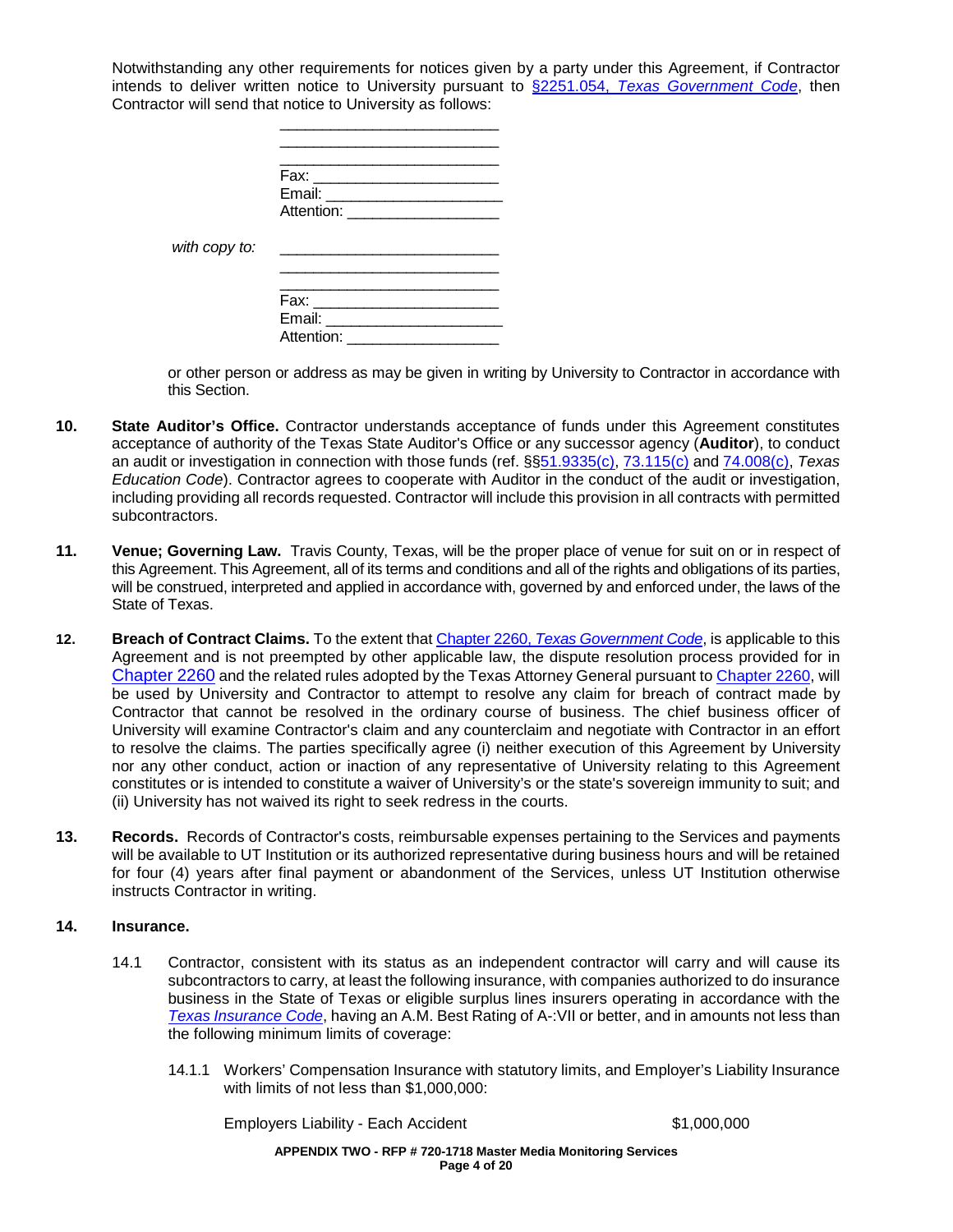Notwithstanding any other requirements for notices given by a party under this Agreement, if Contractor intends to deliver written notice to University pursuant to §2251.054, *Texas Government Code*, then Contractor will send that notice to University as follows:

_________________________
_________________________
_________________________
Fax: _____________________
Email: ____________________
Attention: _________________

*with copy to:*

_________________________
_________________________
_________________________
Fax: _____________________
Email: ____________________
Attention: _________________

or other person or address as may be given in writing by University to Contractor in accordance with this Section.

**10. State Auditor's Office.** Contractor understands acceptance of funds under this Agreement constitutes acceptance of authority of the Texas State Auditor's Office or any successor agency (**Auditor**), to conduct an audit or investigation in connection with those funds (ref. §§51.9335(c), 73.115(c) and 74.008(c), *Texas Education Code*). Contractor agrees to cooperate with Auditor in the conduct of the audit or investigation, including providing all records requested. Contractor will include this provision in all contracts with permitted subcontractors.

**11. Venue; Governing Law.** Travis County, Texas, will be the proper place of venue for suit on or in respect of this Agreement. This Agreement, all of its terms and conditions and all of the rights and obligations of its parties, will be construed, interpreted and applied in accordance with, governed by and enforced under, the laws of the State of Texas.

**12. Breach of Contract Claims.** To the extent that Chapter 2260, *Texas Government Code*, is applicable to this Agreement and is not preempted by other applicable law, the dispute resolution process provided for in Chapter 2260 and the related rules adopted by the Texas Attorney General pursuant to Chapter 2260, will be used by University and Contractor to attempt to resolve any claim for breach of contract made by Contractor that cannot be resolved in the ordinary course of business. The chief business officer of University will examine Contractor's claim and any counterclaim and negotiate with Contractor in an effort to resolve the claims. The parties specifically agree (i) neither execution of this Agreement by University nor any other conduct, action or inaction of any representative of University relating to this Agreement constitutes or is intended to constitute a waiver of University's or the state's sovereign immunity to suit; and (ii) University has not waived its right to seek redress in the courts.

**13. Records.** Records of Contractor's costs, reimbursable expenses pertaining to the Services and payments will be available to UT Institution or its authorized representative during business hours and will be retained for four (4) years after final payment or abandonment of the Services, unless UT Institution otherwise instructs Contractor in writing.

**14. Insurance.**

14.1 Contractor, consistent with its status as an independent contractor will carry and will cause its subcontractors to carry, at least the following insurance, with companies authorized to do insurance business in the State of Texas or eligible surplus lines insurers operating in accordance with the *Texas Insurance Code*, having an A.M. Best Rating of A-:VII or better, and in amounts not less than the following minimum limits of coverage:

14.1.1 Workers' Compensation Insurance with statutory limits, and Employer's Liability Insurance with limits of not less than $1,000,000:

| | |
|---|---|
| Employers Liability - Each Accident | $1,000,000 |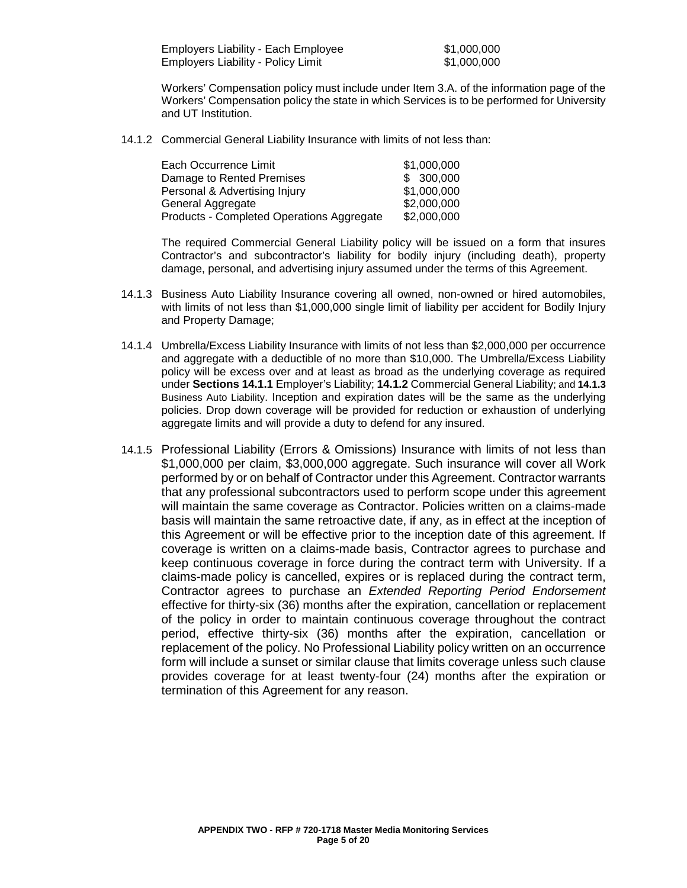| | |
|---|---|
| Employers Liability - Each Employee | \$1,000,000 |
| Employers Liability - Policy Limit | \$1,000,000 |

Workers' Compensation policy must include under Item 3.A. of the information page of the Workers' Compensation policy the state in which Services is to be performed for University and UT Institution.

14.1.2 Commercial General Liability Insurance with limits of not less than:

| | |
|---|---|
| Each Occurrence Limit | \$1,000,000 |
| Damage to Rented Premises | \$ 300,000 |
| Personal & Advertising Injury | \$1,000,000 |
| General Aggregate | \$2,000,000 |
| Products - Completed Operations Aggregate | \$2,000,000 |

The required Commercial General Liability policy will be issued on a form that insures Contractor's and subcontractor's liability for bodily injury (including death), property damage, personal, and advertising injury assumed under the terms of this Agreement.

14.1.3 Business Auto Liability Insurance covering all owned, non-owned or hired automobiles, with limits of not less than \$1,000,000 single limit of liability per accident for Bodily Injury and Property Damage;

14.1.4 Umbrella/Excess Liability Insurance with limits of not less than \$2,000,000 per occurrence and aggregate with a deductible of no more than \$10,000. The Umbrella/Excess Liability policy will be excess over and at least as broad as the underlying coverage as required under **Sections 14.1.1** Employer's Liability; **14.1.2** Commercial General Liability; and **14.1.3** Business Auto Liability. Inception and expiration dates will be the same as the underlying policies. Drop down coverage will be provided for reduction or exhaustion of underlying aggregate limits and will provide a duty to defend for any insured.

14.1.5 Professional Liability (Errors & Omissions) Insurance with limits of not less than \$1,000,000 per claim, \$3,000,000 aggregate. Such insurance will cover all Work performed by or on behalf of Contractor under this Agreement. Contractor warrants that any professional subcontractors used to perform scope under this agreement will maintain the same coverage as Contractor. Policies written on a claims-made basis will maintain the same retroactive date, if any, as in effect at the inception of this Agreement or will be effective prior to the inception date of this agreement. If coverage is written on a claims-made basis, Contractor agrees to purchase and keep continuous coverage in force during the contract term with University. If a claims-made policy is cancelled, expires or is replaced during the contract term, Contractor agrees to purchase an *Extended Reporting Period Endorsement* effective for thirty-six (36) months after the expiration, cancellation or replacement of the policy in order to maintain continuous coverage throughout the contract period, effective thirty-six (36) months after the expiration, cancellation or replacement of the policy. No Professional Liability policy written on an occurrence form will include a sunset or similar clause that limits coverage unless such clause provides coverage for at least twenty-four (24) months after the expiration or termination of this Agreement for any reason.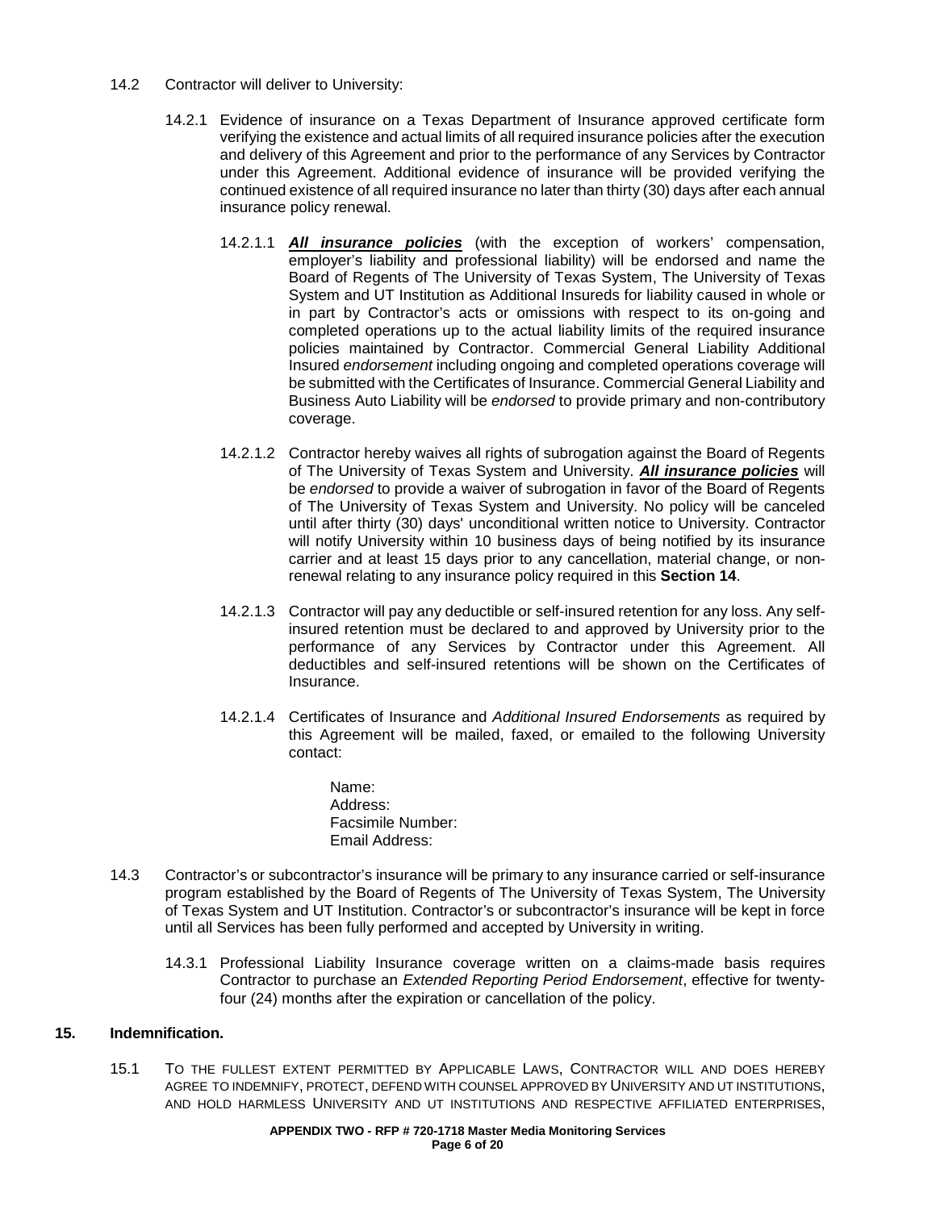14.2 Contractor will deliver to University:

14.2.1 Evidence of insurance on a Texas Department of Insurance approved certificate form verifying the existence and actual limits of all required insurance policies after the execution and delivery of this Agreement and prior to the performance of any Services by Contractor under this Agreement. Additional evidence of insurance will be provided verifying the continued existence of all required insurance no later than thirty (30) days after each annual insurance policy renewal.

14.2.1.1 ***All insurance policies*** (with the exception of workers' compensation, employer's liability and professional liability) will be endorsed and name the Board of Regents of The University of Texas System, The University of Texas System and UT Institution as Additional Insureds for liability caused in whole or in part by Contractor's acts or omissions with respect to its on-going and completed operations up to the actual liability limits of the required insurance policies maintained by Contractor. Commercial General Liability Additional Insured *endorsement* including ongoing and completed operations coverage will be submitted with the Certificates of Insurance. Commercial General Liability and Business Auto Liability will be *endorsed* to provide primary and non-contributory coverage.

14.2.1.2 Contractor hereby waives all rights of subrogation against the Board of Regents of The University of Texas System and University. ***All insurance policies*** will be *endorsed* to provide a waiver of subrogation in favor of the Board of Regents of The University of Texas System and University. No policy will be canceled until after thirty (30) days' unconditional written notice to University. Contractor will notify University within 10 business days of being notified by its insurance carrier and at least 15 days prior to any cancellation, material change, or non-renewal relating to any insurance policy required in this **Section 14**.

14.2.1.3 Contractor will pay any deductible or self-insured retention for any loss. Any self-insured retention must be declared to and approved by University prior to the performance of any Services by Contractor under this Agreement. All deductibles and self-insured retentions will be shown on the Certificates of Insurance.

14.2.1.4 Certificates of Insurance and *Additional Insured Endorsements* as required by this Agreement will be mailed, faxed, or emailed to the following University contact:

Name:
Address:
Facsimile Number:
Email Address:

14.3 Contractor's or subcontractor's insurance will be primary to any insurance carried or self-insurance program established by the Board of Regents of The University of Texas System, The University of Texas System and UT Institution. Contractor's or subcontractor's insurance will be kept in force until all Services has been fully performed and accepted by University in writing.

14.3.1 Professional Liability Insurance coverage written on a claims-made basis requires Contractor to purchase an *Extended Reporting Period Endorsement*, effective for twenty-four (24) months after the expiration or cancellation of the policy.

## 15. Indemnification.

15.1 TO THE FULLEST EXTENT PERMITTED BY APPLICABLE LAWS, CONTRACTOR WILL AND DOES HEREBY AGREE TO INDEMNIFY, PROTECT, DEFEND WITH COUNSEL APPROVED BY UNIVERSITY AND UT INSTITUTIONS, AND HOLD HARMLESS UNIVERSITY AND UT INSTITUTIONS AND RESPECTIVE AFFILIATED ENTERPRISES,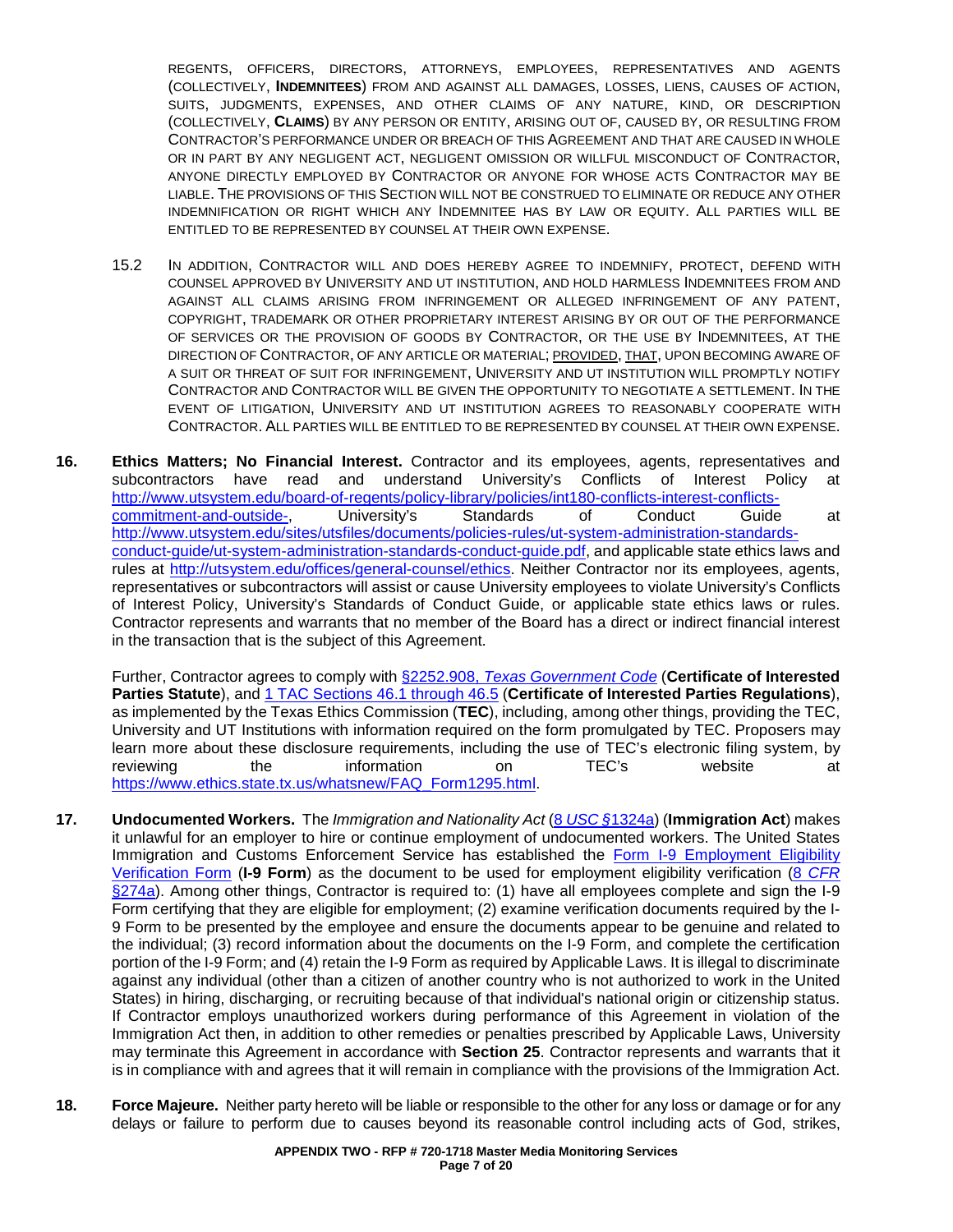REGENTS, OFFICERS, DIRECTORS, ATTORNEYS, EMPLOYEES, REPRESENTATIVES AND AGENTS (COLLECTIVELY, **INDEMNITEES**) FROM AND AGAINST ALL DAMAGES, LOSSES, LIENS, CAUSES OF ACTION, SUITS, JUDGMENTS, EXPENSES, AND OTHER CLAIMS OF ANY NATURE, KIND, OR DESCRIPTION (COLLECTIVELY, **CLAIMS**) BY ANY PERSON OR ENTITY, ARISING OUT OF, CAUSED BY, OR RESULTING FROM CONTRACTOR'S PERFORMANCE UNDER OR BREACH OF THIS AGREEMENT AND THAT ARE CAUSED IN WHOLE OR IN PART BY ANY NEGLIGENT ACT, NEGLIGENT OMISSION OR WILLFUL MISCONDUCT OF CONTRACTOR, ANYONE DIRECTLY EMPLOYED BY CONTRACTOR OR ANYONE FOR WHOSE ACTS CONTRACTOR MAY BE LIABLE. THE PROVISIONS OF THIS SECTION WILL NOT BE CONSTRUED TO ELIMINATE OR REDUCE ANY OTHER INDEMNIFICATION OR RIGHT WHICH ANY INDEMNITEE HAS BY LAW OR EQUITY. ALL PARTIES WILL BE ENTITLED TO BE REPRESENTED BY COUNSEL AT THEIR OWN EXPENSE.

15.2 IN ADDITION, CONTRACTOR WILL AND DOES HEREBY AGREE TO INDEMNIFY, PROTECT, DEFEND WITH COUNSEL APPROVED BY UNIVERSITY AND UT INSTITUTION, AND HOLD HARMLESS INDEMNITEES FROM AND AGAINST ALL CLAIMS ARISING FROM INFRINGEMENT OR ALLEGED INFRINGEMENT OF ANY PATENT, COPYRIGHT, TRADEMARK OR OTHER PROPRIETARY INTEREST ARISING BY OR OUT OF THE PERFORMANCE OF SERVICES OR THE PROVISION OF GOODS BY CONTRACTOR, OR THE USE BY INDEMNITEES, AT THE DIRECTION OF CONTRACTOR, OF ANY ARTICLE OR MATERIAL; PROVIDED, THAT, UPON BECOMING AWARE OF A SUIT OR THREAT OF SUIT FOR INFRINGEMENT, UNIVERSITY AND UT INSTITUTION WILL PROMPTLY NOTIFY CONTRACTOR AND CONTRACTOR WILL BE GIVEN THE OPPORTUNITY TO NEGOTIATE A SETTLEMENT. IN THE EVENT OF LITIGATION, UNIVERSITY AND UT INSTITUTION AGREES TO REASONABLY COOPERATE WITH CONTRACTOR. ALL PARTIES WILL BE ENTITLED TO BE REPRESENTED BY COUNSEL AT THEIR OWN EXPENSE.

**16. Ethics Matters; No Financial Interest.** Contractor and its employees, agents, representatives and subcontractors have read and understand University's Conflicts of Interest Policy at http://www.utsystem.edu/board-of-regents/policy-library/policies/int180-conflicts-interest-conflicts-commitment-and-outside-, University's Standards of Conduct Guide at http://www.utsystem.edu/sites/utsfiles/documents/policies-rules/ut-system-administration-standards-conduct-guide/ut-system-administration-standards-conduct-guide.pdf, and applicable state ethics laws and rules at http://utsystem.edu/offices/general-counsel/ethics. Neither Contractor nor its employees, agents, representatives or subcontractors will assist or cause University employees to violate University's Conflicts of Interest Policy, University's Standards of Conduct Guide, or applicable state ethics laws or rules. Contractor represents and warrants that no member of the Board has a direct or indirect financial interest in the transaction that is the subject of this Agreement.

Further, Contractor agrees to comply with §2252.908, *Texas Government Code* (**Certificate of Interested Parties Statute**), and 1 TAC Sections 46.1 through 46.5 (**Certificate of Interested Parties Regulations**), as implemented by the Texas Ethics Commission (**TEC**), including, among other things, providing the TEC, University and UT Institutions with information required on the form promulgated by TEC. Proposers may learn more about these disclosure requirements, including the use of TEC's electronic filing system, by reviewing the information on TEC's website at https://www.ethics.state.tx.us/whatsnew/FAQ_Form1295.html.

**17. Undocumented Workers.** The *Immigration and Nationality Act* (8 *USC* §1324a) (**Immigration Act**) makes it unlawful for an employer to hire or continue employment of undocumented workers. The United States Immigration and Customs Enforcement Service has established the Form I-9 Employment Eligibility Verification Form (**I-9 Form**) as the document to be used for employment eligibility verification (8 *CFR* §274a). Among other things, Contractor is required to: (1) have all employees complete and sign the I-9 Form certifying that they are eligible for employment; (2) examine verification documents required by the I-9 Form to be presented by the employee and ensure the documents appear to be genuine and related to the individual; (3) record information about the documents on the I-9 Form, and complete the certification portion of the I-9 Form; and (4) retain the I-9 Form as required by Applicable Laws. It is illegal to discriminate against any individual (other than a citizen of another country who is not authorized to work in the United States) in hiring, discharging, or recruiting because of that individual's national origin or citizenship status. If Contractor employs unauthorized workers during performance of this Agreement in violation of the Immigration Act then, in addition to other remedies or penalties prescribed by Applicable Laws, University may terminate this Agreement in accordance with **Section 25**. Contractor represents and warrants that it is in compliance with and agrees that it will remain in compliance with the provisions of the Immigration Act.

**18. Force Majeure.** Neither party hereto will be liable or responsible to the other for any loss or damage or for any delays or failure to perform due to causes beyond its reasonable control including acts of God, strikes,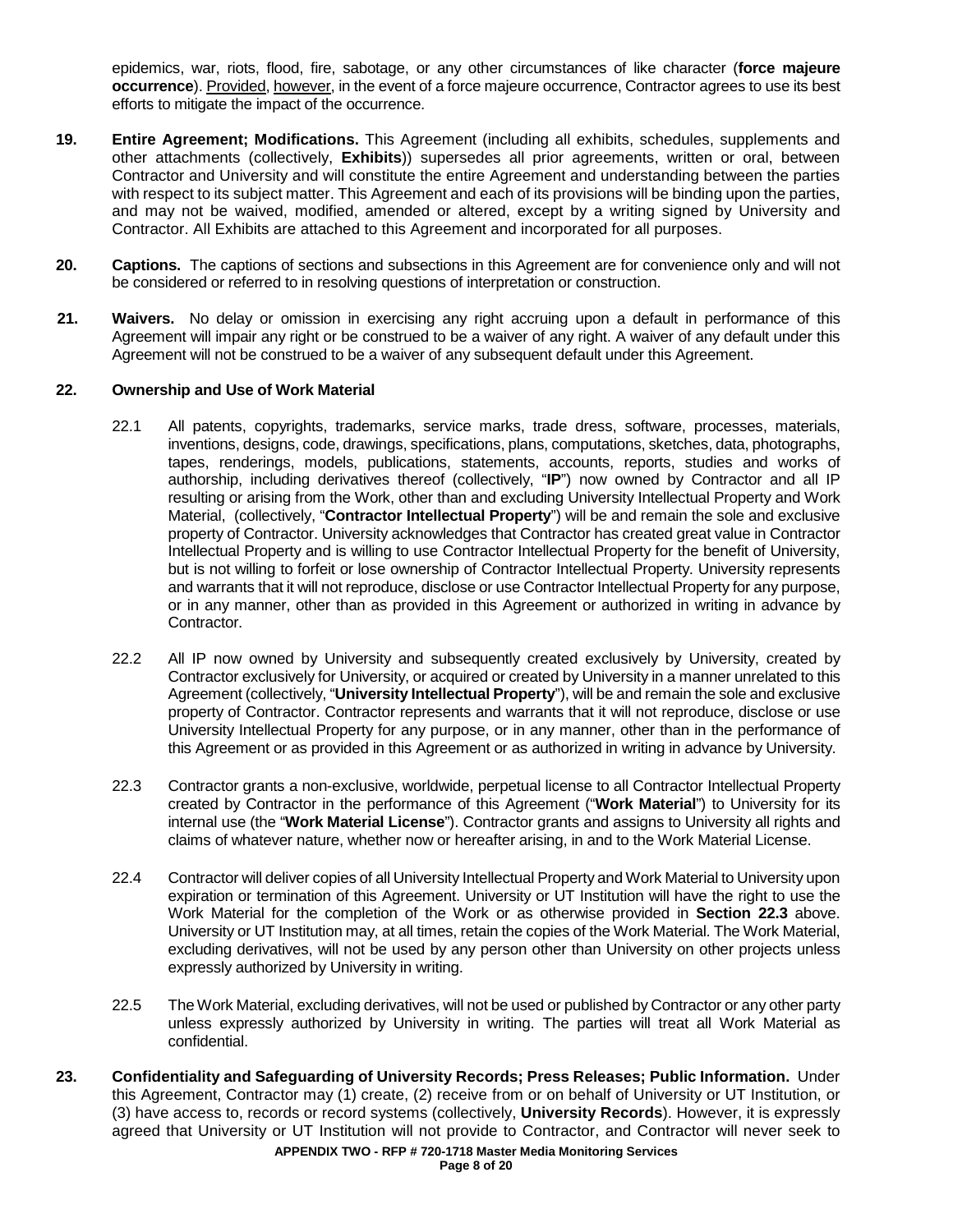epidemics, war, riots, flood, fire, sabotage, or any other circumstances of like character (**force majeure occurrence**). Provided, however, in the event of a force majeure occurrence, Contractor agrees to use its best efforts to mitigate the impact of the occurrence.

**19. Entire Agreement; Modifications.** This Agreement (including all exhibits, schedules, supplements and other attachments (collectively, **Exhibits**)) supersedes all prior agreements, written or oral, between Contractor and University and will constitute the entire Agreement and understanding between the parties with respect to its subject matter. This Agreement and each of its provisions will be binding upon the parties, and may not be waived, modified, amended or altered, except by a writing signed by University and Contractor. All Exhibits are attached to this Agreement and incorporated for all purposes.

**20. Captions.** The captions of sections and subsections in this Agreement are for convenience only and will not be considered or referred to in resolving questions of interpretation or construction.

**21. Waivers.** No delay or omission in exercising any right accruing upon a default in performance of this Agreement will impair any right or be construed to be a waiver of any right. A waiver of any default under this Agreement will not be construed to be a waiver of any subsequent default under this Agreement.

**22. Ownership and Use of Work Material**

22.1 All patents, copyrights, trademarks, service marks, trade dress, software, processes, materials, inventions, designs, code, drawings, specifications, plans, computations, sketches, data, photographs, tapes, renderings, models, publications, statements, accounts, reports, studies and works of authorship, including derivatives thereof (collectively, "**IP**") now owned by Contractor and all IP resulting or arising from the Work, other than and excluding University Intellectual Property and Work Material, (collectively, "**Contractor Intellectual Property**") will be and remain the sole and exclusive property of Contractor. University acknowledges that Contractor has created great value in Contractor Intellectual Property and is willing to use Contractor Intellectual Property for the benefit of University, but is not willing to forfeit or lose ownership of Contractor Intellectual Property. University represents and warrants that it will not reproduce, disclose or use Contractor Intellectual Property for any purpose, or in any manner, other than as provided in this Agreement or authorized in writing in advance by Contractor.

22.2 All IP now owned by University and subsequently created exclusively by University, created by Contractor exclusively for University, or acquired or created by University in a manner unrelated to this Agreement (collectively, "**University Intellectual Property**"), will be and remain the sole and exclusive property of Contractor. Contractor represents and warrants that it will not reproduce, disclose or use University Intellectual Property for any purpose, or in any manner, other than in the performance of this Agreement or as provided in this Agreement or as authorized in writing in advance by University.

22.3 Contractor grants a non-exclusive, worldwide, perpetual license to all Contractor Intellectual Property created by Contractor in the performance of this Agreement ("**Work Material**") to University for its internal use (the "**Work Material License**"). Contractor grants and assigns to University all rights and claims of whatever nature, whether now or hereafter arising, in and to the Work Material License.

22.4 Contractor will deliver copies of all University Intellectual Property and Work Material to University upon expiration or termination of this Agreement. University or UT Institution will have the right to use the Work Material for the completion of the Work or as otherwise provided in **Section 22.3** above. University or UT Institution may, at all times, retain the copies of the Work Material. The Work Material, excluding derivatives, will not be used by any person other than University on other projects unless expressly authorized by University in writing.

22.5 The Work Material, excluding derivatives, will not be used or published by Contractor or any other party unless expressly authorized by University in writing. The parties will treat all Work Material as confidential.

**23. Confidentiality and Safeguarding of University Records; Press Releases; Public Information.** Under this Agreement, Contractor may (1) create, (2) receive from or on behalf of University or UT Institution, or (3) have access to, records or record systems (collectively, **University Records**). However, it is expressly agreed that University or UT Institution will not provide to Contractor, and Contractor will never seek to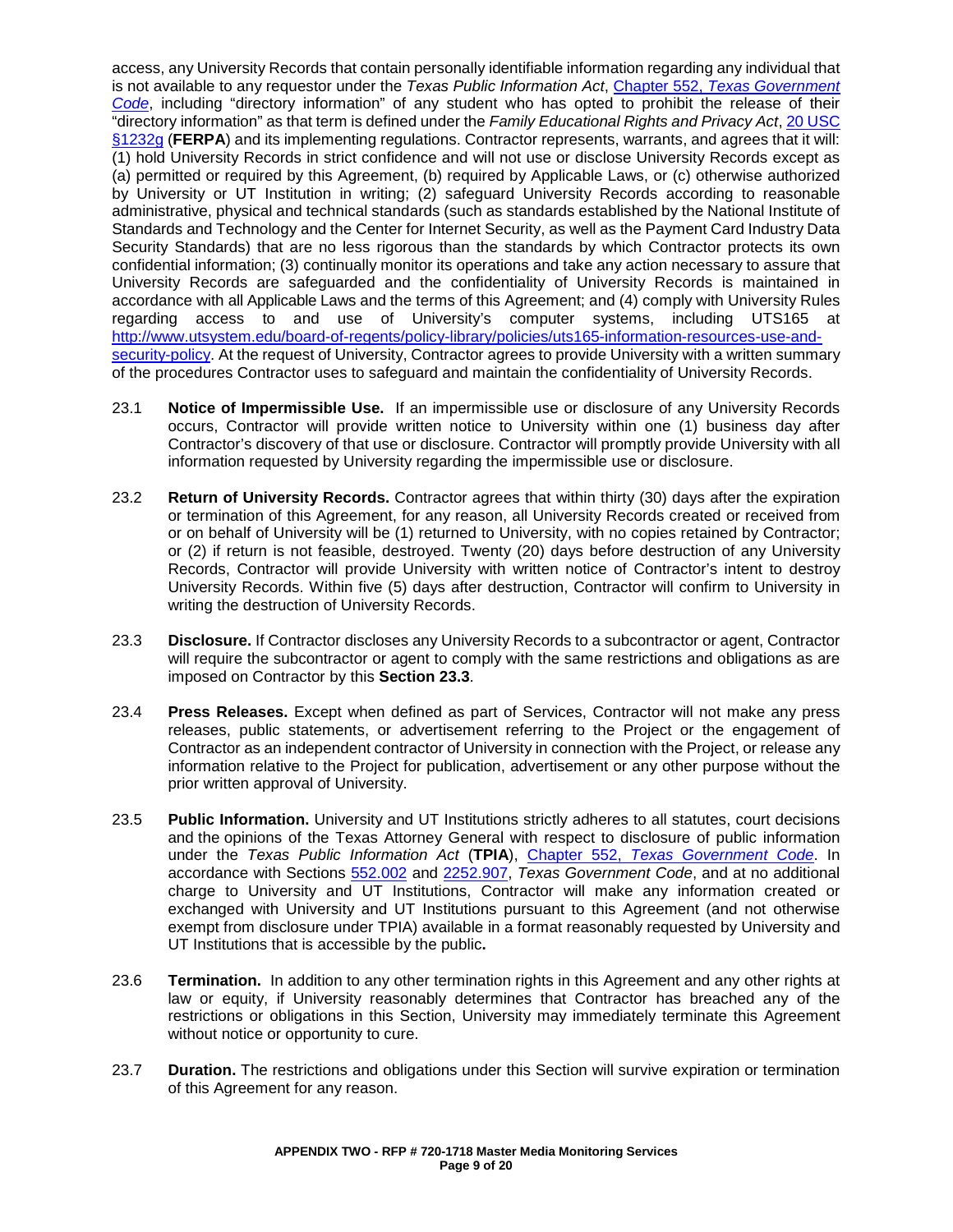access, any University Records that contain personally identifiable information regarding any individual that is not available to any requestor under the *Texas Public Information Act*, [Chapter 552, *Texas Government Code*](), including "directory information" of any student who has opted to prohibit the release of their "directory information" as that term is defined under the *Family Educational Rights and Privacy Act*, [20 USC §1232g]() (**FERPA**) and its implementing regulations. Contractor represents, warrants, and agrees that it will: (1) hold University Records in strict confidence and will not use or disclose University Records except as (a) permitted or required by this Agreement, (b) required by Applicable Laws, or (c) otherwise authorized by University or UT Institution in writing; (2) safeguard University Records according to reasonable administrative, physical and technical standards (such as standards established by the National Institute of Standards and Technology and the Center for Internet Security, as well as the Payment Card Industry Data Security Standards) that are no less rigorous than the standards by which Contractor protects its own confidential information; (3) continually monitor its operations and take any action necessary to assure that University Records are safeguarded and the confidentiality of University Records is maintained in accordance with all Applicable Laws and the terms of this Agreement; and (4) comply with University Rules regarding access to and use of University's computer systems, including UTS165 at http://www.utsystem.edu/board-of-regents/policy-library/policies/uts165-information-resources-use-and-security-policy. At the request of University, Contractor agrees to provide University with a written summary of the procedures Contractor uses to safeguard and maintain the confidentiality of University Records.

23.1 **Notice of Impermissible Use.** If an impermissible use or disclosure of any University Records occurs, Contractor will provide written notice to University within one (1) business day after Contractor's discovery of that use or disclosure. Contractor will promptly provide University with all information requested by University regarding the impermissible use or disclosure.

23.2 **Return of University Records.** Contractor agrees that within thirty (30) days after the expiration or termination of this Agreement, for any reason, all University Records created or received from or on behalf of University will be (1) returned to University, with no copies retained by Contractor; or (2) if return is not feasible, destroyed. Twenty (20) days before destruction of any University Records, Contractor will provide University with written notice of Contractor's intent to destroy University Records. Within five (5) days after destruction, Contractor will confirm to University in writing the destruction of University Records.

23.3 **Disclosure.** If Contractor discloses any University Records to a subcontractor or agent, Contractor will require the subcontractor or agent to comply with the same restrictions and obligations as are imposed on Contractor by this **Section 23.3**.

23.4 **Press Releases.** Except when defined as part of Services, Contractor will not make any press releases, public statements, or advertisement referring to the Project or the engagement of Contractor as an independent contractor of University in connection with the Project, or release any information relative to the Project for publication, advertisement or any other purpose without the prior written approval of University.

23.5 **Public Information.** University and UT Institutions strictly adheres to all statutes, court decisions and the opinions of the Texas Attorney General with respect to disclosure of public information under the *Texas Public Information Act* (**TPIA**), [Chapter 552, *Texas Government Code*](). In accordance with Sections [552.002]() and [2252.907](), *Texas Government Code*, and at no additional charge to University and UT Institutions, Contractor will make any information created or exchanged with University and UT Institutions pursuant to this Agreement (and not otherwise exempt from disclosure under TPIA) available in a format reasonably requested by University and UT Institutions that is accessible by the public**.**

23.6 **Termination.** In addition to any other termination rights in this Agreement and any other rights at law or equity, if University reasonably determines that Contractor has breached any of the restrictions or obligations in this Section, University may immediately terminate this Agreement without notice or opportunity to cure.

23.7 **Duration.** The restrictions and obligations under this Section will survive expiration or termination of this Agreement for any reason.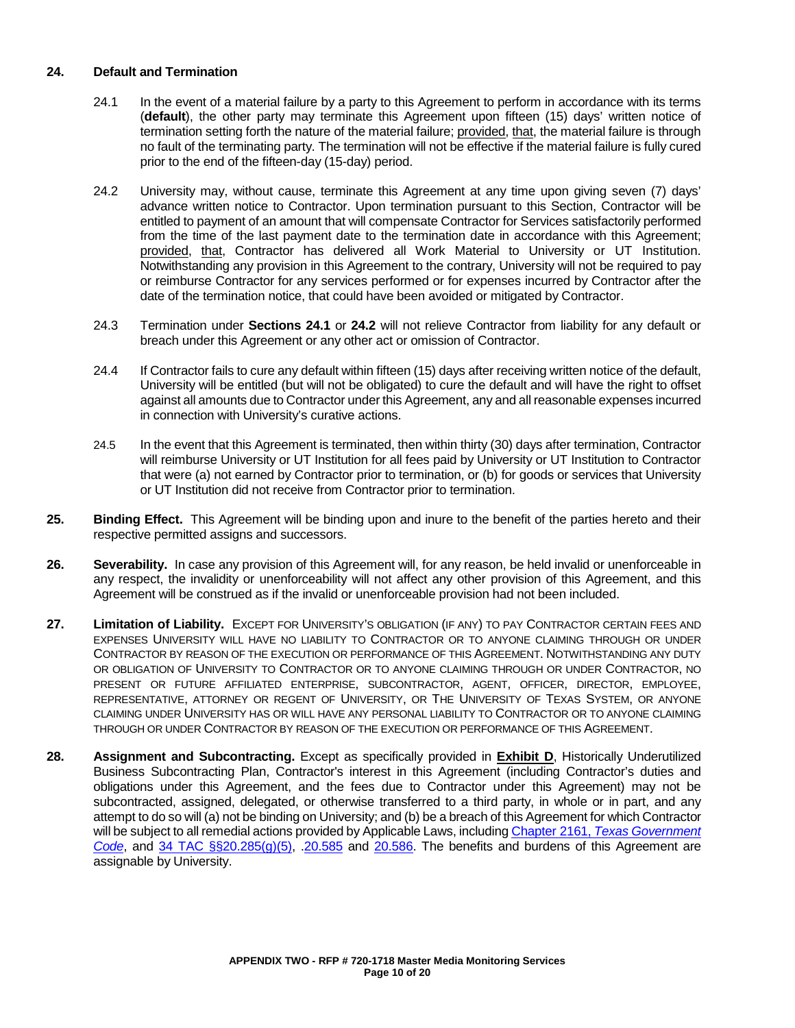**24. Default and Termination**

24.1 In the event of a material failure by a party to this Agreement to perform in accordance with its terms (**default**), the other party may terminate this Agreement upon fifteen (15) days' written notice of termination setting forth the nature of the material failure; provided, that, the material failure is through no fault of the terminating party. The termination will not be effective if the material failure is fully cured prior to the end of the fifteen-day (15-day) period.

24.2 University may, without cause, terminate this Agreement at any time upon giving seven (7) days' advance written notice to Contractor. Upon termination pursuant to this Section, Contractor will be entitled to payment of an amount that will compensate Contractor for Services satisfactorily performed from the time of the last payment date to the termination date in accordance with this Agreement; provided, that, Contractor has delivered all Work Material to University or UT Institution. Notwithstanding any provision in this Agreement to the contrary, University will not be required to pay or reimburse Contractor for any services performed or for expenses incurred by Contractor after the date of the termination notice, that could have been avoided or mitigated by Contractor.

24.3 Termination under **Sections 24.1** or **24.2** will not relieve Contractor from liability for any default or breach under this Agreement or any other act or omission of Contractor.

24.4 If Contractor fails to cure any default within fifteen (15) days after receiving written notice of the default, University will be entitled (but will not be obligated) to cure the default and will have the right to offset against all amounts due to Contractor under this Agreement, any and all reasonable expenses incurred in connection with University's curative actions.

24.5 In the event that this Agreement is terminated, then within thirty (30) days after termination, Contractor will reimburse University or UT Institution for all fees paid by University or UT Institution to Contractor that were (a) not earned by Contractor prior to termination, or (b) for goods or services that University or UT Institution did not receive from Contractor prior to termination.

**25. Binding Effect.** This Agreement will be binding upon and inure to the benefit of the parties hereto and their respective permitted assigns and successors.

**26. Severability.** In case any provision of this Agreement will, for any reason, be held invalid or unenforceable in any respect, the invalidity or unenforceability will not affect any other provision of this Agreement, and this Agreement will be construed as if the invalid or unenforceable provision had not been included.

**27. Limitation of Liability.** EXCEPT FOR UNIVERSITY'S OBLIGATION (IF ANY) TO PAY CONTRACTOR CERTAIN FEES AND EXPENSES UNIVERSITY WILL HAVE NO LIABILITY TO CONTRACTOR OR TO ANYONE CLAIMING THROUGH OR UNDER CONTRACTOR BY REASON OF THE EXECUTION OR PERFORMANCE OF THIS AGREEMENT. NOTWITHSTANDING ANY DUTY OR OBLIGATION OF UNIVERSITY TO CONTRACTOR OR TO ANYONE CLAIMING THROUGH OR UNDER CONTRACTOR, NO PRESENT OR FUTURE AFFILIATED ENTERPRISE, SUBCONTRACTOR, AGENT, OFFICER, DIRECTOR, EMPLOYEE, REPRESENTATIVE, ATTORNEY OR REGENT OF UNIVERSITY, OR THE UNIVERSITY OF TEXAS SYSTEM, OR ANYONE CLAIMING UNDER UNIVERSITY HAS OR WILL HAVE ANY PERSONAL LIABILITY TO CONTRACTOR OR TO ANYONE CLAIMING THROUGH OR UNDER CONTRACTOR BY REASON OF THE EXECUTION OR PERFORMANCE OF THIS AGREEMENT.

**28. Assignment and Subcontracting.** Except as specifically provided in **Exhibit D**, Historically Underutilized Business Subcontracting Plan, Contractor's interest in this Agreement (including Contractor's duties and obligations under this Agreement, and the fees due to Contractor under this Agreement) may not be subcontracted, assigned, delegated, or otherwise transferred to a third party, in whole or in part, and any attempt to do so will (a) not be binding on University; and (b) be a breach of this Agreement for which Contractor will be subject to all remedial actions provided by Applicable Laws, including Chapter 2161, *Texas Government Code*, and 34 TAC §§20.285(g)(5), .20.585 and 20.586. The benefits and burdens of this Agreement are assignable by University.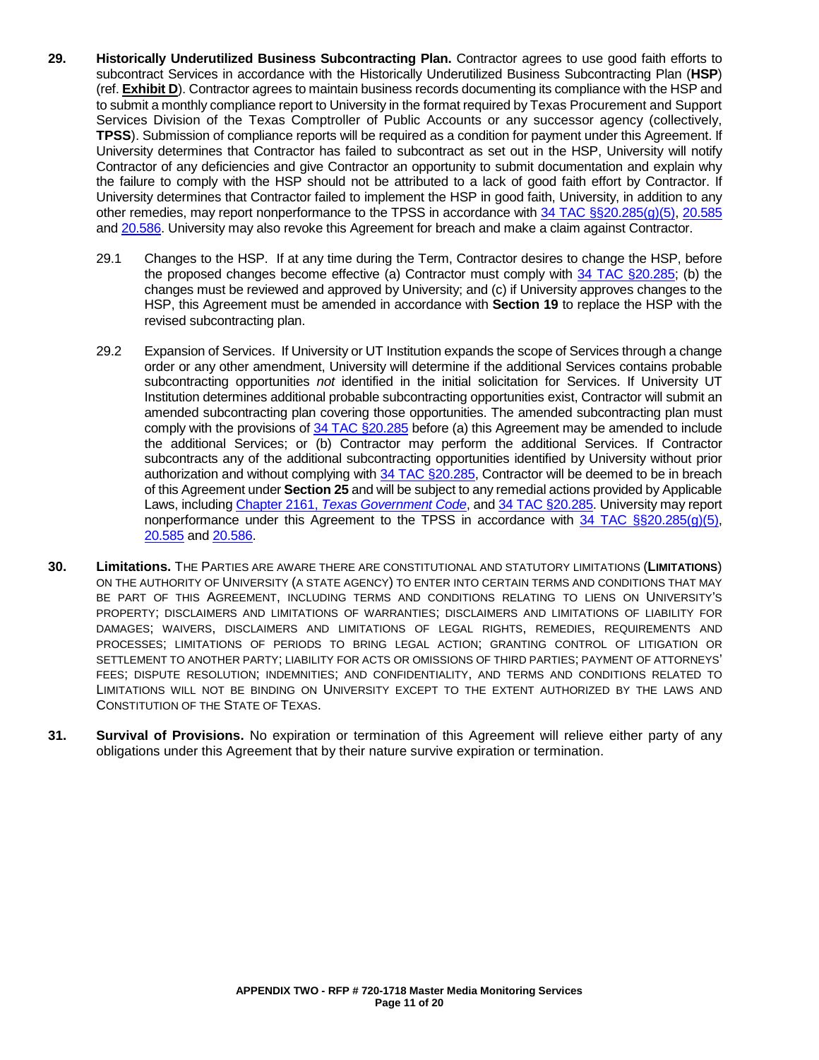**29. Historically Underutilized Business Subcontracting Plan.** Contractor agrees to use good faith efforts to subcontract Services in accordance with the Historically Underutilized Business Subcontracting Plan (**HSP**) (ref. **Exhibit D**). Contractor agrees to maintain business records documenting its compliance with the HSP and to submit a monthly compliance report to University in the format required by Texas Procurement and Support Services Division of the Texas Comptroller of Public Accounts or any successor agency (collectively, **TPSS**). Submission of compliance reports will be required as a condition for payment under this Agreement. If University determines that Contractor has failed to subcontract as set out in the HSP, University will notify Contractor of any deficiencies and give Contractor an opportunity to submit documentation and explain why the failure to comply with the HSP should not be attributed to a lack of good faith effort by Contractor. If University determines that Contractor failed to implement the HSP in good faith, University, in addition to any other remedies, may report nonperformance to the TPSS in accordance with 34 TAC §§20.285(g)(5), 20.585 and 20.586. University may also revoke this Agreement for breach and make a claim against Contractor.

29.1 Changes to the HSP. If at any time during the Term, Contractor desires to change the HSP, before the proposed changes become effective (a) Contractor must comply with 34 TAC §20.285; (b) the changes must be reviewed and approved by University; and (c) if University approves changes to the HSP, this Agreement must be amended in accordance with **Section 19** to replace the HSP with the revised subcontracting plan.

29.2 Expansion of Services. If University or UT Institution expands the scope of Services through a change order or any other amendment, University will determine if the additional Services contains probable subcontracting opportunities *not* identified in the initial solicitation for Services. If University UT Institution determines additional probable subcontracting opportunities exist, Contractor will submit an amended subcontracting plan covering those opportunities. The amended subcontracting plan must comply with the provisions of 34 TAC §20.285 before (a) this Agreement may be amended to include the additional Services; or (b) Contractor may perform the additional Services. If Contractor subcontracts any of the additional subcontracting opportunities identified by University without prior authorization and without complying with 34 TAC §20.285, Contractor will be deemed to be in breach of this Agreement under **Section 25** and will be subject to any remedial actions provided by Applicable Laws, including Chapter 2161, *Texas Government Code*, and 34 TAC §20.285. University may report nonperformance under this Agreement to the TPSS in accordance with 34 TAC §§20.285(g)(5), 20.585 and 20.586.

**30. Limitations.** THE PARTIES ARE AWARE THERE ARE CONSTITUTIONAL AND STATUTORY LIMITATIONS (**LIMITATIONS**) ON THE AUTHORITY OF UNIVERSITY (A STATE AGENCY) TO ENTER INTO CERTAIN TERMS AND CONDITIONS THAT MAY BE PART OF THIS AGREEMENT, INCLUDING TERMS AND CONDITIONS RELATING TO LIENS ON UNIVERSITY'S PROPERTY; DISCLAIMERS AND LIMITATIONS OF WARRANTIES; DISCLAIMERS AND LIMITATIONS OF LIABILITY FOR DAMAGES; WAIVERS, DISCLAIMERS AND LIMITATIONS OF LEGAL RIGHTS, REMEDIES, REQUIREMENTS AND PROCESSES; LIMITATIONS OF PERIODS TO BRING LEGAL ACTION; GRANTING CONTROL OF LITIGATION OR SETTLEMENT TO ANOTHER PARTY; LIABILITY FOR ACTS OR OMISSIONS OF THIRD PARTIES; PAYMENT OF ATTORNEYS' FEES; DISPUTE RESOLUTION; INDEMNITIES; AND CONFIDENTIALITY, AND TERMS AND CONDITIONS RELATED TO LIMITATIONS WILL NOT BE BINDING ON UNIVERSITY EXCEPT TO THE EXTENT AUTHORIZED BY THE LAWS AND CONSTITUTION OF THE STATE OF TEXAS.

**31. Survival of Provisions.** No expiration or termination of this Agreement will relieve either party of any obligations under this Agreement that by their nature survive expiration or termination.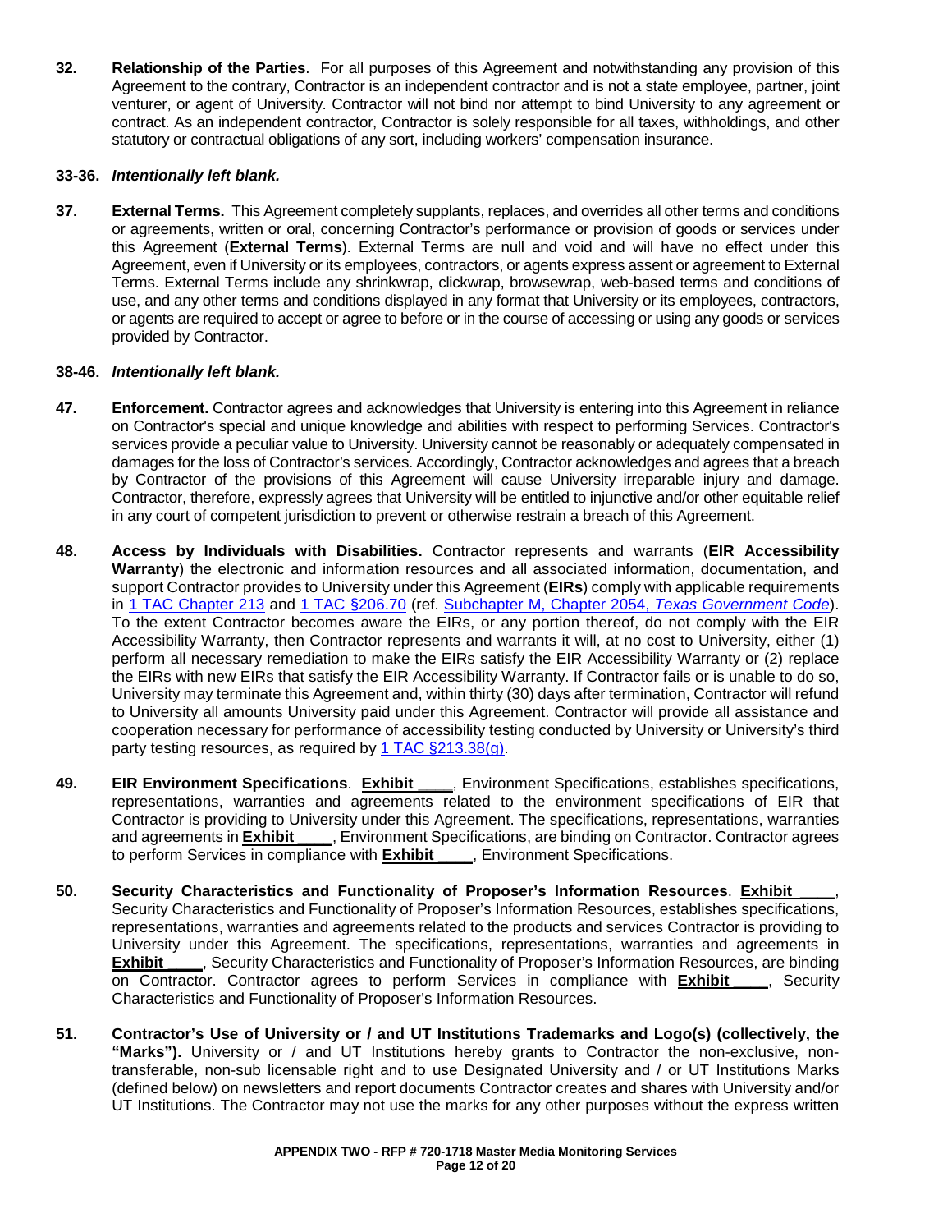**32. Relationship of the Parties**. For all purposes of this Agreement and notwithstanding any provision of this Agreement to the contrary, Contractor is an independent contractor and is not a state employee, partner, joint venturer, or agent of University. Contractor will not bind nor attempt to bind University to any agreement or contract. As an independent contractor, Contractor is solely responsible for all taxes, withholdings, and other statutory or contractual obligations of any sort, including workers' compensation insurance.

**33-36.** ***Intentionally left blank.***

**37. External Terms.** This Agreement completely supplants, replaces, and overrides all other terms and conditions or agreements, written or oral, concerning Contractor's performance or provision of goods or services under this Agreement (**External Terms**). External Terms are null and void and will have no effect under this Agreement, even if University or its employees, contractors, or agents express assent or agreement to External Terms. External Terms include any shrinkwrap, clickwrap, browsewrap, web-based terms and conditions of use, and any other terms and conditions displayed in any format that University or its employees, contractors, or agents are required to accept or agree to before or in the course of accessing or using any goods or services provided by Contractor.

**38-46.** ***Intentionally left blank.***

**47. Enforcement.** Contractor agrees and acknowledges that University is entering into this Agreement in reliance on Contractor's special and unique knowledge and abilities with respect to performing Services. Contractor's services provide a peculiar value to University. University cannot be reasonably or adequately compensated in damages for the loss of Contractor's services. Accordingly, Contractor acknowledges and agrees that a breach by Contractor of the provisions of this Agreement will cause University irreparable injury and damage. Contractor, therefore, expressly agrees that University will be entitled to injunctive and/or other equitable relief in any court of competent jurisdiction to prevent or otherwise restrain a breach of this Agreement.

**48. Access by Individuals with Disabilities.** Contractor represents and warrants (**EIR Accessibility Warranty**) the electronic and information resources and all associated information, documentation, and support Contractor provides to University under this Agreement (**EIRs**) comply with applicable requirements in 1 TAC Chapter 213 and 1 TAC §206.70 (ref. Subchapter M, Chapter 2054, *Texas Government Code*). To the extent Contractor becomes aware the EIRs, or any portion thereof, do not comply with the EIR Accessibility Warranty, then Contractor represents and warrants it will, at no cost to University, either (1) perform all necessary remediation to make the EIRs satisfy the EIR Accessibility Warranty or (2) replace the EIRs with new EIRs that satisfy the EIR Accessibility Warranty. If Contractor fails or is unable to do so, University may terminate this Agreement and, within thirty (30) days after termination, Contractor will refund to University all amounts University paid under this Agreement. Contractor will provide all assistance and cooperation necessary for performance of accessibility testing conducted by University or University's third party testing resources, as required by 1 TAC §213.38(g).

**49. EIR Environment Specifications**. **Exhibit \_\_\_\_**, Environment Specifications, establishes specifications, representations, warranties and agreements related to the environment specifications of EIR that Contractor is providing to University under this Agreement. The specifications, representations, warranties and agreements in **Exhibit \_\_\_\_**, Environment Specifications, are binding on Contractor. Contractor agrees to perform Services in compliance with **Exhibit \_\_\_\_**, Environment Specifications.

**50. Security Characteristics and Functionality of Proposer's Information Resources**. **Exhibit \_\_\_\_**, Security Characteristics and Functionality of Proposer's Information Resources, establishes specifications, representations, warranties and agreements related to the products and services Contractor is providing to University under this Agreement. The specifications, representations, warranties and agreements in **Exhibit \_\_\_\_**, Security Characteristics and Functionality of Proposer's Information Resources, are binding on Contractor. Contractor agrees to perform Services in compliance with **Exhibit \_\_\_\_**, Security Characteristics and Functionality of Proposer's Information Resources.

**51. Contractor's Use of University or / and UT Institutions Trademarks and Logo(s) (collectively, the "Marks").** University or / and UT Institutions hereby grants to Contractor the non-exclusive, non-transferable, non-sub licensable right and to use Designated University and / or UT Institutions Marks (defined below) on newsletters and report documents Contractor creates and shares with University and/or UT Institutions. The Contractor may not use the marks for any other purposes without the express written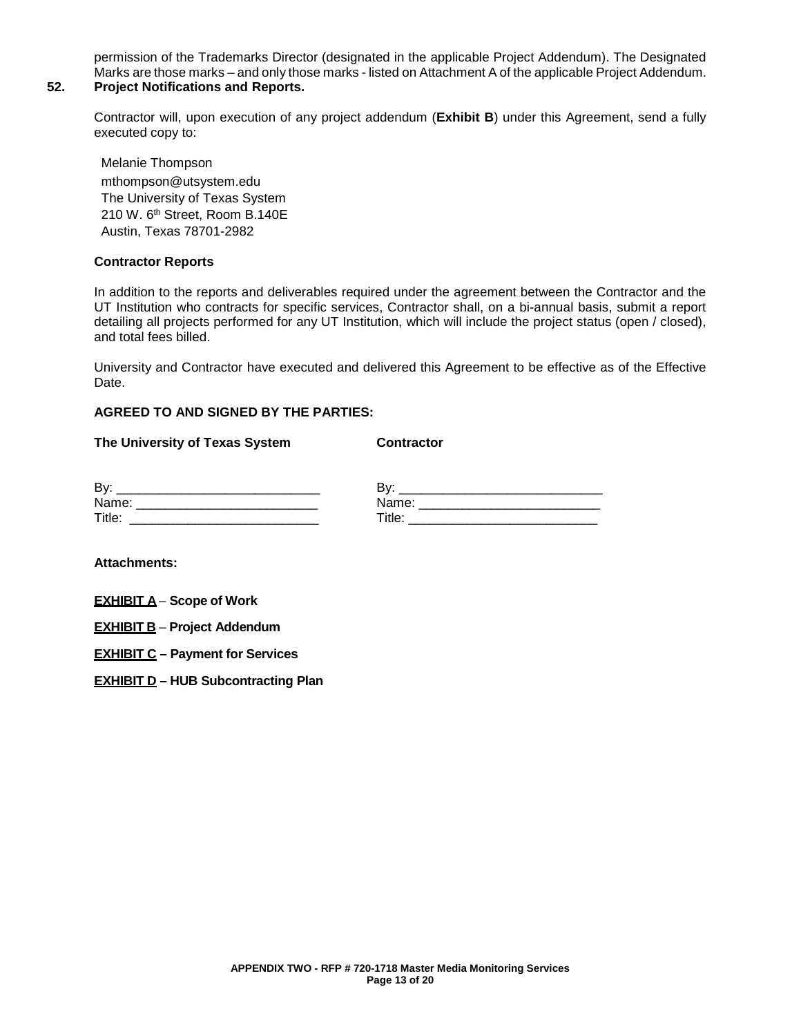permission of the Trademarks Director (designated in the applicable Project Addendum). The Designated Marks are those marks – and only those marks - listed on Attachment A of the applicable Project Addendum.

**52. Project Notifications and Reports.**

Contractor will, upon execution of any project addendum (**Exhibit B**) under this Agreement, send a fully executed copy to:

Melanie Thompson
mthompson@utsystem.edu
The University of Texas System
210 W. 6th Street, Room B.140E
Austin, Texas 78701-2982

**Contractor Reports**

In addition to the reports and deliverables required under the agreement between the Contractor and the UT Institution who contracts for specific services, Contractor shall, on a bi-annual basis, submit a report detailing all projects performed for any UT Institution, which will include the project status (open / closed), and total fees billed.

University and Contractor have executed and delivered this Agreement to be effective as of the Effective Date.

**AGREED TO AND SIGNED BY THE PARTIES:**

| **The University of Texas System** | **Contractor** |
|---|---|
| By: ___________________________ | By: ___________________________ |
| Name: _________________________ | Name: _________________________ |
| Title: _________________________ | Title: _________________________ |

**Attachments:**

**EXHIBIT A – Scope of Work**

**EXHIBIT B – Project Addendum**

**EXHIBIT C – Payment for Services**

**EXHIBIT D – HUB Subcontracting Plan**

**APPENDIX TWO - RFP # 720-1718 Master Media Monitoring Services**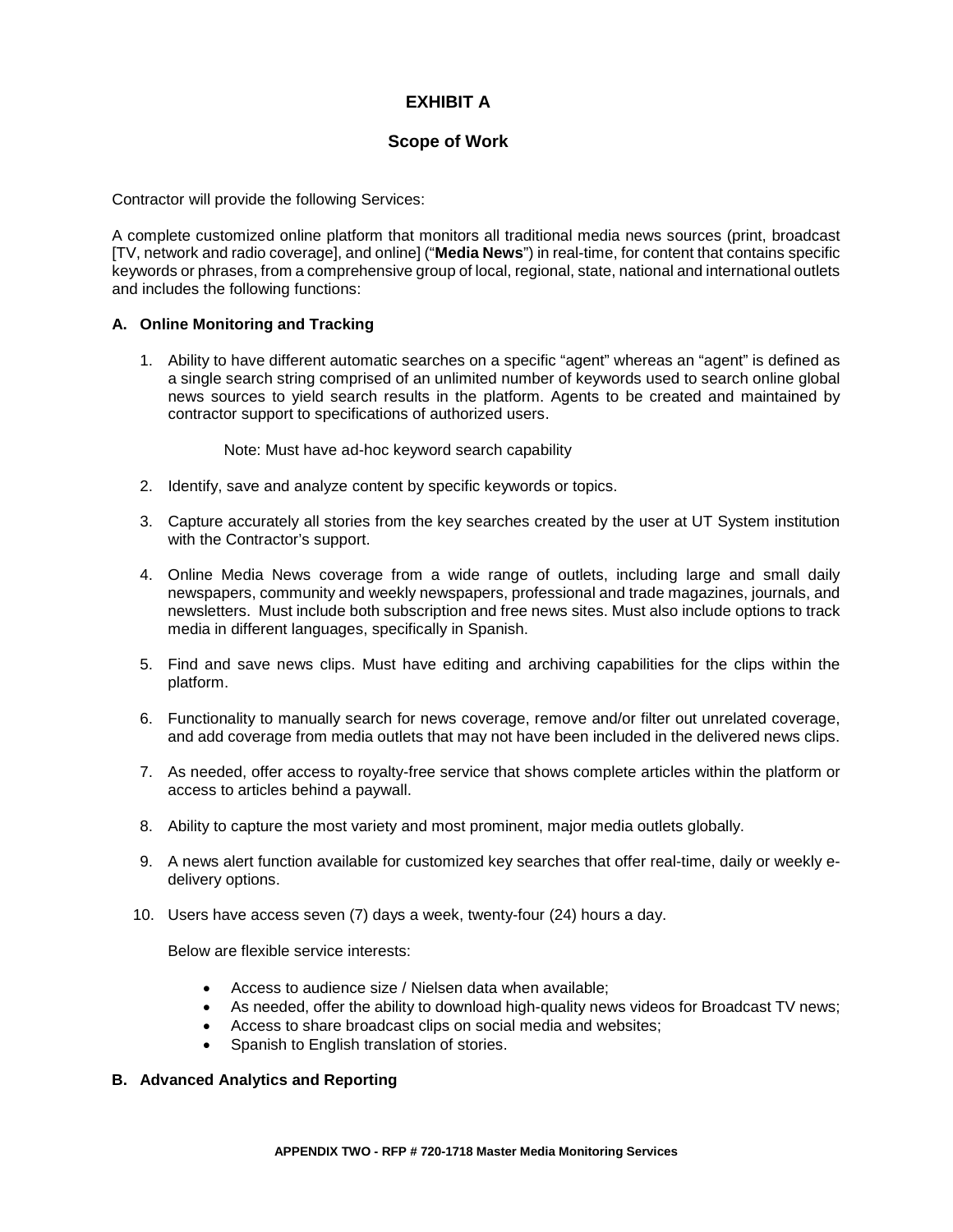# EXHIBIT A

## Scope of Work

Contractor will provide the following Services:

A complete customized online platform that monitors all traditional media news sources (print, broadcast [TV, network and radio coverage], and online] ("**Media News**") in real-time, for content that contains specific keywords or phrases, from a comprehensive group of local, regional, state, national and international outlets and includes the following functions:

### A. Online Monitoring and Tracking

1. Ability to have different automatic searches on a specific "agent" whereas an "agent" is defined as a single search string comprised of an unlimited number of keywords used to search online global news sources to yield search results in the platform. Agents to be created and maintained by contractor support to specifications of authorized users.

   Note: Must have ad-hoc keyword search capability

2. Identify, save and analyze content by specific keywords or topics.

3. Capture accurately all stories from the key searches created by the user at UT System institution with the Contractor's support.

4. Online Media News coverage from a wide range of outlets, including large and small daily newspapers, community and weekly newspapers, professional and trade magazines, journals, and newsletters. Must include both subscription and free news sites. Must also include options to track media in different languages, specifically in Spanish.

5. Find and save news clips. Must have editing and archiving capabilities for the clips within the platform.

6. Functionality to manually search for news coverage, remove and/or filter out unrelated coverage, and add coverage from media outlets that may not have been included in the delivered news clips.

7. As needed, offer access to royalty-free service that shows complete articles within the platform or access to articles behind a paywall.

8. Ability to capture the most variety and most prominent, major media outlets globally.

9. A news alert function available for customized key searches that offer real-time, daily or weekly e-delivery options.

10. Users have access seven (7) days a week, twenty-four (24) hours a day.

    Below are flexible service interests:

    - Access to audience size / Nielsen data when available;
    - As needed, offer the ability to download high-quality news videos for Broadcast TV news;
    - Access to share broadcast clips on social media and websites;
    - Spanish to English translation of stories.

### B. Advanced Analytics and Reporting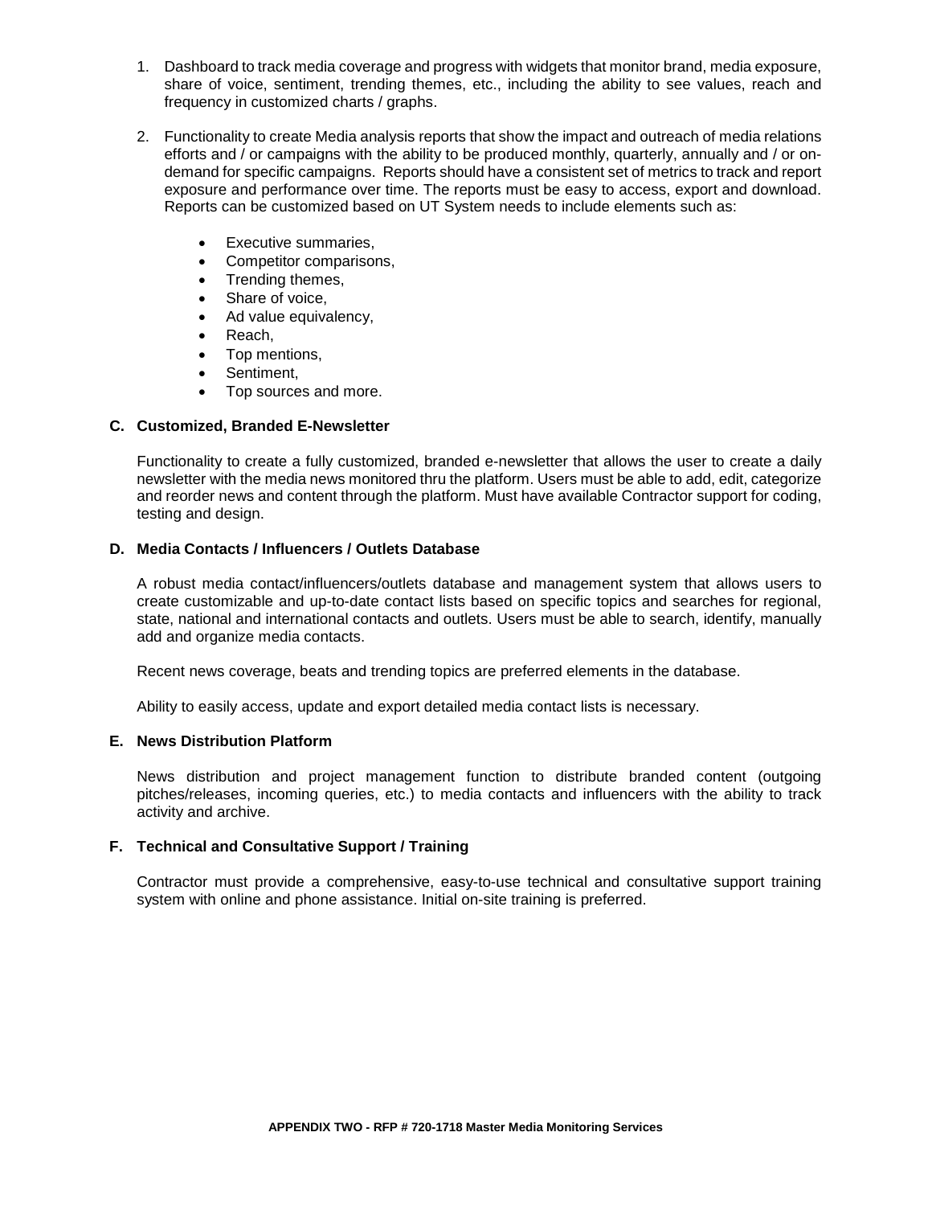1. Dashboard to track media coverage and progress with widgets that monitor brand, media exposure, share of voice, sentiment, trending themes, etc., including the ability to see values, reach and frequency in customized charts / graphs.

2. Functionality to create Media analysis reports that show the impact and outreach of media relations efforts and / or campaigns with the ability to be produced monthly, quarterly, annually and / or on-demand for specific campaigns. Reports should have a consistent set of metrics to track and report exposure and performance over time. The reports must be easy to access, export and download. Reports can be customized based on UT System needs to include elements such as:

   - Executive summaries,
   - Competitor comparisons,
   - Trending themes,
   - Share of voice,
   - Ad value equivalency,
   - Reach,
   - Top mentions,
   - Sentiment,
   - Top sources and more.

**C. Customized, Branded E-Newsletter**

Functionality to create a fully customized, branded e-newsletter that allows the user to create a daily newsletter with the media news monitored thru the platform. Users must be able to add, edit, categorize and reorder news and content through the platform. Must have available Contractor support for coding, testing and design.

**D. Media Contacts / Influencers / Outlets Database**

A robust media contact/influencers/outlets database and management system that allows users to create customizable and up-to-date contact lists based on specific topics and searches for regional, state, national and international contacts and outlets. Users must be able to search, identify, manually add and organize media contacts.

Recent news coverage, beats and trending topics are preferred elements in the database.

Ability to easily access, update and export detailed media contact lists is necessary.

**E. News Distribution Platform**

News distribution and project management function to distribute branded content (outgoing pitches/releases, incoming queries, etc.) to media contacts and influencers with the ability to track activity and archive.

**F. Technical and Consultative Support / Training**

Contractor must provide a comprehensive, easy-to-use technical and consultative support training system with online and phone assistance. Initial on-site training is preferred.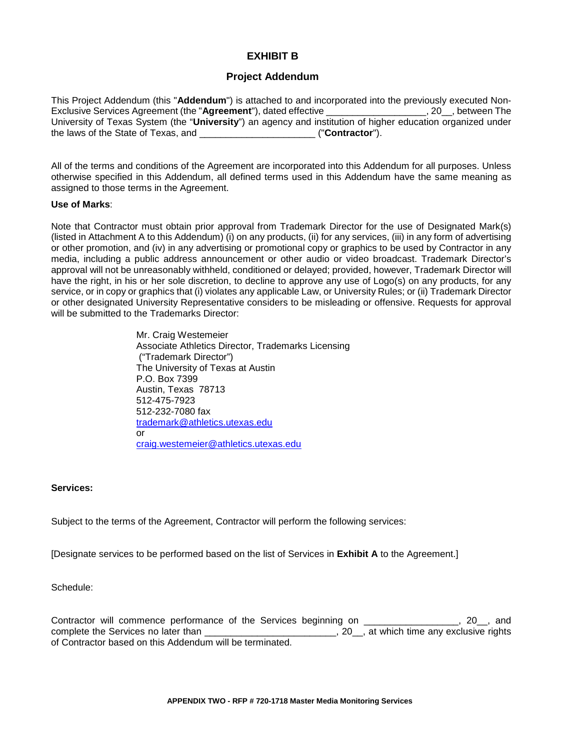# EXHIBIT B

## Project Addendum

This Project Addendum (this "**Addendum**") is attached to and incorporated into the previously executed Non-Exclusive Services Agreement (the "**Agreement**"), dated effective ___________________, 20__, between The University of Texas System (the "**University**") an agency and institution of higher education organized under the laws of the State of Texas, and ______________________ ("**Contractor**").

All of the terms and conditions of the Agreement are incorporated into this Addendum for all purposes. Unless otherwise specified in this Addendum, all defined terms used in this Addendum have the same meaning as assigned to those terms in the Agreement.

**Use of Marks**:

Note that Contractor must obtain prior approval from Trademark Director for the use of Designated Mark(s) (listed in Attachment A to this Addendum) (i) on any products, (ii) for any services, (iii) in any form of advertising or other promotion, and (iv) in any advertising or promotional copy or graphics to be used by Contractor in any media, including a public address announcement or other audio or video broadcast. Trademark Director's approval will not be unreasonably withheld, conditioned or delayed; provided, however, Trademark Director will have the right, in his or her sole discretion, to decline to approve any use of Logo(s) on any products, for any service, or in copy or graphics that (i) violates any applicable Law, or University Rules; or (ii) Trademark Director or other designated University Representative considers to be misleading or offensive. Requests for approval will be submitted to the Trademarks Director:

Mr. Craig Westemeier
Associate Athletics Director, Trademarks Licensing
("Trademark Director")
The University of Texas at Austin
P.O. Box 7399
Austin, Texas 78713
512-475-7923
512-232-7080 fax
trademark@athletics.utexas.edu
or
craig.westemeier@athletics.utexas.edu

**Services:**

Subject to the terms of the Agreement, Contractor will perform the following services:

[Designate services to be performed based on the list of Services in **Exhibit A** to the Agreement.]

Schedule:

Contractor will commence performance of the Services beginning on __________________, 20__, and complete the Services no later than ________________________, 20__, at which time any exclusive rights of Contractor based on this Addendum will be terminated.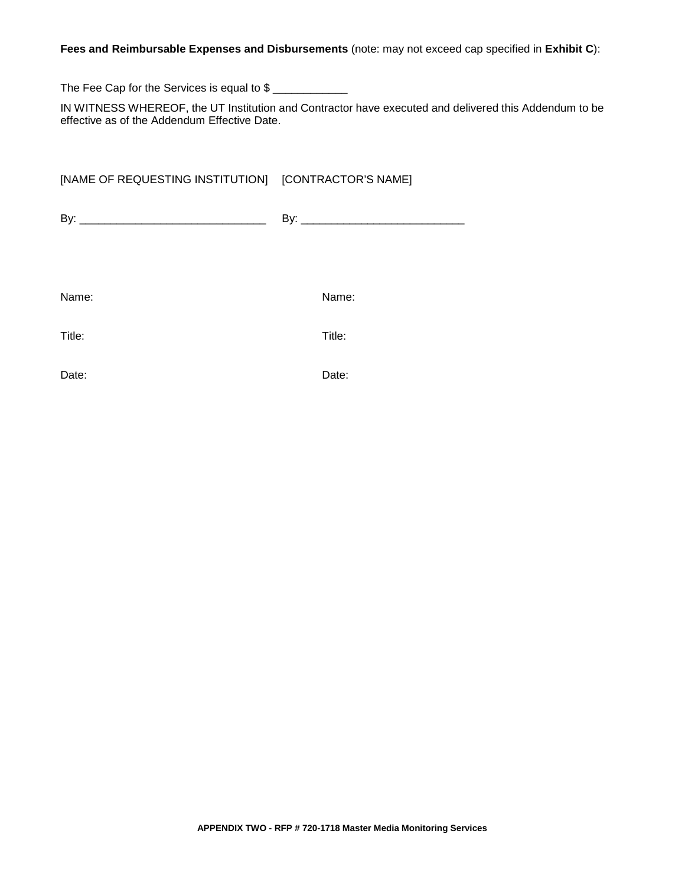**Fees and Reimbursable Expenses and Disbursements** (note: may not exceed cap specified in **Exhibit C**):

The Fee Cap for the Services is equal to $ ____________

IN WITNESS WHEREOF, the UT Institution and Contractor have executed and delivered this Addendum to be effective as of the Addendum Effective Date.

[NAME OF REQUESTING INSTITUTION]    [CONTRACTOR'S NAME]

By: ______________________________    By: __________________________

Name:    Name:

Title:    Title:

Date:    Date: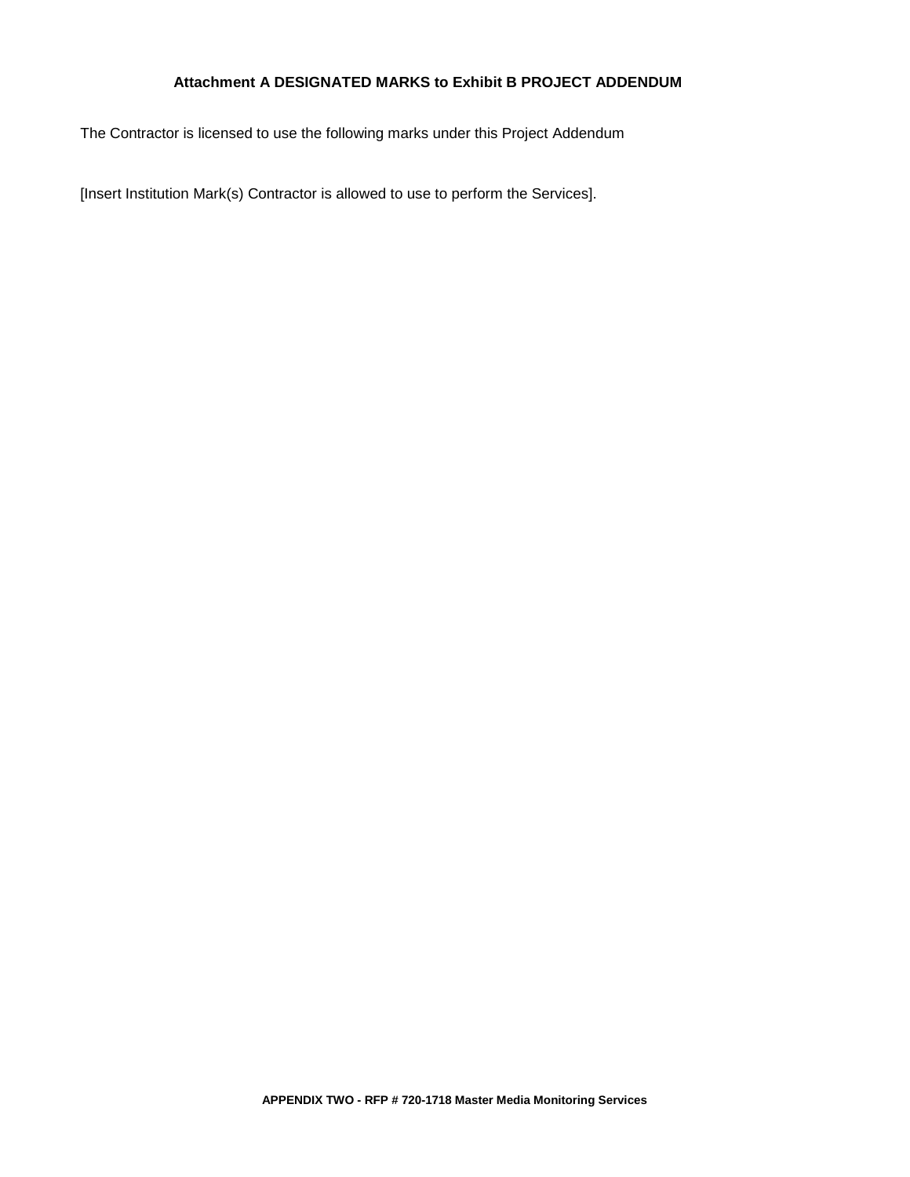## Attachment A DESIGNATED MARKS to Exhibit B PROJECT ADDENDUM

The Contractor is licensed to use the following marks under this Project Addendum

[Insert Institution Mark(s) Contractor is allowed to use to perform the Services].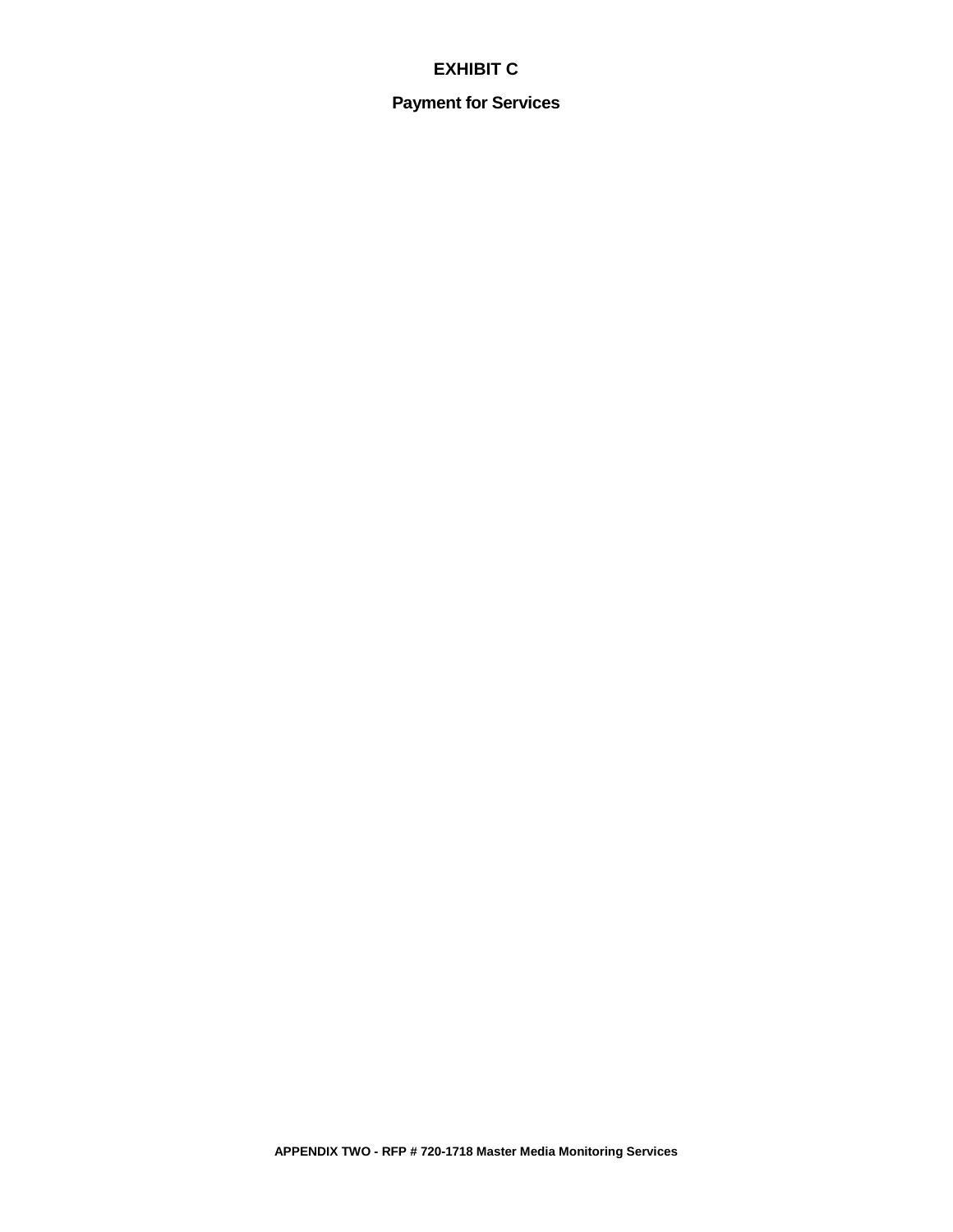# EXHIBIT C

## Payment for Services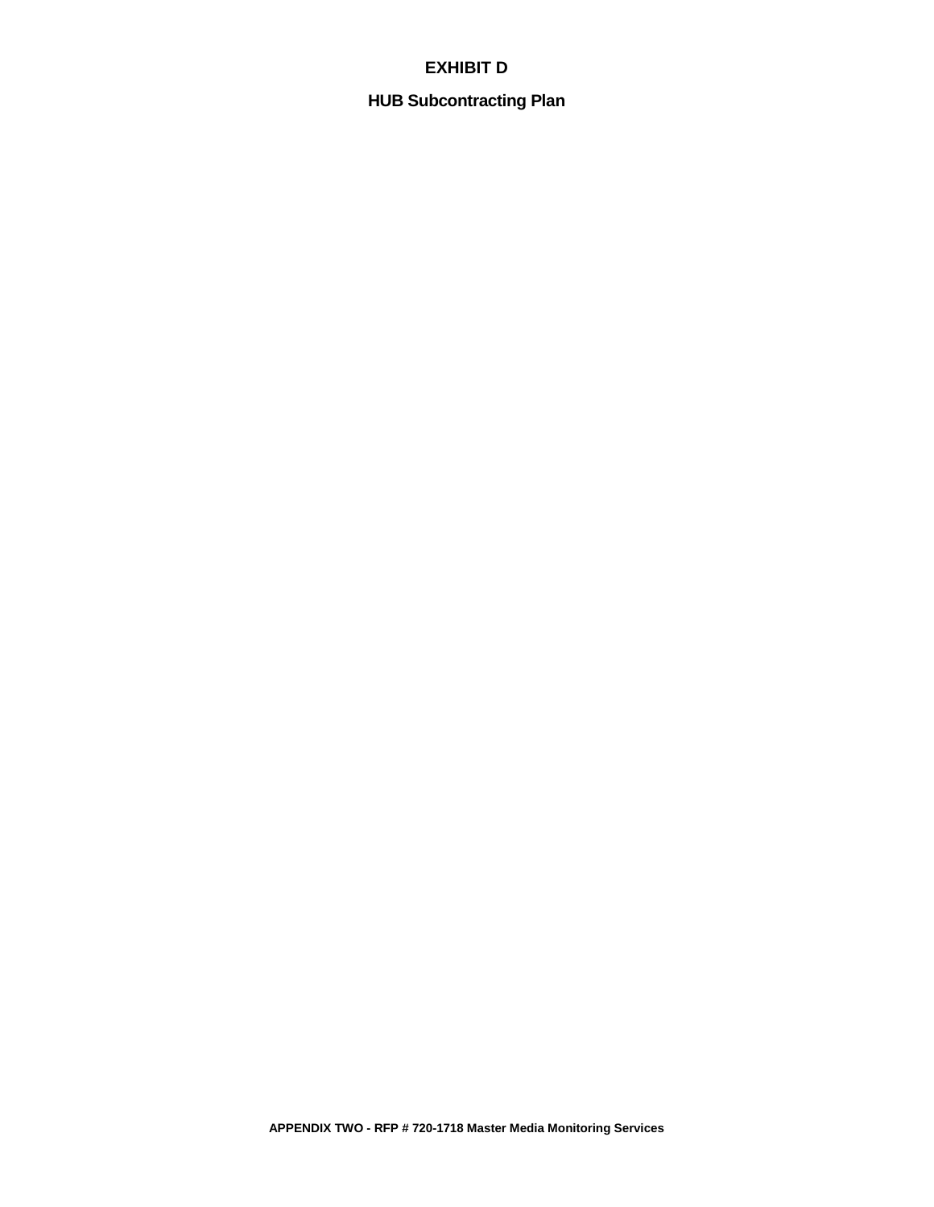# EXHIBIT D

## HUB Subcontracting Plan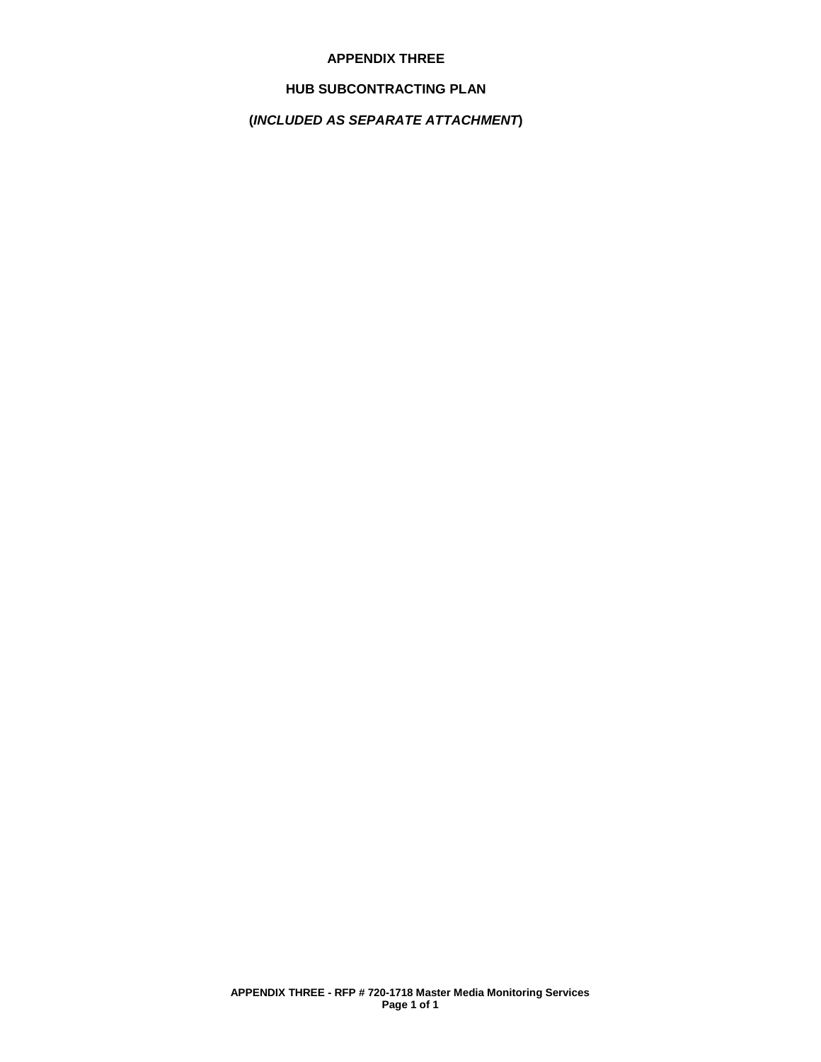# APPENDIX THREE

## HUB SUBCONTRACTING PLAN

**(*INCLUDED AS SEPARATE ATTACHMENT*)**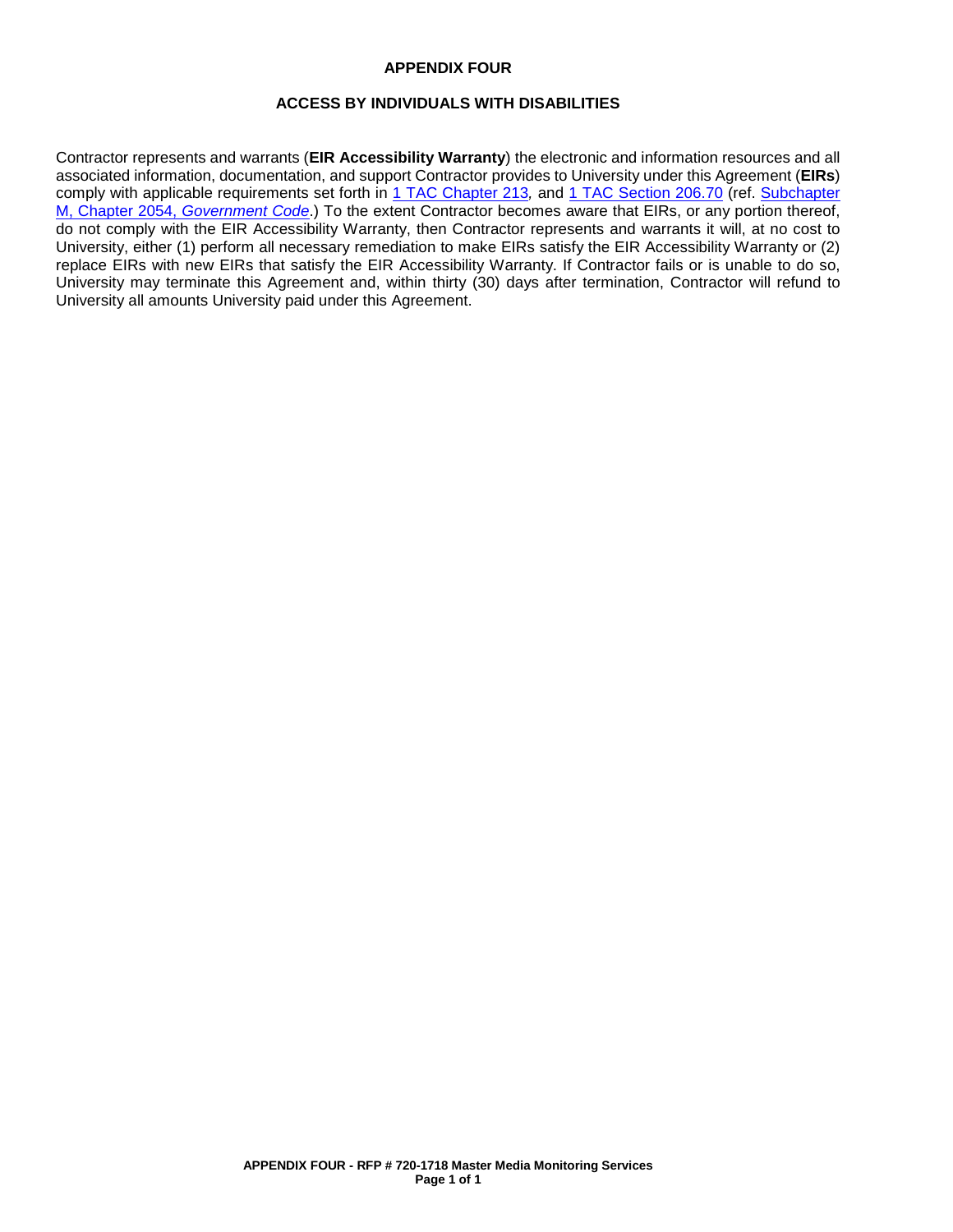# APPENDIX FOUR

## ACCESS BY INDIVIDUALS WITH DISABILITIES

Contractor represents and warrants (**EIR Accessibility Warranty**) the electronic and information resources and all associated information, documentation, and support Contractor provides to University under this Agreement (**EIRs**) comply with applicable requirements set forth in [1 TAC Chapter 213](), and [1 TAC Section 206.70]() (ref. [Subchapter M, Chapter 2054, *Government Code*]().) To the extent Contractor becomes aware that EIRs, or any portion thereof, do not comply with the EIR Accessibility Warranty, then Contractor represents and warrants it will, at no cost to University, either (1) perform all necessary remediation to make EIRs satisfy the EIR Accessibility Warranty or (2) replace EIRs with new EIRs that satisfy the EIR Accessibility Warranty. If Contractor fails or is unable to do so, University may terminate this Agreement and, within thirty (30) days after termination, Contractor will refund to University all amounts University paid under this Agreement.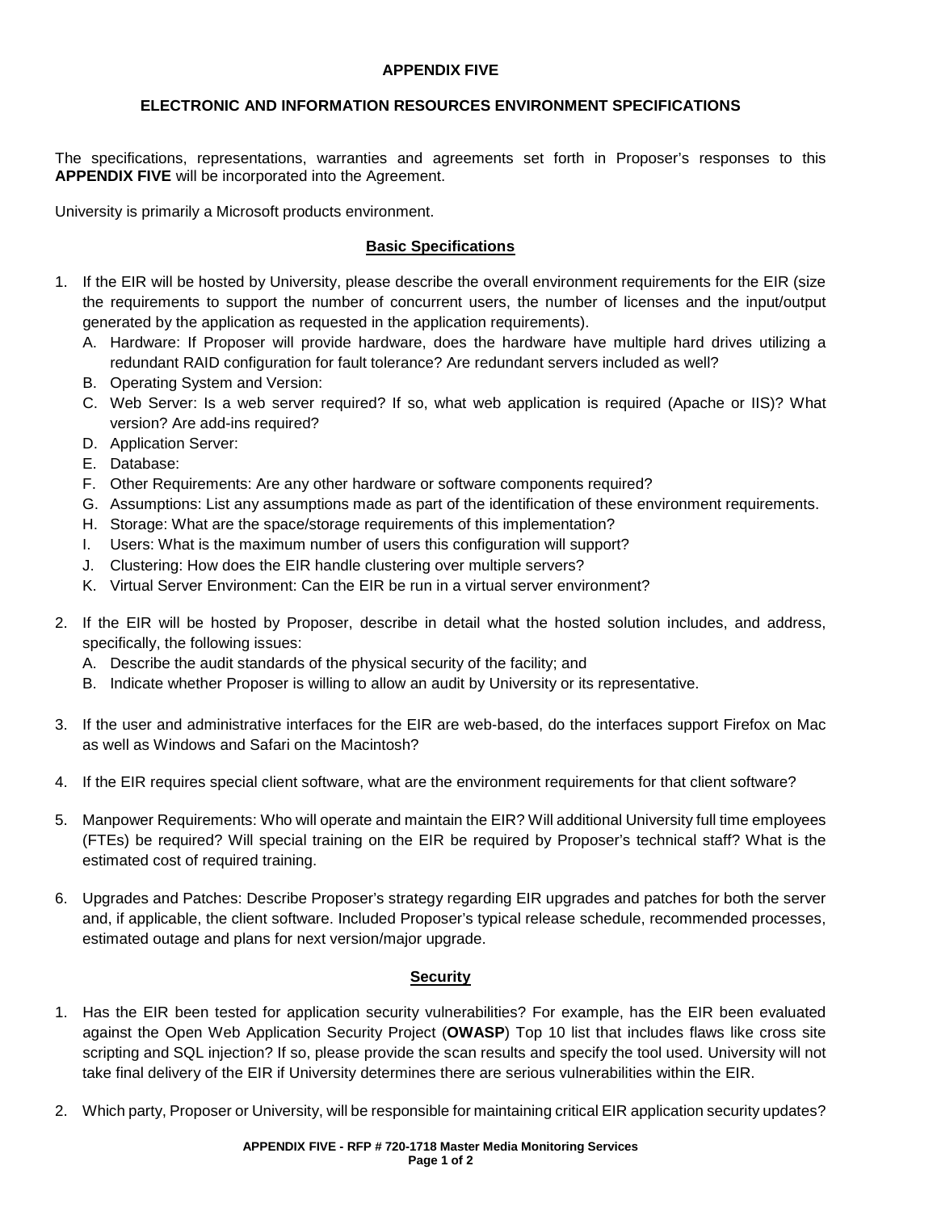# APPENDIX FIVE

## ELECTRONIC AND INFORMATION RESOURCES ENVIRONMENT SPECIFICATIONS

The specifications, representations, warranties and agreements set forth in Proposer's responses to this **APPENDIX FIVE** will be incorporated into the Agreement.

University is primarily a Microsoft products environment.

### Basic Specifications

1. If the EIR will be hosted by University, please describe the overall environment requirements for the EIR (size the requirements to support the number of concurrent users, the number of licenses and the input/output generated by the application as requested in the application requirements).
   A. Hardware: If Proposer will provide hardware, does the hardware have multiple hard drives utilizing a redundant RAID configuration for fault tolerance? Are redundant servers included as well?
   B. Operating System and Version:
   C. Web Server: Is a web server required? If so, what web application is required (Apache or IIS)? What version? Are add-ins required?
   D. Application Server:
   E. Database:
   F. Other Requirements: Are any other hardware or software components required?
   G. Assumptions: List any assumptions made as part of the identification of these environment requirements.
   H. Storage: What are the space/storage requirements of this implementation?
   I. Users: What is the maximum number of users this configuration will support?
   J. Clustering: How does the EIR handle clustering over multiple servers?
   K. Virtual Server Environment: Can the EIR be run in a virtual server environment?

2. If the EIR will be hosted by Proposer, describe in detail what the hosted solution includes, and address, specifically, the following issues:
   A. Describe the audit standards of the physical security of the facility; and
   B. Indicate whether Proposer is willing to allow an audit by University or its representative.

3. If the user and administrative interfaces for the EIR are web-based, do the interfaces support Firefox on Mac as well as Windows and Safari on the Macintosh?

4. If the EIR requires special client software, what are the environment requirements for that client software?

5. Manpower Requirements: Who will operate and maintain the EIR? Will additional University full time employees (FTEs) be required? Will special training on the EIR be required by Proposer's technical staff? What is the estimated cost of required training.

6. Upgrades and Patches: Describe Proposer's strategy regarding EIR upgrades and patches for both the server and, if applicable, the client software. Included Proposer's typical release schedule, recommended processes, estimated outage and plans for next version/major upgrade.

### Security

1. Has the EIR been tested for application security vulnerabilities? For example, has the EIR been evaluated against the Open Web Application Security Project (**OWASP**) Top 10 list that includes flaws like cross site scripting and SQL injection? If so, please provide the scan results and specify the tool used. University will not take final delivery of the EIR if University determines there are serious vulnerabilities within the EIR.

2. Which party, Proposer or University, will be responsible for maintaining critical EIR application security updates?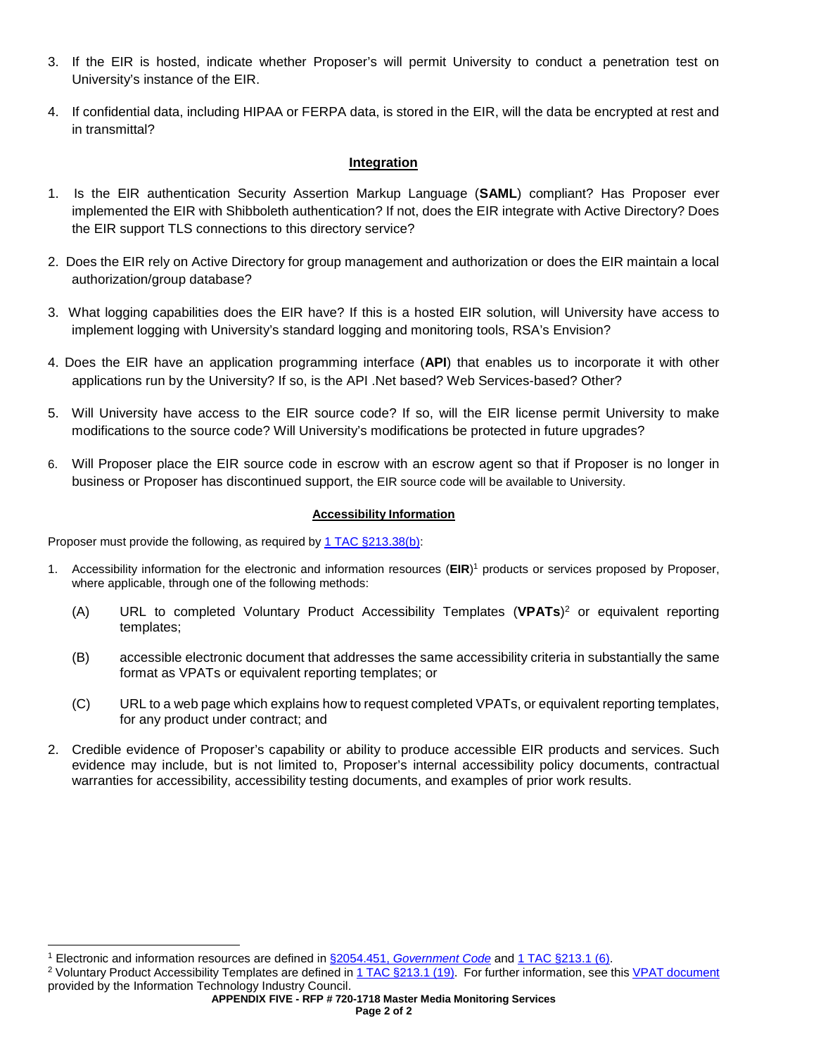3. If the EIR is hosted, indicate whether Proposer's will permit University to conduct a penetration test on University's instance of the EIR.

4. If confidential data, including HIPAA or FERPA data, is stored in the EIR, will the data be encrypted at rest and in transmittal?

## Integration

1. Is the EIR authentication Security Assertion Markup Language (**SAML**) compliant? Has Proposer ever implemented the EIR with Shibboleth authentication? If not, does the EIR integrate with Active Directory? Does the EIR support TLS connections to this directory service?

2. Does the EIR rely on Active Directory for group management and authorization or does the EIR maintain a local authorization/group database?

3. What logging capabilities does the EIR have? If this is a hosted EIR solution, will University have access to implement logging with University's standard logging and monitoring tools, RSA's Envision?

4. Does the EIR have an application programming interface (**API**) that enables us to incorporate it with other applications run by the University? If so, is the API .Net based? Web Services-based? Other?

5. Will University have access to the EIR source code? If so, will the EIR license permit University to make modifications to the source code? Will University's modifications be protected in future upgrades?

6. Will Proposer place the EIR source code in escrow with an escrow agent so that if Proposer is no longer in business or Proposer has discontinued support, the EIR source code will be available to University.

## Accessibility Information

Proposer must provide the following, as required by 1 TAC §213.38(b):

1. Accessibility information for the electronic and information resources (**EIR**)[1] products or services proposed by Proposer, where applicable, through one of the following methods:

   (A) URL to completed Voluntary Product Accessibility Templates (**VPATs**)[2] or equivalent reporting templates;

   (B) accessible electronic document that addresses the same accessibility criteria in substantially the same format as VPATs or equivalent reporting templates; or

   (C) URL to a web page which explains how to request completed VPATs, or equivalent reporting templates, for any product under contract; and

2. Credible evidence of Proposer's capability or ability to produce accessible EIR products and services. Such evidence may include, but is not limited to, Proposer's internal accessibility policy documents, contractual warranties for accessibility, accessibility testing documents, and examples of prior work results.

---

[1] Electronic and information resources are defined in §2054.451, *Government Code* and 1 TAC §213.1 (6).

[2] Voluntary Product Accessibility Templates are defined in 1 TAC §213.1 (19). For further information, see this VPAT document provided by the Information Technology Industry Council.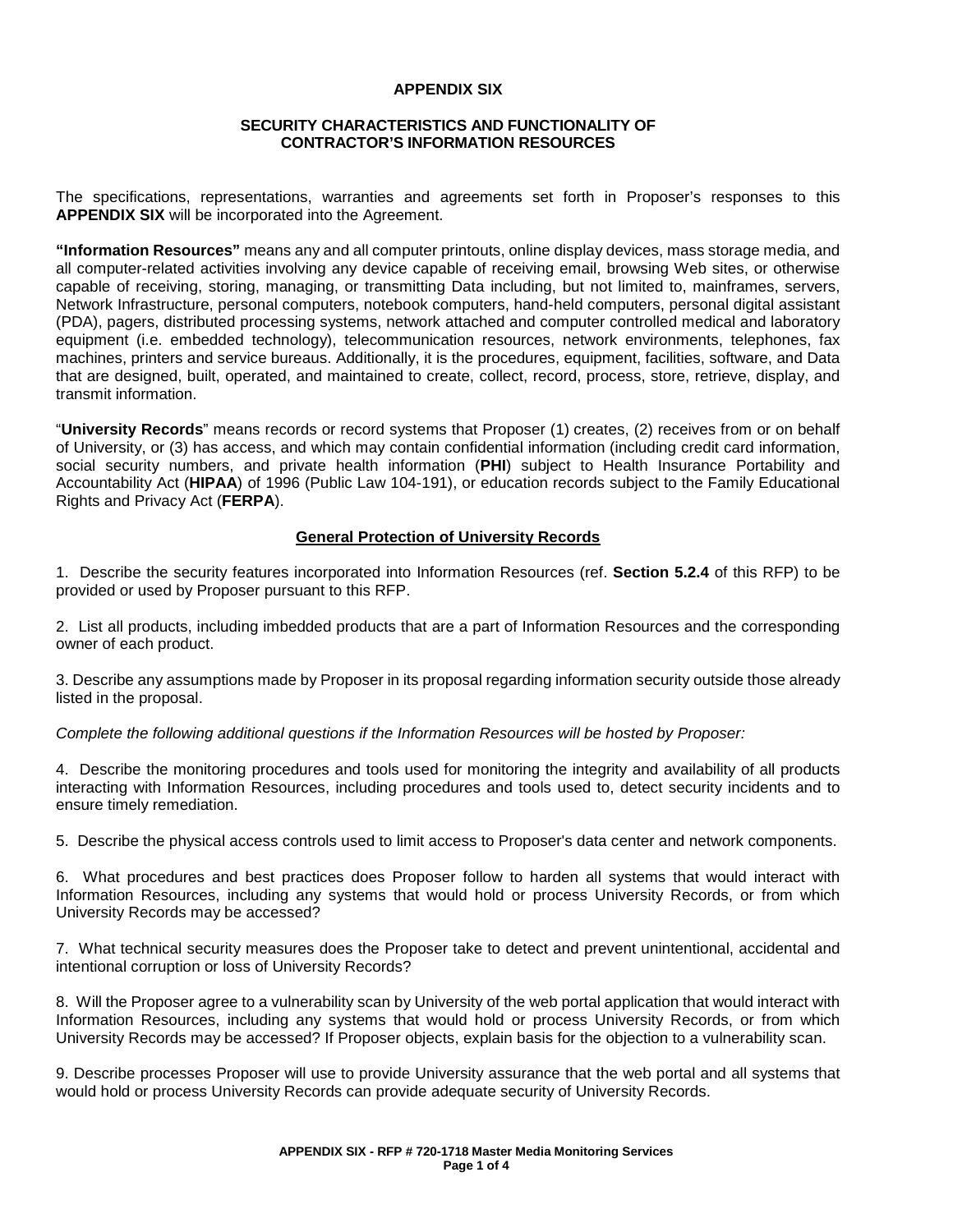# APPENDIX SIX

## SECURITY CHARACTERISTICS AND FUNCTIONALITY OF CONTRACTOR'S INFORMATION RESOURCES

The specifications, representations, warranties and agreements set forth in Proposer's responses to this **APPENDIX SIX** will be incorporated into the Agreement.

**"Information Resources"** means any and all computer printouts, online display devices, mass storage media, and all computer-related activities involving any device capable of receiving email, browsing Web sites, or otherwise capable of receiving, storing, managing, or transmitting Data including, but not limited to, mainframes, servers, Network Infrastructure, personal computers, notebook computers, hand-held computers, personal digital assistant (PDA), pagers, distributed processing systems, network attached and computer controlled medical and laboratory equipment (i.e. embedded technology), telecommunication resources, network environments, telephones, fax machines, printers and service bureaus. Additionally, it is the procedures, equipment, facilities, software, and Data that are designed, built, operated, and maintained to create, collect, record, process, store, retrieve, display, and transmit information.

"**University Records**" means records or record systems that Proposer (1) creates, (2) receives from or on behalf of University, or (3) has access, and which may contain confidential information (including credit card information, social security numbers, and private health information (**PHI**) subject to Health Insurance Portability and Accountability Act (**HIPAA**) of 1996 (Public Law 104-191), or education records subject to the Family Educational Rights and Privacy Act (**FERPA**).

### General Protection of University Records

1. Describe the security features incorporated into Information Resources (ref. **Section 5.2.4** of this RFP) to be provided or used by Proposer pursuant to this RFP.

2. List all products, including imbedded products that are a part of Information Resources and the corresponding owner of each product.

3. Describe any assumptions made by Proposer in its proposal regarding information security outside those already listed in the proposal.

*Complete the following additional questions if the Information Resources will be hosted by Proposer:*

4. Describe the monitoring procedures and tools used for monitoring the integrity and availability of all products interacting with Information Resources, including procedures and tools used to, detect security incidents and to ensure timely remediation.

5. Describe the physical access controls used to limit access to Proposer's data center and network components.

6. What procedures and best practices does Proposer follow to harden all systems that would interact with Information Resources, including any systems that would hold or process University Records, or from which University Records may be accessed?

7. What technical security measures does the Proposer take to detect and prevent unintentional, accidental and intentional corruption or loss of University Records?

8. Will the Proposer agree to a vulnerability scan by University of the web portal application that would interact with Information Resources, including any systems that would hold or process University Records, or from which University Records may be accessed? If Proposer objects, explain basis for the objection to a vulnerability scan.

9. Describe processes Proposer will use to provide University assurance that the web portal and all systems that would hold or process University Records can provide adequate security of University Records.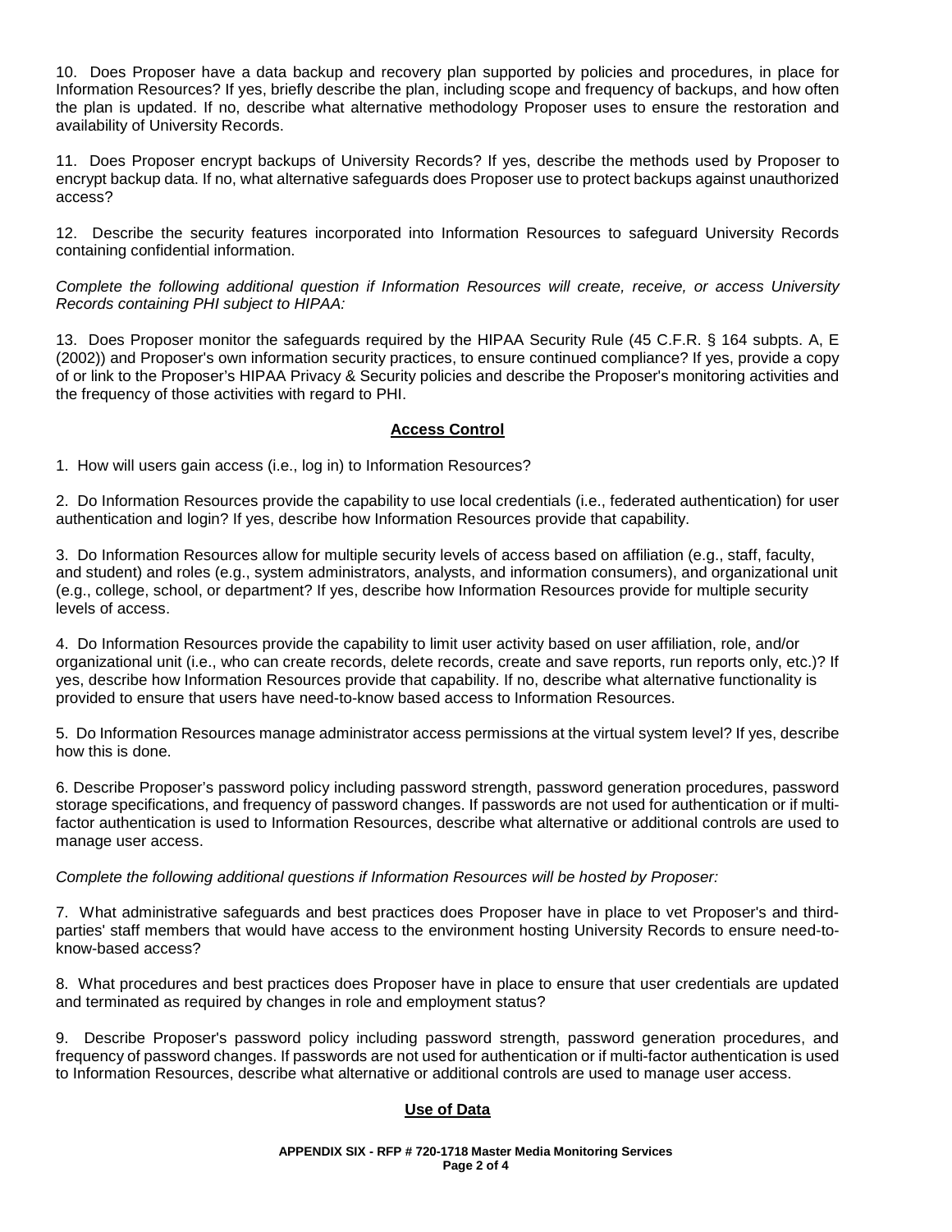10. Does Proposer have a data backup and recovery plan supported by policies and procedures, in place for Information Resources? If yes, briefly describe the plan, including scope and frequency of backups, and how often the plan is updated. If no, describe what alternative methodology Proposer uses to ensure the restoration and availability of University Records.

11. Does Proposer encrypt backups of University Records? If yes, describe the methods used by Proposer to encrypt backup data. If no, what alternative safeguards does Proposer use to protect backups against unauthorized access?

12. Describe the security features incorporated into Information Resources to safeguard University Records containing confidential information.

*Complete the following additional question if Information Resources will create, receive, or access University Records containing PHI subject to HIPAA:*

13. Does Proposer monitor the safeguards required by the HIPAA Security Rule (45 C.F.R. § 164 subpts. A, E (2002)) and Proposer's own information security practices, to ensure continued compliance? If yes, provide a copy of or link to the Proposer's HIPAA Privacy & Security policies and describe the Proposer's monitoring activities and the frequency of those activities with regard to PHI.

## Access Control

1. How will users gain access (i.e., log in) to Information Resources?

2. Do Information Resources provide the capability to use local credentials (i.e., federated authentication) for user authentication and login? If yes, describe how Information Resources provide that capability.

3. Do Information Resources allow for multiple security levels of access based on affiliation (e.g., staff, faculty, and student) and roles (e.g., system administrators, analysts, and information consumers), and organizational unit (e.g., college, school, or department? If yes, describe how Information Resources provide for multiple security levels of access.

4. Do Information Resources provide the capability to limit user activity based on user affiliation, role, and/or organizational unit (i.e., who can create records, delete records, create and save reports, run reports only, etc.)? If yes, describe how Information Resources provide that capability. If no, describe what alternative functionality is provided to ensure that users have need-to-know based access to Information Resources.

5. Do Information Resources manage administrator access permissions at the virtual system level? If yes, describe how this is done.

6. Describe Proposer's password policy including password strength, password generation procedures, password storage specifications, and frequency of password changes. If passwords are not used for authentication or if multi-factor authentication is used to Information Resources, describe what alternative or additional controls are used to manage user access.

*Complete the following additional questions if Information Resources will be hosted by Proposer:*

7. What administrative safeguards and best practices does Proposer have in place to vet Proposer's and third-parties' staff members that would have access to the environment hosting University Records to ensure need-to-know-based access?

8. What procedures and best practices does Proposer have in place to ensure that user credentials are updated and terminated as required by changes in role and employment status?

9. Describe Proposer's password policy including password strength, password generation procedures, and frequency of password changes. If passwords are not used for authentication or if multi-factor authentication is used to Information Resources, describe what alternative or additional controls are used to manage user access.

## Use of Data

**APPENDIX SIX - RFP # 720-1718 Master Media Monitoring Services**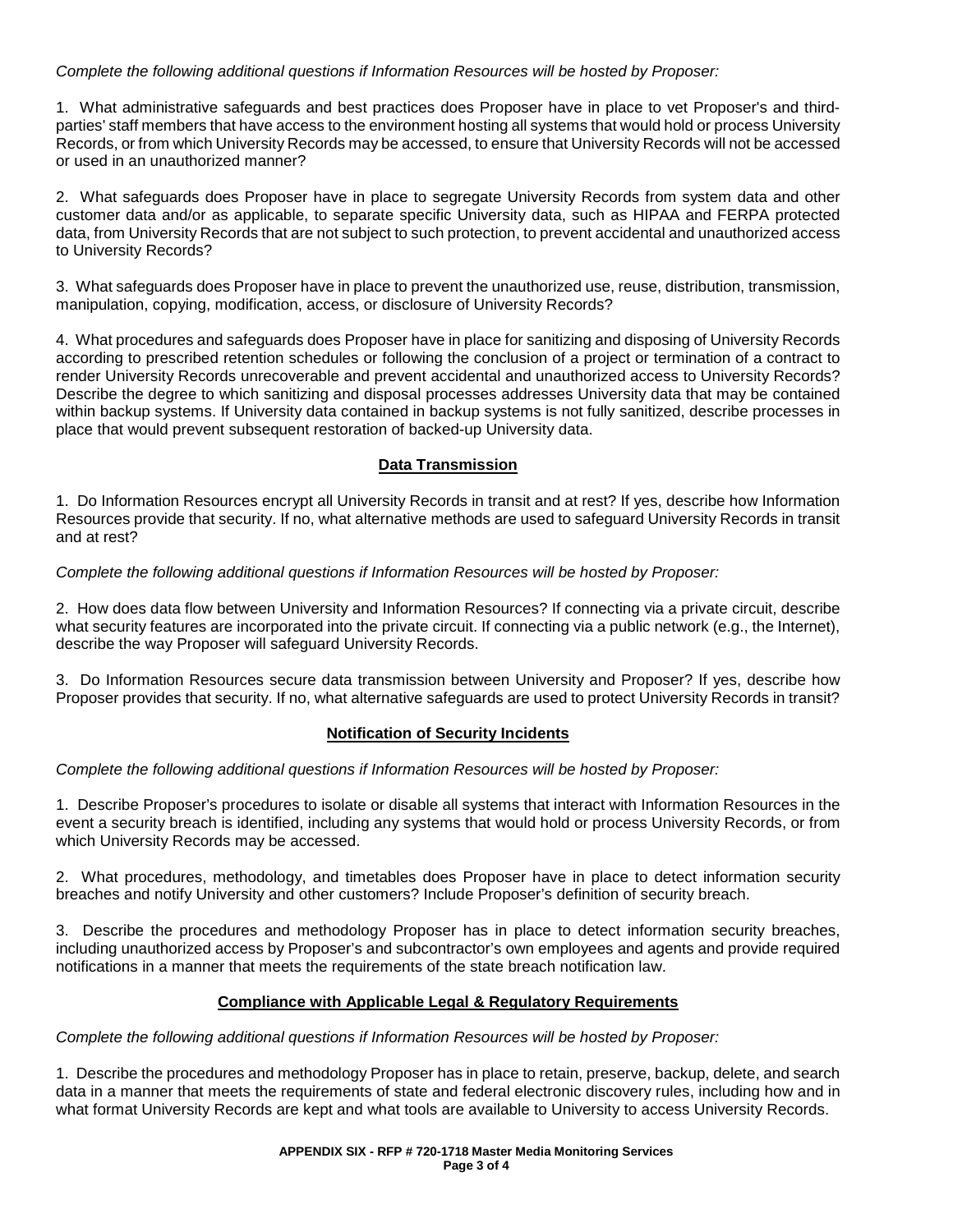*Complete the following additional questions if Information Resources will be hosted by Proposer:*

1. What administrative safeguards and best practices does Proposer have in place to vet Proposer's and third-parties' staff members that have access to the environment hosting all systems that would hold or process University Records, or from which University Records may be accessed, to ensure that University Records will not be accessed or used in an unauthorized manner?

2. What safeguards does Proposer have in place to segregate University Records from system data and other customer data and/or as applicable, to separate specific University data, such as HIPAA and FERPA protected data, from University Records that are not subject to such protection, to prevent accidental and unauthorized access to University Records?

3. What safeguards does Proposer have in place to prevent the unauthorized use, reuse, distribution, transmission, manipulation, copying, modification, access, or disclosure of University Records?

4. What procedures and safeguards does Proposer have in place for sanitizing and disposing of University Records according to prescribed retention schedules or following the conclusion of a project or termination of a contract to render University Records unrecoverable and prevent accidental and unauthorized access to University Records? Describe the degree to which sanitizing and disposal processes addresses University data that may be contained within backup systems. If University data contained in backup systems is not fully sanitized, describe processes in place that would prevent subsequent restoration of backed-up University data.

## Data Transmission

1. Do Information Resources encrypt all University Records in transit and at rest? If yes, describe how Information Resources provide that security. If no, what alternative methods are used to safeguard University Records in transit and at rest?

*Complete the following additional questions if Information Resources will be hosted by Proposer:*

2. How does data flow between University and Information Resources? If connecting via a private circuit, describe what security features are incorporated into the private circuit. If connecting via a public network (e.g., the Internet), describe the way Proposer will safeguard University Records.

3. Do Information Resources secure data transmission between University and Proposer? If yes, describe how Proposer provides that security. If no, what alternative safeguards are used to protect University Records in transit?

## Notification of Security Incidents

*Complete the following additional questions if Information Resources will be hosted by Proposer:*

1. Describe Proposer's procedures to isolate or disable all systems that interact with Information Resources in the event a security breach is identified, including any systems that would hold or process University Records, or from which University Records may be accessed.

2. What procedures, methodology, and timetables does Proposer have in place to detect information security breaches and notify University and other customers? Include Proposer's definition of security breach.

3. Describe the procedures and methodology Proposer has in place to detect information security breaches, including unauthorized access by Proposer's and subcontractor's own employees and agents and provide required notifications in a manner that meets the requirements of the state breach notification law.

## Compliance with Applicable Legal & Regulatory Requirements

*Complete the following additional questions if Information Resources will be hosted by Proposer:*

1. Describe the procedures and methodology Proposer has in place to retain, preserve, backup, delete, and search data in a manner that meets the requirements of state and federal electronic discovery rules, including how and in what format University Records are kept and what tools are available to University to access University Records.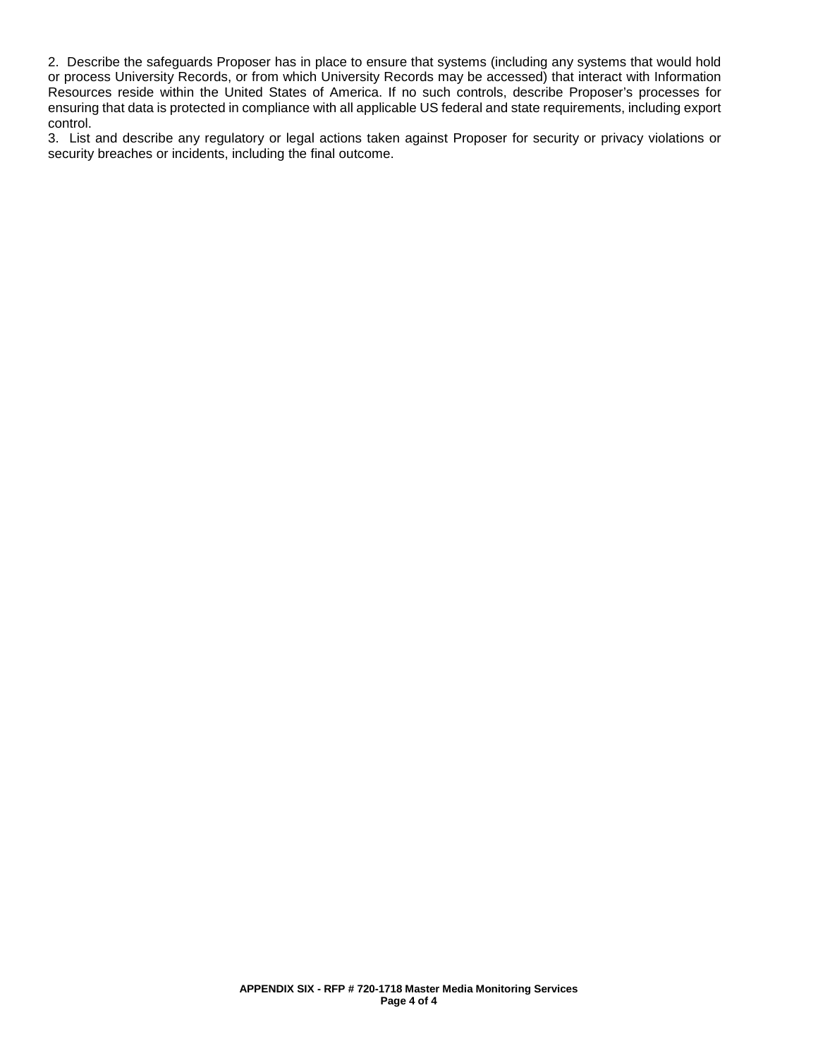2. Describe the safeguards Proposer has in place to ensure that systems (including any systems that would hold or process University Records, or from which University Records may be accessed) that interact with Information Resources reside within the United States of America. If no such controls, describe Proposer's processes for ensuring that data is protected in compliance with all applicable US federal and state requirements, including export control.

3. List and describe any regulatory or legal actions taken against Proposer for security or privacy violations or security breaches or incidents, including the final outcome.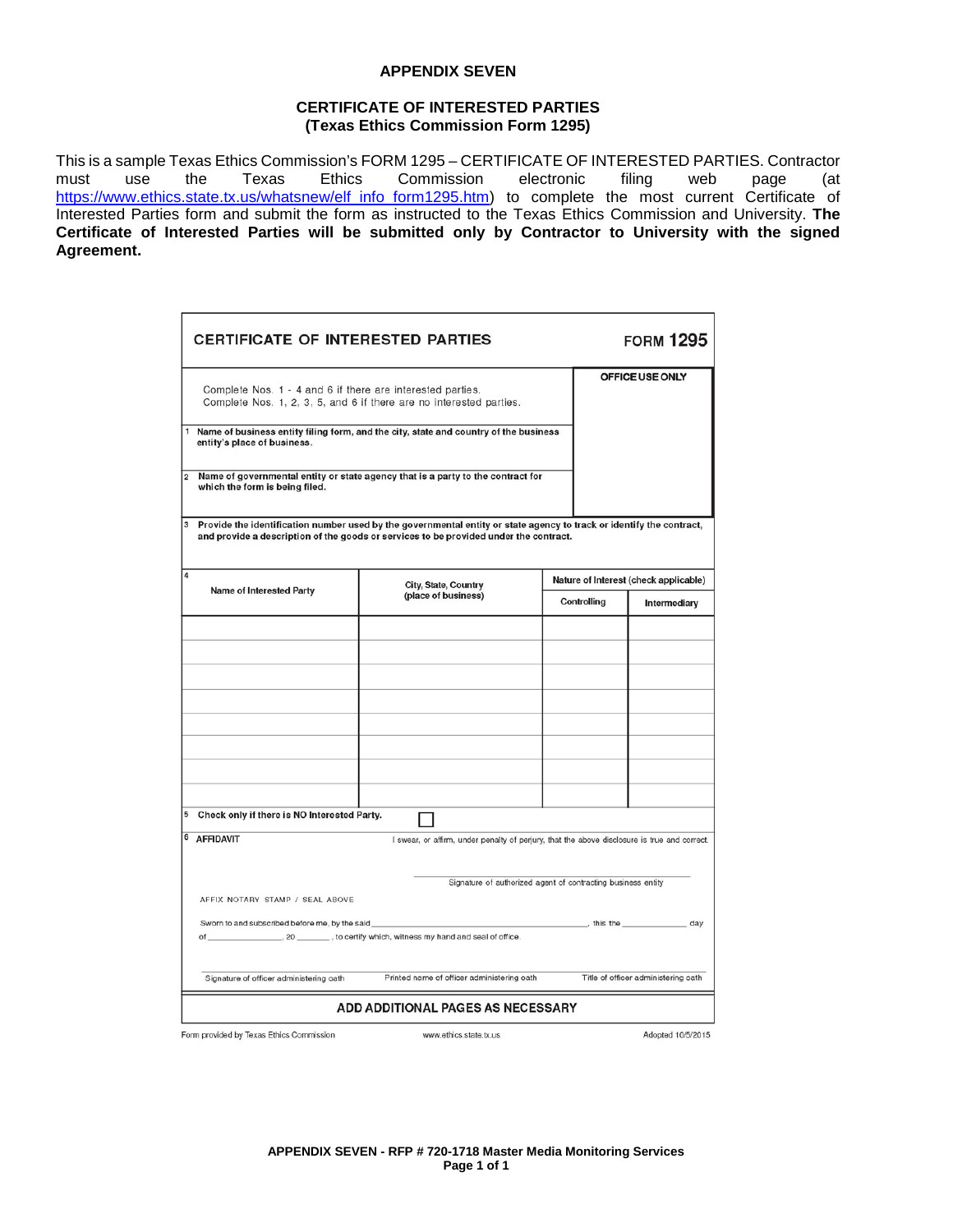**APPENDIX SEVEN**

**CERTIFICATE OF INTERESTED PARTIES**
**(Texas Ethics Commission Form 1295)**

This is a sample Texas Ethics Commission's FORM 1295 – CERTIFICATE OF INTERESTED PARTIES. Contractor must use the Texas Ethics Commission electronic filing web page (at https://www.ethics.state.tx.us/whatsnew/elf_info_form1295.htm) to complete the most current Certificate of Interested Parties form and submit the form as instructed to the Texas Ethics Commission and University. **The Certificate of Interested Parties will be submitted only by Contractor to University with the signed Agreement.**

## CERTIFICATE OF INTERESTED PARTIES — FORM 1295

Complete Nos. 1 - 4 and 6 if there are interested parties.
Complete Nos. 1, 2, 3, 5, and 6 if there are no interested parties.

**OFFICE USE ONLY**

1 **Name of business entity filing form, and the city, state and country of the business entity's place of business.**

2 **Name of governmental entity or state agency that is a party to the contract for which the form is being filed.**

3 **Provide the identification number used by the governmental entity or state agency to track or identify the contract, and provide a description of the goods or services to be provided under the contract.**

4

| Name of Interested Party | City, State, Country (place of business) | Nature of Interest (check applicable) | |
|---|---|---|---|
| | | Controlling | Intermediary |
| | | | |
| | | | |
| | | | |
| | | | |
| | | | |
| | | | |
| | | | |
| | | | |

5 **Check only if there is NO Interested Party.** ☐

6 **AFFIDAVIT** I swear, or affirm, under penalty of perjury, that the above disclosure is true and correct.

\_\_\_\_\_\_\_\_\_\_\_\_\_\_\_\_\_\_\_\_\_\_\_\_\_\_\_\_\_\_\_\_\_\_\_\_
Signature of authorized agent of contracting business entity

AFFIX NOTARY STAMP / SEAL ABOVE

Sworn to and subscribed before me, by the said \_\_\_\_\_\_\_\_\_\_\_\_\_\_\_\_\_\_\_\_, this the \_\_\_\_\_\_\_\_ day of \_\_\_\_\_\_\_\_\_\_, 20 \_\_\_\_, to certify which, witness my hand and seal of office.

| Signature of officer administering oath | Printed name of officer administering oath | Title of officer administering oath |
|---|---|---|

**ADD ADDITIONAL PAGES AS NECESSARY**

Form provided by Texas Ethics Commission — www.ethics.state.tx.us — Adopted 10/5/2015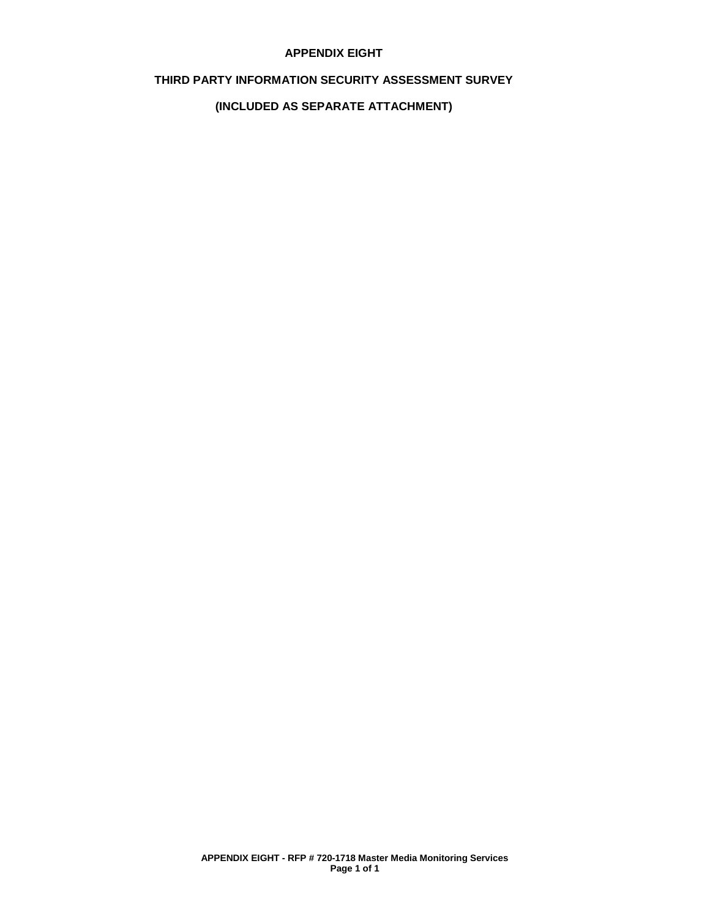# APPENDIX EIGHT

## THIRD PARTY INFORMATION SECURITY ASSESSMENT SURVEY

## (INCLUDED AS SEPARATE ATTACHMENT)